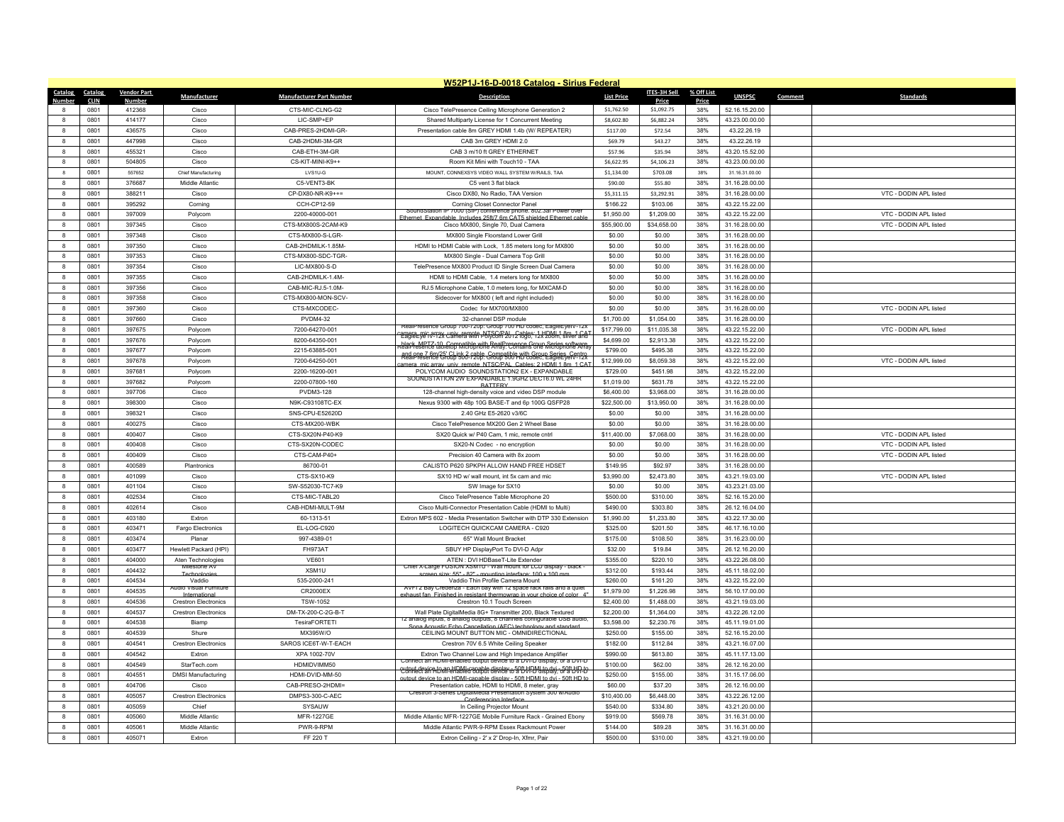# W52P1J-16-D-0018 Catalog - Sirius Federal

| Catalog Number | Catalog CLIN | Vendor Part Number | Manufacturer | Manufacturer Part Number | Description | List Price | ITES-3H Sell Price | % Off List Price | UNSPSC | Comment | Standards |
|---|---|---|---|---|---|---|---|---|---|---|---|
| 8 | 0801 | 412368 | Cisco | CTS-MIC-CLNG-G2 | Cisco TelePresence Ceiling Microphone Generation 2 | $1,762.50 | $1,092.75 | 38% | 52.16.15.20.00 | | |
| 8 | 0801 | 414177 | Cisco | LIC-SMP+EP | Shared Multiparty License for 1 Concurrent Meeting | $8,602.80 | $6,882.24 | 38% | 43.23.00.00.00 | | |
| 8 | 0801 | 436575 | Cisco | CAB-PRES-2HDMI-GR- | Presentation cable 8m GREY HDMI 1.4b (W/ REPEATER) | $117.00 | $72.54 | 38% | 43.22.26.19 | | |
| 8 | 0801 | 447998 | Cisco | CAB-2HDMI-3M-GR | CAB 3m GREY HDMI 2.0 | $69.79 | $43.27 | 38% | 43.22.26.19 | | |
| 8 | 0801 | 455321 | Cisco | CAB-ETH-3M-GR | CAB 3 m/10 ft GREY ETHERNET | $57.96 | $35.94 | 38% | 43.20.15.52.00 | | |
| 8 | 0801 | 504805 | Cisco | CS-KIT-MINI-K9++ | Room Kit Mini with Touch10 - TAA | $6,622.95 | $4,106.23 | 38% | 43.23.00.00.00 | | |
| 8 | 0801 | 557652 | Chief Manufacturing | LVS1U-G | MOUNT, CONNEXSYS VIDEO WALL SYSTEM W/RAILS, TAA | $1,134.00 | $703.08 | 38% | 31.16.31.00.00 | | |
| 8 | 0801 | 376687 | Middle Atlantic | C5-VENT3-BK | C5 vent 3 flat black | $90.00 | $55.80 | 38% | 31.16.28.00.00 | | |
| 8 | 0801 | 388211 | Cisco | CP-DX80-NR-K9+++ | Cisco DX80, No Radio, TAA Version | $5,311.15 | $3,292.91 | 38% | 31.16.28.00.00 | | VTC - DODIN APL listed |
| 8 | 0801 | 395292 | Corning | CCH-CP12-59 | Corning Closet Connector Panel | $166.22 | $103.06 | 38% | 43.22.15.22.00 | | |
| 8 | 0801 | 397009 | Polycom | 2200-40000-001 | SoundStation IP 7000 (SIP) conference phone. 802.3af Power over Ethernet. Expandable. Includes 25ft/7.6m CAT5 shielded Ethernet cable | $1,950.00 | $1,209.00 | 38% | 43.22.15.22.00 | | VTC - DODIN APL listed |
| 8 | 0801 | 397345 | Cisco | CTS-MX800S-2CAM-K9 | Cisco MX800, Single 70, Dual Camera | $55,900.00 | $34,658.00 | 38% | 31.16.28.00.00 | | VTC - DODIN APL listed |
| 8 | 0801 | 397348 | Cisco | CTS-MX800-S-LGR- | MX800 Single Floorstand Lower Grill | $0.00 | $0.00 | 38% | 31.16.28.00.00 | | |
| 8 | 0801 | 397350 | Cisco | CAB-2HDMILK-1.85M- | HDMI to HDMI Cable with Lock, 1.85 meters long for MX800 | $0.00 | $0.00 | 38% | 31.16.28.00.00 | | |
| 8 | 0801 | 397353 | Cisco | CTS-MX800-SDC-TGR- | MX800 Single - Dual Camera Top Grill | $0.00 | $0.00 | 38% | 31.16.28.00.00 | | |
| 8 | 0801 | 397354 | Cisco | LIC-MX800-S-D | TelePresence MX800 Product ID Single Screen Dual Camera | $0.00 | $0.00 | 38% | 31.16.28.00.00 | | |
| 8 | 0801 | 397355 | Cisco | CAB-2HDMILK-1.4M- | HDMI to HDMI Cable, 1.4 meters long for MX800 | $0.00 | $0.00 | 38% | 31.16.28.00.00 | | |
| 8 | 0801 | 397356 | Cisco | CAB-MIC-RJ.5-1.0M- | RJ.5 Microphone Cable, 1.0 meters long, for MXCAM-D | $0.00 | $0.00 | 38% | 31.16.28.00.00 | | |
| 8 | 0801 | 397358 | Cisco | CTS-MX800-MON-SCV- | Sidecover for MX800 ( left and right included) | $0.00 | $0.00 | 38% | 31.16.28.00.00 | | |
| 8 | 0801 | 397360 | Cisco | CTS-MXCODEC- | Codec for MX700/MX800 | $0.00 | $0.00 | 38% | 31.16.28.00.00 | | VTC - DODIN APL listed |
| 8 | 0801 | 397660 | Cisco | PVDM4-32 | 32-channel DSP module | $1,700.00 | $1,054.00 | 38% | 31.16.28.00.00 | | |
| 8 | 0801 | 397675 | Polycom | 7200-64270-001 | RealPresence Group 700-720p: Group 700 HD codec, EagleEyeIV-12x camera, mic array, univ. remote, NTSC/PAL. Cables: 1 HDMI 1.8m, 1 CAT | $17,799.00 | $11,035.38 | 38% | 43.22.15.22.00 | | VTC - DODIN APL listed |
| 8 | 0801 | 397676 | Polycom | 8200-64350-001 | EagleEye IV-12x Camera with Polycom 2012 logo, 12x zoom, silver and black. MPTZ-10. Compatible with RealPresence Group Series software | $4,699.00 | $2,913.38 | 38% | 43.22.15.22.00 | | |
| 8 | 0801 | 397677 | Polycom | 2215-63885-001 | RealPresence tabletop Microphone Array. Contains one microphone array and one 7.6m/25' CLink 2 cable. Compatible with Group Series. Centro | $799.00 | $495.38 | 38% | 43.22.15.22.00 | | |
| 8 | 0801 | 397678 | Polycom | 7200-64250-001 | RealPresence Group 500-720p: Group 500 HD codec, EagleEyeIV-12x camera, mic array, univ. remote, NTSC/PAL. Cables: 2 HDMI 1.8m, 1 CAT | $12,999.00 | $8,059.38 | 38% | 43.22.15.22.00 | | VTC - DODIN APL listed |
| 8 | 0801 | 397681 | Polycom | 2200-16200-001 | POLYCOM AUDIO SOUNDSTATION2 EX - EXPANDABLE | $729.00 | $451.98 | 38% | 43.22.15.22.00 | | |
| 8 | 0801 | 397682 | Polycom | 2200-07800-160 | SOUNDSTATION 2W EXPANDABLE 1.9GHZ DECT6.0 WL 24HR BATTERY | $1,019.00 | $631.78 | 38% | 43.22.15.22.00 | | |
| 8 | 0801 | 397706 | Cisco | PVDM3-128 | 128-channel high-density voice and video DSP module | $6,400.00 | $3,968.00 | 38% | 31.16.28.00.00 | | |
| 8 | 0801 | 398300 | Cisco | N9K-C93108TC-EX | Nexus 9300 with 48p 10G BASE-T and 6p 100G QSFP28 | $22,500.00 | $13,950.00 | 38% | 31.16.28.00.00 | | |
| 8 | 0801 | 398321 | Cisco | SNS-CPU-E52620D | 2.40 GHz E5-2620 v3/6C | $0.00 | $0.00 | 38% | 31.16.28.00.00 | | |
| 8 | 0801 | 400275 | Cisco | CTS-MX200-WBK | Cisco TelePresence MX200 Gen 2 Wheel Base | $0.00 | $0.00 | 38% | 31.16.28.00.00 | | |
| 8 | 0801 | 400407 | Cisco | CTS-SX20N-P40-K9 | SX20 Quick w/ P40 Cam, 1 mic, remote cntrl | $11,400.00 | $7,068.00 | 38% | 31.16.28.00.00 | | VTC - DODIN APL listed |
| 8 | 0801 | 400408 | Cisco | CTS-SX20N-CODEC | SX20-N Codec - no encryption | $0.00 | $0.00 | 38% | 31.16.28.00.00 | | VTC - DODIN APL listed |
| 8 | 0801 | 400409 | Cisco | CTS-CAM-P40+ | Precision 40 Camera with 8x zoom | $0.00 | $0.00 | 38% | 31.16.28.00.00 | | VTC - DODIN APL listed |
| 8 | 0801 | 400589 | Plantronics | 86700-01 | CALISTO P620 SPKPH ALLOW HAND FREE HDSET | $149.95 | $92.97 | 38% | 31.16.28.00.00 | | |
| 8 | 0801 | 401099 | Cisco | CTS-SX10-K9 | SX10 HD w/ wall mount, int 5x cam and mic | $3,990.00 | $2,473.80 | 38% | 43.21.19.03.00 | | VTC - DODIN APL listed |
| 8 | 0801 | 401104 | Cisco | SW-S52030-TC7-K9 | SW Image for SX10 | $0.00 | $0.00 | 38% | 43.23.21.03.00 | | |
| 8 | 0801 | 402534 | Cisco | CTS-MIC-TABL20 | Cisco TelePresence Table Microphone 20 | $500.00 | $310.00 | 38% | 52.16.15.20.00 | | |
| 8 | 0801 | 402614 | Cisco | CAB-HDMI-MULT-9M | Cisco Multi-Connector Presentation Cable (HDMI to Multi) | $490.00 | $303.80 | 38% | 26.12.16.04.00 | | |
| 8 | 0801 | 403180 | Extron | 60-1313-51 | Extron MPS 602 - Media Presentation Switcher with DTP 330 Extension | $1,990.00 | $1,233.80 | 38% | 43.22.17.30.00 | | |
| 8 | 0801 | 403471 | Fargo Electronics | EL-LOG-C920 | LOGITECH QUICKCAM CAMERA - C920 | $325.00 | $201.50 | 38% | 46.17.16.10.00 | | |
| 8 | 0801 | 403474 | Planar | 997-4389-01 | 65" Wall Mount Bracket | $175.00 | $108.50 | 38% | 31.16.23.00.00 | | |
| 8 | 0801 | 403477 | Hewlett Packard (HPI) | FH973AT | SBUY HP DisplayPort To DVI-D Adpr | $32.00 | $19.84 | 38% | 26.12.16.20.00 | | |
| 8 | 0801 | 404000 | Aten Technologies | VE601 | ATEN : DVI HDBaseT-Lite Extender | $355.00 | $220.10 | 38% | 43.22.26.08.00 | | |
| 8 | 0801 | 404432 | Milestone AV Technologies | XSM1U | Chief X-Large FUSION XSM1U - Wall mount for LCD display - black - screen size: 55" - 82" - mounting interface: 100 x 100 mm | $312.00 | $193.44 | 38% | 45.11.18.02.00 | | |
| 8 | 0801 | 404534 | Vaddio | 535-2000-241 | Vaddio Thin Profile Camera Mount | $260.00 | $161.20 | 38% | 43.22.15.22.00 | | |
| 8 | 0801 | 404535 | Audio Visual Furniture International | CR2000EX | AVFI 2 Bay Credenza - Each bay with 12 space rack rails and a quiet exhaust fan. Finished in resistant thermowrap in your choice of color. 4" | $1,979.00 | $1,226.98 | 38% | 56.10.17.00.00 | | |
| 8 | 0801 | 404536 | Crestron Electronics | TSW-1052 | Crestron 10.1 Touch Screen | $2,400.00 | $1,488.00 | 38% | 43.21.19.03.00 | | |
| 8 | 0801 | 404537 | Crestron Electronics | DM-TX-200-C-2G-B-T | Wall Plate DigitalMedia 8G+ Transmitter 200, Black Textured | $2,200.00 | $1,364.00 | 38% | 43.22.26.12.00 | | |
| 8 | 0801 | 404538 | Biamp | TesiraFORTETI | 12 analog inputs, 8 analog outputs, 8 channels configurable USB audio, Sona Acoustic Echo Cancellation (AEC) technology and standard | $3,598.00 | $2,230.76 | 38% | 45.11.19.01.00 | | |
| 8 | 0801 | 404539 | Shure | MX395W/O | CEILING MOUNT BUTTON MIC - OMNIDIRECTIONAL | $250.00 | $155.00 | 38% | 52.16.15.20.00 | | |
| 8 | 0801 | 404541 | Crestron Electronics | SAROS ICE6T-W-T-EACH | Crestron 70V 6.5 White Ceiling Speaker | $182.00 | $112.84 | 38% | 43.21.16.07.00 | | |
| 8 | 0801 | 404542 | Extron | XPA 1002-70V | Extron Two Channel Low and High Impedance Amplifier | $990.00 | $613.80 | 38% | 45.11.17.13.00 | | |
| 8 | 0801 | 404549 | StarTech.com | HDMIDVIMM50 | Connect an HDMI-enabled output device to a DVI-D display, or a DVI-D output device to an HDMI-capable display - 50ft HDMI to dvi - 50ft HD to | $100.00 | $62.00 | 38% | 26.12.16.20.00 | | |
| 8 | 0801 | 404551 | DMSI Manufacturing | HDMI-DVID-MM-50 | Connect an HDMI-enabled output device to a DVI-D display, or a DVI-D output device to an HDMI-capable display - 50ft HDMI to dvi - 50ft HD to | $250.00 | $155.00 | 38% | 31.15.17.06.00 | | |
| 8 | 0801 | 404706 | Cisco | CAB-PRESO-2HDMI= | Presentation cable, HDMI to HDMI, 8 meter, gray | $60.00 | $37.20 | 38% | 26.12.16.00.00 | | |
| 8 | 0801 | 405057 | Crestron Electronics | DMPS3-300-C-AEC | Crestron 3-Series DigitalMedia Presentation System 300 w/Audio Conferencing Interface | $10,400.00 | $6,448.00 | 38% | 43.22.26.12.00 | | |
| 8 | 0801 | 405059 | Chief | SYSAUW | In Ceiling Projector Mount | $540.00 | $334.80 | 38% | 43.21.20.00.00 | | |
| 8 | 0801 | 405060 | Middle Atlantic | MFR-1227GE | Middle Atlantic MFR-1227GE Mobile Furniture Rack - Grained Ebony | $919.00 | $569.78 | 38% | 31.16.31.00.00 | | |
| 8 | 0801 | 405061 | Middle Atlantic | PWR-9-RPM | Middle Atlantic PWR-9-RPM Essex Rackmount Power | $144.00 | $89.28 | 38% | 31.16.31.00.00 | | |
| 8 | 0801 | 405071 | Extron | FF 220 T | Extron Ceiling - 2' x 2' Drop-In, Xfmr, Pair | $500.00 | $310.00 | 38% | 43.21.19.03.00 | | |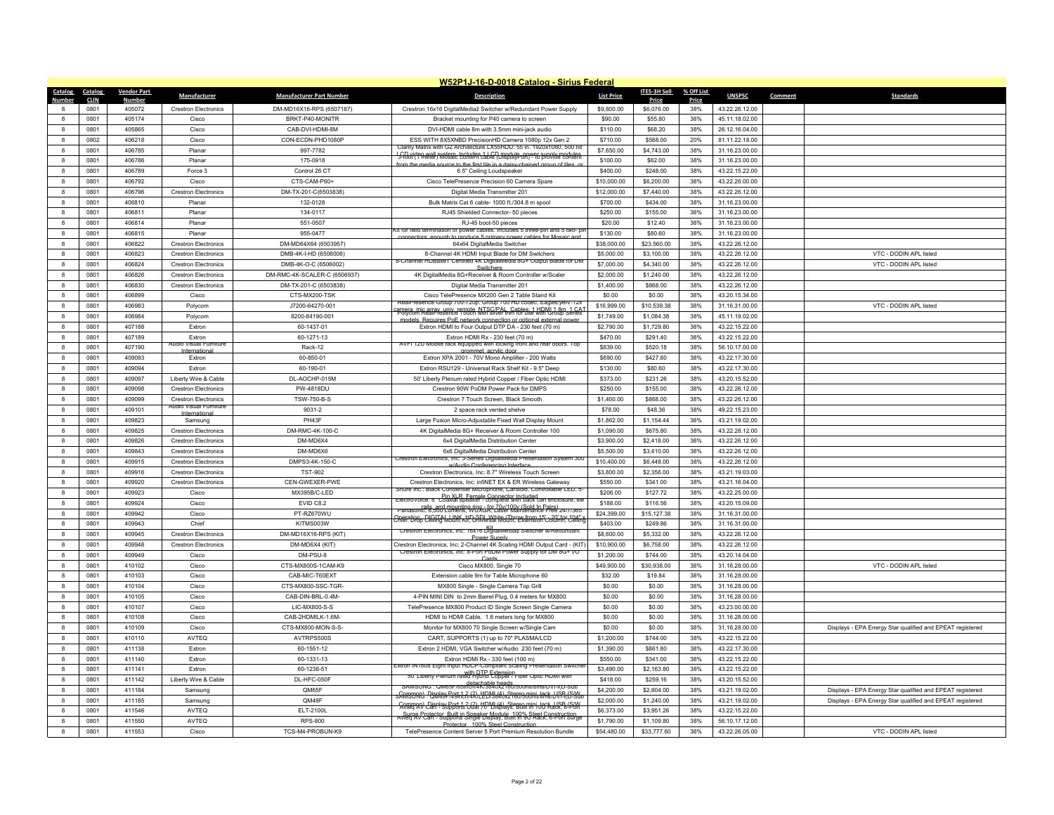# W52P1J-16-D-0018 Catalog - Sirius Federal

| Catalog Number | Catalog CLIN | Vendor Part Number | Manufacturer | Manufacturer Part Number | Description | List Price | ITES-3H Sell Price | % Off List Price | UNSPSC | Comment | Standards |
|---|---|---|---|---|---|---|---|---|---|---|---|
| 8 | 0801 | 405072 | Crestron Electronics | DM-MD16X16-RPS (6507187) | Crestron 16x16 DigitalMediaž Switcher w/Redundant Power Supply | $9,800.00 | $6,076.00 | 38% | 43.22.26.12.00 | | |
| 8 | 0801 | 405174 | Cisco | BRKT-P40-MONITR | Bracket mounting for P40 camera to screen | $90.00 | $55.80 | 38% | 45.11.18.02.00 | | |
| 8 | 0801 | 405865 | Cisco | CAB-DVI-HDMI-8M | DVI-HDMI cable 8m with 3.5mm mini-jack audio | $110.00 | $68.20 | 38% | 26.12.16.04.00 | | |
| 8 | 0802 | 406218 | Cisco | CON-ECDN-PHD1080P | ESS WITH 8X5XNBD PrecisionHD Camera 1080p 12x Gen 2 | $710.00 | $568.00 | 20% | 81.11.22.18.00 | | |
| 8 | 0801 | 406785 | Planar | 997-7782 | Clarity Matrix with G2 Architecture LX55HDU: 55 in. 1920x1080, 500 nit LCD video wall system. Includes 1 LCD module, power supply modules | $7,650.00 | $4,743.00 | 38% | 31.16.23.00.00 | | |
| 8 | 0801 | 406786 | Planar | 175-0918 | 3-foot (1 meter) Mosaic content cable (DisplayPort) - to provide content from the media source to the first tile in a daisy-chained group of tiles, or | $100.00 | $62.00 | 38% | 31.16.23.00.00 | | |
| 8 | 0801 | 406789 | Force 3 | Control 26 CT | 6.5" Ceiling Loudspeaker | $400.00 | $248.00 | 38% | 43.22.15.22.00 | | |
| 8 | 0801 | 406792 | Cisco | CTS-CAM-P60= | Cisco TelePresence Precision 60 Camera Spare | $10,000.00 | $6,200.00 | 38% | 43.22.26.00.00 | | |
| 8 | 0801 | 406796 | Crestron Electronics | DM-TX-201-C(6503838) | Digital Media Transmitter 201 | $12,000.00 | $7,440.00 | 38% | 43.22.26.12.00 | | |
| 8 | 0801 | 406810 | Planar | 132-0128 | Bulk Matrix Cat 6 cable- 1000 ft./304.8 m spool | $700.00 | $434.00 | 38% | 31.16.23.00.00 | | |
| 8 | 0801 | 406811 | Planar | 134-0117 | RJ45 Shielded Connector- 50 pieces | $250.00 | $155.00 | 38% | 31.16.23.00.00 | | |
| 8 | 0801 | 406814 | Planar | 551-0507 | RJ-45 boot-50 pieces | $20.00 | $12.40 | 38% | 31.16.23.00.00 | | |
| 8 | 0801 | 406815 | Planar | 955-0477 | Kit for field termination of power cables. Includes 5 three-pin and 5 two- pin connectors: enough to produce 5 primary power cables for Mosaic and | $130.00 | $80.60 | 38% | 31.16.23.00.00 | | |
| 8 | 0801 | 406822 | Crestron Electronics | DM-MD64X64 (6503957) | 64x64 DigitalMedia Switcher | $38,000.00 | $23,560.00 | 38% | 43.22.26.12.00 | | |
| 8 | 0801 | 406823 | Crestron Electronics | DMB-4K-I-HD (6506006) | 8-Channel 4K HDMI Input Blade for DM Switchers | $5,000.00 | $3,100.00 | 38% | 43.22.26.12.00 | | VTC - DODIN APL listed |
| 8 | 0801 | 406824 | Crestron Electronics | DMB-4K-O-C (6506002) | 8-Channel HDBaseT Certified 4K DigitalMedia 8G+ Output Blade for DM Switchers | $7,000.00 | $4,340.00 | 38% | 43.22.26.12.00 | | VTC - DODIN APL listed |
| 8 | 0801 | 406826 | Crestron Electronics | DM-RMC-4K-SCALER-C (6506937) | 4K DigitalMedia 8G+Receiver & Room Controller w/Scaler | $2,000.00 | $1,240.00 | 38% | 43.22.26.12.00 | | |
| 8 | 0801 | 406830 | Crestron Electronics | DM-TX-201-C (6503838) | Digital Media Transmitter 201 | $1,400.00 | $868.00 | 38% | 43.22.26.12.00 | | |
| 8 | 0801 | 406899 | Cisco | CTS-MX200-TSK | Cisco TelePresence MX200 Gen 2 Table Stand Kit | $0.00 | $0.00 | 38% | 43.20.15.34.00 | | |
| 8 | 0801 | 406983 | Polycom | J7200-64270-001 | RealPresence Group 700-720p: Group 700 HD codec, EagleEyeIV-12x camera, mic array, univ. remote, NTSC/PAL. Cables: 1 HDMI 1.8m, 1 CAT | $16,999.00 | $10,539.38 | 38% | 31.16.31.00.00 | | VTC - DODIN APL listed |
| 8 | 0801 | 406984 | Polycom | 8200-84190-001 | Polycom RealPresence Touch with silver trim for use with Group Series models. Requires PoE network connection or optional external power | $1,749.00 | $1,084.38 | 38% | 45.11.19.02.00 | | |
| 8 | 0801 | 407188 | Extron | 60-1437-01 | Extron HDMI to Four Output DTP DA - 230 feet (70 m) | $2,790.00 | $1,729.80 | 38% | 43.22.15.22.00 | | |
| 8 | 0801 | 407189 | Extron | 60-1271-13 | Extron HDMI Rx - 230 feet (70 m) | $470.00 | $291.40 | 38% | 43.22.15.22.00 | | |
| 8 | 0801 | 407190 | Audio Visual Furniture International | Rack-12 | AVFI 12U Mobile rack equipped with locking front and rear doors. Top grommet, acrylic door | $839.00 | $520.18 | 38% | 56.10.17.00.00 | | |
| 8 | 0801 | 409093 | Extron | 60-850-01 | Extron XPA 2001 - 70V Mono Amplifier - 200 Watts | $690.00 | $427.80 | 38% | 43.22.17.30.00 | | |
| 8 | 0801 | 409094 | Extron | 60-190-01 | Extron RSU129 - Universal Rack Shelf Kit - 9.5" Deep | $130.00 | $80.60 | 38% | 43.22.17.30.00 | | |
| 8 | 0801 | 409097 | Liberty Wire & Cable | DL-AOCHP-015M | 50' Liberty Plenum rated Hybrid Copper / Fiber Optic HDMI | $373.00 | $231.26 | 38% | 43.20.15.52.00 | | |
| 8 | 0801 | 409098 | Crestron Electronics | PW-4818DU | Crestron 90W PoDM Power Pack for DMPS | $250.00 | $155.00 | 38% | 43.22.26.12.00 | | |
| 8 | 0801 | 409099 | Crestron Electronics | TSW-750-B-S | Crestron 7 Touch Screen, Black Smooth | $1,400.00 | $868.00 | 38% | 43.22.26.12.00 | | |
| 8 | 0801 | 409101 | Audio Visual Furniture International | 9031-2 | 2 space rack vented shelve | $78.00 | $48.36 | 38% | 49.22.15.23.00 | | |
| 8 | 0801 | 409823 | Samsung | PH43F | Large Fusion Micro-Adjustable Fixed Wall Display Mount | $1,862.00 | $1,154.44 | 38% | 43.21.19.02.00 | | |
| 8 | 0801 | 409825 | Crestron Electronics | DM-RMC-4K-100-C | 4K DigitalMedia 8G+ Receiver & Room Controller 100 | $1,090.00 | $675.80 | 38% | 43.22.26.12.00 | | |
| 8 | 0801 | 409826 | Crestron Electronics | DM-MD6X4 | 6x4 DigitalMedia Distribution Center | $3,900.00 | $2,418.00 | 38% | 43.22.26.12.00 | | |
| 8 | 0801 | 409843 | Crestron Electronics | DM-MD6X6 | 6x6 DigitalMedia Distribution Center | $5,500.00 | $3,410.00 | 38% | 43.22.26.12.00 | | |
| 8 | 0801 | 409915 | Crestron Electronics | DMPS3-4K-150-C | Crestron Electronics, Inc. 3-Series DigitalMedia Presentation System 300 w/Audio Conferencing Interface | $10,400.00 | $6,448.00 | 38% | 43.22.26.12.00 | | |
| 8 | 0801 | 409916 | Crestron Electronics | TST-902 | Crestron Electronics, Inc: 8.7" Wireless Touch Screen | $3,800.00 | $2,356.00 | 38% | 43.21.19.03.00 | | |
| 8 | 0801 | 409920 | Crestron Electronics | CEN-GWEXER-PWE | Crestron Electronics, Inc. infINET EX & ER Wireless Gateway | $550.00 | $341.00 | 38% | 43.21.16.04.00 | | |
| 8 | 0801 | 409923 | Cisco | MX395B/C-LED | Shure Inc.: Black Condenser Microphone, Cardioid, Controllable LED, 5-Pin XLR, Female Connector Included | $206.00 | $127.72 | 38% | 43.22.25.00.00 | | |
| 8 | 0801 | 409924 | Cisco | EVID C8.2 | ElectroVoice: a "Coaxial speaker" complete with back can enclosure, tile rails, and mounting ring - for 70v/100v (Sold In Pairs) | $188.00 | $116.56 | 38% | 43.20.15.09.00 | | |
| 8 | 0801 | 409942 | Cisco | PT-RZ670WU | Panasonic: 6,500 Lumens, WUXGA, Laser Maintenance Free 24/7/365 Operation, DIGITAL LINK, HD-SDI, White (Throw from 15' - 20' for 104" x | $24,399.00 | $15,127.38 | 38% | 31.16.31.00.00 | | |
| 8 | 0801 | 409943 | Chief | KITMS003W | Chief: Drop Ceiling Mount Kit, Universal Mount, Extension Column, Ceiling Kit | $403.00 | $249.86 | 38% | 31.16.31.00.00 | | |
| 8 | 0801 | 409945 | Crestron Electronics | DM-MD16X16-RPS (KIT) | Crestron Electronics, Inc. 16x16 DigitalMediaž Switcher w/Redundant Power Supply | $8,600.00 | $5,332.00 | 38% | 43.22.26.12.00 | | |
| 8 | 0801 | 409948 | Crestron Electronics | DM-MD6X4 (KIT) | Crestron Electronics, Inc.: 2-Channel 4K Scaling HDMI Output Card - (KIT) | $10,900.00 | $6,758.00 | 38% | 43.22.26.12.00 | | |
| 8 | 0801 | 409949 | Cisco | DM-PSU-8 | Crestron Electronics, Inc.: 8-Port PoDM Power Supply for DM 8G+ I/O Cards | $1,200.00 | $744.00 | 38% | 43.20.14.04.00 | | |
| 8 | 0801 | 410102 | Cisco | CTS-MX800S-1CAM-K9 | Cisco MX800, Single 70 | $49,900.00 | $30,938.00 | 38% | 31.16.28.00.00 | | VTC - DODIN APL listed |
| 8 | 0801 | 410103 | Cisco | CAB-MIC-T60EXT | Extension cable 9m for Table Microphone 60 | $32.00 | $19.84 | 38% | 31.16.28.00.00 | | |
| 8 | 0801 | 410104 | Cisco | CTS-MX800-SSC-TGR- | MX800 Single - Single Camera Top Grill | $0.00 | $0.00 | 38% | 31.16.28.00.00 | | |
| 8 | 0801 | 410105 | Cisco | CAB-DIN-BRL-0.4M- | 4-PIN MINI DIN to 2mm Barrel Plug, 0.4 meters for MX800 | $0.00 | $0.00 | 38% | 31.16.28.00.00 | | |
| 8 | 0801 | 410107 | Cisco | LIC-MX800-S-S | TelePresence MX800 Product ID Single Screen Single Camera | $0.00 | $0.00 | 38% | 43.23.00.00.00 | | |
| 8 | 0801 | 410108 | Cisco | CAB-2HDMILK-1.6M- | HDMI to HDMI Cable, 1.6 meters long for MX800 | $0.00 | $0.00 | 38% | 31.16.28.00.00 | | |
| 8 | 0801 | 410109 | Cisco | CTS-MX800-MON-S-S- | Monitor for MX800 70 Single Screen w/Single Cam | $0.00 | $0.00 | 38% | 31.16.28.00.00 | | Displays - EPA Energy Star qualified and EPEAT registered |
| 8 | 0801 | 410110 | AVTEQ | AVTRPS500S | CART, SUPPORTS (1) up to 70" PLASMA/LCD | $1,200.00 | $744.00 | 38% | 43.22.15.22.00 | | |
| 8 | 0801 | 411138 | Extron | 60-1551-12 | Extron 2 HDMI, VGA Switcher w/Audio 230 feet (70 m) | $1,390.00 | $861.80 | 38% | 43.22.17.30.00 | | |
| 8 | 0801 | 411140 | Extron | 60-1331-13 | Extron HDMI Rx - 330 feet (100 m) | $550.00 | $341.00 | 38% | 43.22.15.22.00 | | |
| 8 | 0801 | 411141 | Extron | 60-1238-51 | Extron IN1608 Eight Input HDCP-Compliant Scaling Presentation Switcher with DTP Extension | $3,490.00 | $2,163.80 | 38% | 43.22.15.22.00 | | |
| 8 | 0801 | 411142 | Liberty Wire & Cable | DL-HFC-050F | 50' Liberty Plenum rated Hybrid Copper / Fiber Optic HDMI with detachable heads | $418.00 | $259.16 | 38% | 43.20.15.52.00 | | |
| 8 | 0801 | 411184 | Samsung | QM65F | SAMSUNG - QM65F/65inch/4K/3840x2160/500nit/8ms/DVI-I/D-Sub Common), Display Port 1.2 (2), HDMI (4), Stereo mini Jack, USB (SW | $4,200.00 | $2,604.00 | 38% | 43.21.19.02.00 | | Displays - EPA Energy Star qualified and EPEAT registered |
| 8 | 0801 | 411185 | Samsung | QM49F | SAMSUNG - QM49F/49inch/4K/LED/3840x2160/500nit/8ms/DVI-I/D-Sub Common), Display Port 1.2 (2), HDMI (4), Stereo mini Jack, USB (SW | $2,000.00 | $1,240.00 | 38% | 43.21.19.02.00 | | Displays - EPA Energy Star qualified and EPEAT registered |
| 8 | 0801 | 411546 | AVTEQ | ELT-2100L | Avteq AV Cart - Supports Dual 70" Displays, Built in 10U Rack, 6-Port Surge Protector, Built in Speaker Module, 100% Steel Construction | $6,373.00 | $3,951.26 | 38% | 43.22.15.22.00 | | |
| 8 | 0801 | 411550 | AVTEQ | RPS-800 | Avteq AV Cart - Supports Single Display, Built in 8U Rack, 6-Port Surge Protector, 100% Steel Construction | $1,790.00 | $1,109.80 | 38% | 56.10.17.12.00 | | |
| 8 | 0801 | 411553 | Cisco | TCS-M4-PROBUN-K9 | TelePresence Content Server 5 Port Premium Resolution Bundle | $54,480.00 | $33,777.60 | 38% | 43.22.26.05.00 | | VTC - DODIN APL listed |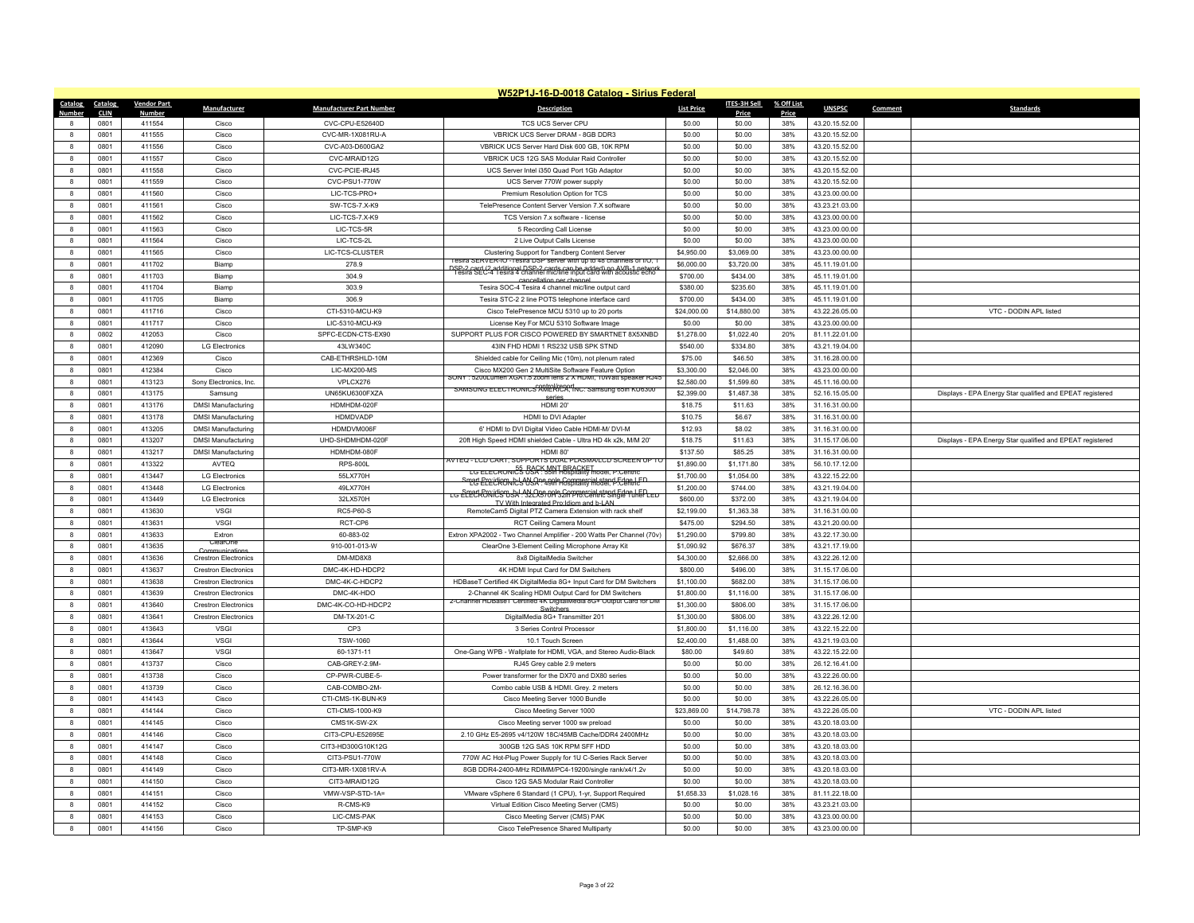## W52P1J-16-D-0018 Catalog - Sirius Federal

| Catalog Number | Catalog CLIN | Vendor Part Number | Manufacturer | Manufacturer Part Number | Description | List Price | ITES-3H Sell Price | % Off List Price | UNSPSC | Comment | Standards |
|---|---|---|---|---|---|---|---|---|---|---|---|
| 8 | 0801 | 411554 | Cisco | CVC-CPU-E52640D | TCS UCS Server CPU | $0.00 | $0.00 | 38% | 43.20.15.52.00 | | |
| 8 | 0801 | 411555 | Cisco | CVC-MR-1X081RU-A | VBRICK UCS Server DRAM - 8GB DDR3 | $0.00 | $0.00 | 38% | 43.20.15.52.00 | | |
| 8 | 0801 | 411556 | Cisco | CVC-A03-D600GA2 | VBRICK UCS Server Hard Disk 600 GB, 10K RPM | $0.00 | $0.00 | 38% | 43.20.15.52.00 | | |
| 8 | 0801 | 411557 | Cisco | CVC-MRAID12G | VBRICK UCS 12G SAS Modular Raid Controller | $0.00 | $0.00 | 38% | 43.20.15.52.00 | | |
| 8 | 0801 | 411558 | Cisco | CVC-PCIE-IRJ45 | UCS Server Intel i350 Quad Port 1Gb Adaptor | $0.00 | $0.00 | 38% | 43.20.15.52.00 | | |
| 8 | 0801 | 411559 | Cisco | CVC-PSU1-770W | UCS Server 770W power supply | $0.00 | $0.00 | 38% | 43.20.15.52.00 | | |
| 8 | 0801 | 411560 | Cisco | LIC-TCS-PRO+ | Premium Resolution Option for TCS | $0.00 | $0.00 | 38% | 43.23.00.00.00 | | |
| 8 | 0801 | 411561 | Cisco | SW-TCS-7.X-K9 | TelePresence Content Server Version 7.X software | $0.00 | $0.00 | 38% | 43.23.21.03.00 | | |
| 8 | 0801 | 411562 | Cisco | LIC-TCS-7.X-K9 | TCS Version 7.x software - license | $0.00 | $0.00 | 38% | 43.23.00.00.00 | | |
| 8 | 0801 | 411563 | Cisco | LIC-TCS-5R | 5 Recording Call License | $0.00 | $0.00 | 38% | 43.23.00.00.00 | | |
| 8 | 0801 | 411564 | Cisco | LIC-TCS-2L | 2 Live Output Calls License | $0.00 | $0.00 | 38% | 43.23.00.00.00 | | |
| 8 | 0801 | 411565 | Cisco | LIC-TCS-CLUSTER | Clustering Support for Tandberg Content Server | $4,950.00 | $3,069.00 | 38% | 43.23.00.00.00 | | |
| 8 | 0801 | 411702 | Biamp | 278.9 | Tesira SERVER-IO - Tesira DSP server with up to 48 channels of I/O, 1 DSP-2 card (2 additional DSP-2 cards can be added) no AVB-1 network | $6,000.00 | $3,720.00 | 38% | 45.11.19.01.00 | | |
| 8 | 0801 | 411703 | Biamp | 304.9 | Tesira SEC-4 Tesira 4 channel mic/line input card with acoustic echo cancellation per channel | $700.00 | $434.00 | 38% | 45.11.19.01.00 | | |
| 8 | 0801 | 411704 | Biamp | 303.9 | Tesira SOC-4 Tesira 4 channel mic/line output card | $380.00 | $235.60 | 38% | 45.11.19.01.00 | | |
| 8 | 0801 | 411705 | Biamp | 306.9 | Tesira STC-2 2 line POTS telephone interface card | $700.00 | $434.00 | 38% | 45.11.19.01.00 | | |
| 8 | 0801 | 411716 | Cisco | CTI-5310-MCU-K9 | Cisco TelePresence MCU 5310 up to 20 ports | $24,000.00 | $14,880.00 | 38% | 43.22.26.05.00 | | VTC - DODIN APL listed |
| 8 | 0801 | 411717 | Cisco | LIC-5310-MCU-K9 | License Key For MCU 5310 Software Image | $0.00 | $0.00 | 38% | 43.23.00.00.00 | | |
| 8 | 0802 | 412053 | Cisco | SPFC-ECDN-CTS-EX90 | SUPPORT PLUS FOR CISCO POWERED BY SMARTNET 8X5XNBD | $1,278.00 | $1,022.40 | 20% | 81.11.22.01.00 | | |
| 8 | 0801 | 412090 | LG Electronics | 43LW340C | 43IN FHD HDMI 1 RS232 USB SPK STND | $540.00 | $334.80 | 38% | 43.21.19.04.00 | | |
| 8 | 0801 | 412369 | Cisco | CAB-ETHRSHLD-10M | Shielded cable for Ceiling Mic (10m), not plenum rated | $75.00 | $46.50 | 38% | 31.16.28.00.00 | | |
| 8 | 0801 | 412384 | Cisco | LIC-MX200-MS | Cisco MX200 Gen 2 MultiSite Software Feature Option | $3,300.00 | $2,046.00 | 38% | 43.23.00.00.00 | | |
| 8 | 0801 | 413123 | Sony Electronics, Inc. | VPLCX276 | SONY : 5200Lumen XGA1.5 zoom lens 2 X HDMI, 10Watt speaker RJ45 control/report | $2,580.00 | $1,599.60 | 38% | 45.11.16.00.00 | | |
| 8 | 0801 | 413175 | Samsung | UN65KU6300FXZA | SAMSUNG ELECTRONICS AMERICA, INC. Samsung 65in KU6300 series | $2,399.00 | $1,487.38 | 38% | 52.16.15.05.00 | | Displays - EPA Energy Star qualified and EPEAT registered |
| 8 | 0801 | 413176 | DMSI Manufacturing | HDMHDM-020F | HDMI 20' | $18.75 | $11.63 | 38% | 31.16.31.00.00 | | |
| 8 | 0801 | 413178 | DMSI Manufacturing | HDMDVADP | HDMI to DVI Adapter | $10.75 | $6.67 | 38% | 31.16.31.00.00 | | |
| 8 | 0801 | 413205 | DMSI Manufacturing | HDMDVM006F | 6' HDMI to DVI Digital Video Cable HDMI-M/ DVI-M | $12.93 | $8.02 | 38% | 31.16.31.00.00 | | |
| 8 | 0801 | 413207 | DMSI Manufacturing | UHD-SHDMHDM-020F | 20ft High Speed HDMI shielded Cable - Ultra HD 4k x2k, M/M 20' | $18.75 | $11.63 | 38% | 31.15.17.06.00 | | Displays - EPA Energy Star qualified and EPEAT registered |
| 8 | 0801 | 413217 | DMSI Manufacturing | HDMHDM-080F | HDMI 80' | $137.50 | $85.25 | 38% | 31.16.31.00.00 | | |
| 8 | 0801 | 413322 | AVTEQ | RPS-800L | AVTEQ - LCD CART, SUPPORTS DUAL PLASMA/LCD SCREEN UP TO 55, RACK MNT BRACKET | $1,890.00 | $1,171.80 | 38% | 56.10.17.12.00 | | |
| 8 | 0801 | 413447 | LG Electronics | 55LX770H | LG ELECRONICS USA : 55in Hospitality model, P:Centric Smart Pro:Idiom, b-LAN One pole Commercial stand Edge LED | $1,700.00 | $1,054.00 | 38% | 43.22.15.22.00 | | |
| 8 | 0801 | 413448 | LG Electronics | 49LX770H | LG ELECRONICS USA : 49in Hospitality model, P:Centric Smart Pro:Idiom, b-LAN One pole Commercial stand Edge LED | $1,200.00 | $744.00 | 38% | 43.21.19.04.00 | | |
| 8 | 0801 | 413449 | LG Electronics | 32LX570H | LG ELECRONICS USA : 32LX570H 32in Pro:Centric Single Tuner LED TV With Integrated Pro:Idiom and b-LAN | $600.00 | $372.00 | 38% | 43.21.19.04.00 | | |
| 8 | 0801 | 413630 | VSGI | RC5-P60-S | RemoteCam5 Digital PTZ Camera Extension with rack shelf | $2,199.00 | $1,363.38 | 38% | 31.16.31.00.00 | | |
| 8 | 0801 | 413631 | VSGI | RCT-CP6 | RCT Ceiling Camera Mount | $475.00 | $294.50 | 38% | 43.21.20.00.00 | | |
| 8 | 0801 | 413633 | Extron | 60-883-02 | Extron XPA2002 - Two Channel Amplifier - 200 Watts Per Channel (70v) | $1,290.00 | $799.80 | 38% | 43.22.17.30.00 | | |
| 8 | 0801 | 413635 | ClearOne Communications | 910-001-013-W | ClearOne 3-Element Ceiling Microphone Array Kit | $1,090.92 | $676.37 | 38% | 43.21.17.19.00 | | |
| 8 | 0801 | 413636 | Crestron Electronics | DM-MD8X8 | 8x8 DigitalMedia Switcher | $4,300.00 | $2,666.00 | 38% | 43.22.26.12.00 | | |
| 8 | 0801 | 413637 | Crestron Electronics | DMC-4K-HD-HDCP2 | 4K HDMI Input Card for DM Switchers | $800.00 | $496.00 | 38% | 31.15.17.06.00 | | |
| 8 | 0801 | 413638 | Crestron Electronics | DMC-4K-C-HDCP2 | HDBaseT Certified 4K DigitalMedia 8G+ Input Card for DM Switchers | $1,100.00 | $682.00 | 38% | 31.15.17.06.00 | | |
| 8 | 0801 | 413639 | Crestron Electronics | DMC-4K-HDO | 2-Channel 4K Scaling HDMI Output Card for DM Switchers | $1,800.00 | $1,116.00 | 38% | 31.15.17.06.00 | | |
| 8 | 0801 | 413640 | Crestron Electronics | DMC-4K-CO-HD-HDCP2 | 2-Channel HDBaseT Certified 4K DigitalMedia 8G+ Output Card for DM Switchers | $1,300.00 | $806.00 | 38% | 31.15.17.06.00 | | |
| 8 | 0801 | 413641 | Crestron Electronics | DM-TX-201-C | DigitalMedia 8G+ Transmitter 201 | $1,300.00 | $806.00 | 38% | 43.22.26.12.00 | | |
| 8 | 0801 | 413643 | VSGI | CP3 | 3 Series Control Processor | $1,800.00 | $1,116.00 | 38% | 43.22.15.22.00 | | |
| 8 | 0801 | 413644 | VSGI | TSW-1060 | 10.1 Touch Screen | $2,400.00 | $1,488.00 | 38% | 43.21.19.03.00 | | |
| 8 | 0801 | 413647 | VSGI | 60-1371-11 | One-Gang WPB - Wallplate for HDMI, VGA, and Stereo Audio-Black | $80.00 | $49.60 | 38% | 43.22.15.22.00 | | |
| 8 | 0801 | 413737 | Cisco | CAB-GREY-2.9M- | RJ45 Grey cable 2.9 meters | $0.00 | $0.00 | 38% | 26.12.16.41.00 | | |
| 8 | 0801 | 413738 | Cisco | CP-PWR-CUBE-5- | Power transformer for the DX70 and DX80 series | $0.00 | $0.00 | 38% | 43.22.26.00.00 | | |
| 8 | 0801 | 413739 | Cisco | CAB-COMBO-2M- | Combo cable USB & HDMI. Grey. 2 meters | $0.00 | $0.00 | 38% | 26.12.16.36.00 | | |
| 8 | 0801 | 414143 | Cisco | CTI-CMS-1K-BUN-K9 | Cisco Meeting Server 1000 Bundle | $0.00 | $0.00 | 38% | 43.22.26.05.00 | | |
| 8 | 0801 | 414144 | Cisco | CTI-CMS-1000-K9 | Cisco Meeting Server 1000 | $23,869.00 | $14,798.78 | 38% | 43.22.26.05.00 | | VTC - DODIN APL listed |
| 8 | 0801 | 414145 | Cisco | CMS1K-SW-2X | Cisco Meeting server 1000 sw preload | $0.00 | $0.00 | 38% | 43.20.18.03.00 | | |
| 8 | 0801 | 414146 | Cisco | CIT3-CPU-E52695E | 2.10 GHz E5-2695 v4/120W 18C/45MB Cache/DDR4 2400MHz | $0.00 | $0.00 | 38% | 43.20.18.03.00 | | |
| 8 | 0801 | 414147 | Cisco | CIT3-HD300G10K12G | 300GB 12G SAS 10K RPM SFF HDD | $0.00 | $0.00 | 38% | 43.20.18.03.00 | | |
| 8 | 0801 | 414148 | Cisco | CIT3-PSU1-770W | 770W AC Hot-Plug Power Supply for 1U C-Series Rack Server | $0.00 | $0.00 | 38% | 43.20.18.03.00 | | |
| 8 | 0801 | 414149 | Cisco | CIT3-MR-1X081RV-A | 8GB DDR4-2400-MHz RDIMM/PC4-19200/single rank/x4/1.2v | $0.00 | $0.00 | 38% | 43.20.18.03.00 | | |
| 8 | 0801 | 414150 | Cisco | CIT3-MRAID12G | Cisco 12G SAS Modular Raid Controller | $0.00 | $0.00 | 38% | 43.20.18.03.00 | | |
| 8 | 0801 | 414151 | Cisco | VMW-VSP-STD-1A= | VMware vSphere 6 Standard (1 CPU), 1-yr, Support Required | $1,658.33 | $1,028.16 | 38% | 81.11.22.18.00 | | |
| 8 | 0801 | 414152 | Cisco | R-CMS-K9 | Virtual Edition Cisco Meeting Server (CMS) | $0.00 | $0.00 | 38% | 43.23.21.03.00 | | |
| 8 | 0801 | 414153 | Cisco | LIC-CMS-PAK | Cisco Meeting Server (CMS) PAK | $0.00 | $0.00 | 38% | 43.23.00.00.00 | | |
| 8 | 0801 | 414156 | Cisco | TP-SMP-K9 | Cisco TelePresence Shared Multiparty | $0.00 | $0.00 | 38% | 43.23.00.00.00 | | |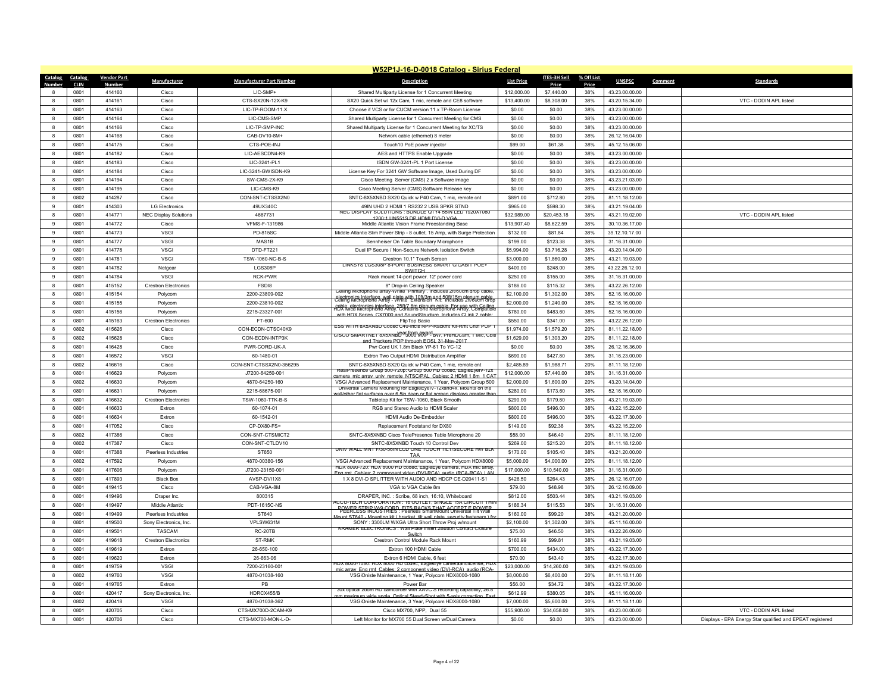## W52P1J-16-D-0018 Catalog - Sirius Federal

| Catalog Number | Catalog CLIN | Vendor Part Number | Manufacturer | Manufacturer Part Number | Description | List Price | ITES-3H Sell Price | % Off List Price | UNSPSC | Comment | Standards |
|---|---|---|---|---|---|---|---|---|---|---|---|
| 8 | 0801 | 414160 | Cisco | LIC-SMP+ | Shared Multiparty License for 1 Concurrent Meeting | $12,000.00 | $7,440.00 | 38% | 43.23.00.00.00 | | |
| 8 | 0801 | 414161 | Cisco | CTS-SX20N-12X-K9 | SX20 Quick Set w/ 12x Cam, 1 mic, remote and CE8 software | $13,400.00 | $8,308.00 | 38% | 43.20.15.34.00 | | VTC - DODIN APL listed |
| 8 | 0801 | 414163 | Cisco | LIC-TP-ROOM-11.X | Choose if VCS or for CUCM version 11.x TP-Room License | $0.00 | $0.00 | 38% | 43.23.00.00.00 | | |
| 8 | 0801 | 414164 | Cisco | LIC-CMS-SMP | Shared Multiparty License for 1 Concurrent Meeting for CMS | $0.00 | $0.00 | 38% | 43.23.00.00.00 | | |
| 8 | 0801 | 414166 | Cisco | LIC-TP-SMP-INC | Shared Multiparty License for 1 Concurrent Meeting for XC/TS | $0.00 | $0.00 | 38% | 43.23.00.00.00 | | |
| 8 | 0801 | 414168 | Cisco | CAB-DV10-8M+ | Network cable (ethernet) 8 meter | $0.00 | $0.00 | 38% | 26.12.16.04.00 | | |
| 8 | 0801 | 414175 | Cisco | CTS-POE-INJ | Touch10 PoE power injector | $99.00 | $61.38 | 38% | 45.12.15.06.00 | | |
| 8 | 0801 | 414182 | Cisco | LIC-AESCDN4-K9 | AES and HTTPS Enable Upgrade | $0.00 | $0.00 | 38% | 43.23.00.00.00 | | |
| 8 | 0801 | 414183 | Cisco | LIC-3241-PL1 | ISDN GW-3241-PL 1 Port License | $0.00 | $0.00 | 38% | 43.23.00.00.00 | | |
| 8 | 0801 | 414184 | Cisco | LIC-3241-GWISDN-K9 | License Key For 3241 GW Software Image, Used During DF | $0.00 | $0.00 | 38% | 43.23.00.00.00 | | |
| 8 | 0801 | 414194 | Cisco | SW-CMS-2X-K9 | Cisco Meeting Server (CMS) 2.x Software image | $0.00 | $0.00 | 38% | 43.23.21.03.00 | | |
| 8 | 0801 | 414195 | Cisco | LIC-CMS-K9 | Cisco Meeting Server (CMS) Software Release key | $0.00 | $0.00 | 38% | 43.23.00.00.00 | | |
| 8 | 0802 | 414287 | Cisco | CON-SNT-CTSSX2N0 | SNTC-8X5XNBD SX20 Quick w P40 Cam, 1 mic, remote cnt | $891.00 | $712.80 | 20% | 81.11.18.12.00 | | |
| 9 | 0801 | 414303 | LG Electronics | 49UX340C | 49IN UHD 2 HDMI 1 RS232 2 USB SPKR STND | $965.00 | $598.30 | 38% | 43.21.19.04.00 | | |
| 8 | 0801 | 414771 | NEC Display Solutions | 4667731 | NEC DISPLAY SOLUTIONS : BUNDLE QTY4 55IN LED 1920X1080 1200:1 UN551S DP HDMI DVI-D VGA | $32,989.00 | $20,453.18 | 38% | 43.21.19.02.00 | | VTC - DODIN APL listed |
| 9 | 0801 | 414772 | Cisco | VFMS-F-131986 | Middle Atlantic Vision Frame Freestanding Base | $13,907.40 | $8,622.59 | 38% | 30.10.36.17.00 | | |
| 9 | 0801 | 414773 | VSGI | PD-815SC | Middle Atlantic Slim Power Strip - 8 outlet, 15 Amp, with Surge Protection | $132.00 | $81.84 | 38% | 39.12.10.17.00 | | |
| 9 | 0801 | 414777 | VSGI | MAS1B | Sennheiser On Table Boundary Microphone | $199.00 | $123.38 | 38% | 31.16.31.00.00 | | |
| 9 | 0801 | 414778 | VSGI | DTD-FT221 | Dual IP Secure / Non-Secure Network Isolation Switch | $5,994.00 | $3,716.28 | 38% | 43.20.14.04.00 | | |
| 9 | 0801 | 414781 | VSGI | TSW-1060-NC-B-S | Crestron 10.1" Touch Screen | $3,000.00 | $1,860.00 | 38% | 43.21.19.03.00 | | |
| 8 | 0801 | 414782 | Netgear | LGS308P | LINKSYS LGS308P 8-PORT BUSINESS SMART GIGABIT POE+ SWITCH | $400.00 | $248.00 | 38% | 43.22.26.12.00 | | |
| 9 | 0801 | 414784 | VSGI | RCK-PWR | Rack mount 14-port power. 12' power cord | $250.00 | $155.00 | 38% | 31.16.31.00.00 | | |
| 8 | 0801 | 415152 | Crestron Electronics | FSDI8 | 8" Drop-in Ceiling Speaker | $186.00 | $115.32 | 38% | 43.22.26.12.00 | | |
| 8 | 0801 | 415154 | Polycom | 2200-23809-002 | Ceiling Microphone array-White - Primary . Includes 2ft/60cm drop cable, electronics interface, wall plate with 10ft/3m and 50ft/15m plenum cable | $2,100.00 | $1,302.00 | 38% | 52.16.16.00.00 | | |
| 8 | 0801 | 415155 | Polycom | 2200-23810-002 | Ceiling Microphone Array - White - Extension Kit. Includes 2ft/60cm drop cable, electronics interface, 25ft/7.6m plenum cable. For use with Ceiling | $2,000.00 | $1,240.00 | 38% | 52.16.16.00.00 | | |
| 8 | 0801 | 415156 | Polycom | 2215-23327-001 | HDX Mica Microphone Array. Contains one microphone Array. Compatible with HDX Series, CX7000 and SoundStructure. Includes CLink 2 cable | $780.00 | $483.60 | 38% | 52.16.16.00.00 | | |
| 8 | 0801 | 415163 | Crestron Electronics | FT-600 | FlipTop Basic | $550.00 | $341.00 | 38% | 43.22.26.12.00 | | |
| 8 | 0802 | 415626 | Cisco | CON-ECDN-CTSC40K9 | ESS WITH 8X5XNBD Codec C40-Incls NPP-Rackmt Kit-Rmt Cntrl POP 1 year from award | $1,974.00 | $1,579.20 | 20% | 81.11.22.18.00 | | |
| 8 | 0802 | 415628 | Cisco | CON-ECDN-INTP3K | CISCO SMARTNET 8X5XNBD 3000 MXP - BW, PrecHDCam, 1 Mic, Cbls and Trackers POP through EOSL 31-May-2017 | $1,629.00 | $1,303.20 | 20% | 81.11.22.18.00 | | |
| 8 | 0801 | 416428 | Cisco | PWR-CORD-UK-A | Pwr Cord UK 1.8m Black YP-61 To YC-12 | $0.00 | $0.00 | 38% | 26.12.16.36.00 | | |
| 8 | 0801 | 416572 | VSGI | 60-1480-01 | Extron Two Output HDMI Distribution Amplifier | $690.00 | $427.80 | 38% | 31.16.23.00.00 | | |
| 8 | 0802 | 416616 | Cisco | CON-SNT-CTSSX2N0-356295 | SNTC-8X5XNBD SX20 Quick w P40 Cam, 1 mic, remote cnt | $2,485.89 | $1,988.71 | 20% | 81.11.18.12.00 | | |
| 8 | 0801 | 416629 | Polycom | J7200-64250-001 | RealPresence Group 500-720p: Group 500 HD codec, EagleEyeIV-12x camera, mic array, univ. remote, NTSC/PAL. Cables: 2 HDMI 1.8m, 1 CAT | $12,000.00 | $7,440.00 | 38% | 31.16.31.00.00 | | |
| 8 | 0802 | 416630 | Polycom | 4870-64250-160 | VSGi Advanced Replacement Maintenance, 1 Year, Polycom Group 500 | $2,000.00 | $1,600.00 | 20% | 43.20.14.04.00 | | |
| 8 | 0801 | 416631 | Polycom | 2215-68675-001 | Universal Camera Mounting for EagleEyeIV-12xand4x. Mounts on the wall/other flat surfaces over 6.5in deep or flat screen displays greater than | $280.00 | $173.60 | 38% | 52.16.16.00.00 | | |
| 8 | 0801 | 416632 | Crestron Electronics | TSW-1060-TTK-B-S | Tabletop Kit for TSW-1060, Black Smooth | $290.00 | $179.80 | 38% | 43.21.19.03.00 | | |
| 8 | 0801 | 416633 | Extron | 60-1074-01 | RGB and Stereo Audio to HDMI Scaler | $800.00 | $496.00 | 38% | 43.22.15.22.00 | | |
| 8 | 0801 | 416634 | Extron | 60-1542-01 | HDMI Audio De-Embedder | $800.00 | $496.00 | 38% | 43.22.17.30.00 | | |
| 8 | 0801 | 417052 | Cisco | CP-DX80-FS= | Replacement Footstand for DX80 | $149.00 | $92.38 | 38% | 43.22.15.22.00 | | |
| 8 | 0802 | 417386 | Cisco | CON-SNT-CTSMICT2 | SNTC-8X5XNBD Cisco TelePresence Table Microphone 20 | $58.00 | $46.40 | 20% | 81.11.18.12.00 | | |
| 8 | 0802 | 417387 | Cisco | CON-SNT-CTLDV10 | SNTC-8X5XNBD Touch 10 Control Dev | $269.00 | $215.20 | 20% | 81.11.18.12.00 | | |
| 8 | 0801 | 417388 | Peerless Industries | ST650 | UNIV WALL MNT F/30-58IN LCD ONE TOUCH TILT/SECURE HW BLK TAA | $170.00 | $105.40 | 38% | 43.21.20.00.00 | | |
| 8 | 0802 | 417592 | Polycom | 4870-00380-156 | VSGi Advanced Replacement Maintenance, 1 Year, Polycom HDX8000 | $5,000.00 | $4,000.00 | 20% | 81.11.18.12.00 | | |
| 8 | 0801 | 417606 | Polycom | J7200-23150-001 | HDX 8000-720: HDX 8000 HD codec, EagleEye camera, HDX mic array, Enq rmt. Cables: 2 component video (DVI-RCA), audio (RCA-RCA), LAN | $17,000.00 | $10,540.00 | 38% | 31.16.31.00.00 | | |
| 8 | 0801 | 417893 | Black Box | AVSP-DVI1X8 | 1 X 8 DVI-D SPLITTER WITH AUDIO AND HDCP CE-D20411-S1 | $426.50 | $264.43 | 38% | 26.12.16.07.00 | | |
| 8 | 0801 | 419415 | Cisco | CAB-VGA-8M | VGA to VGA Cable 8m | $79.00 | $48.98 | 38% | 26.12.16.09.00 | | |
| 8 | 0801 | 419496 | Draper Inc. | 800315 | DRAPER, INC. : Scribe, 68 inch, 16:10, Whiteboard | $812.00 | $503.44 | 38% | 43.21.19.03.00 | | |
| 8 | 0801 | 419497 | Middle Atlantic | PDT-1615C-NS | ACCU-TECH CORPORATION : 16 OUTLET, SINGLE 15A CIRCUIT THIN POWER STRIP W/9 CORD. FITS RACKS THAT ACCEPT E POWER | $186.34 | $115.53 | 38% | 31.16.31.00.00 | | |
| 8 | 0801 | 419499 | Peerless Industries | ST640 | PEERLESS INDUSTRIES : Peerless SmartMount Universal Tilt Wall Mount ST640 - Mounting kit ( bracket, tilt wall plate, security fasteners ) for | $160.00 | $99.20 | 38% | 43.21.20.00.00 | | |
| 8 | 0801 | 419500 | Sony Electronics, Inc. | VPLSW631M | SONY : 3300LM WXGA Ultra Short Throw Proj w/mount | $2,100.00 | $1,302.00 | 38% | 45.11.16.00.00 | | |
| 8 | 0801 | 419501 | TASCAM | RC-20TB | KRAMER ELECTRONICS : Wall Plate Insert 2Button Contact Closure Switch | $75.00 | $46.50 | 38% | 43.22.26.09.00 | | |
| 8 | 0801 | 419618 | Crestron Electronics | ST-RMK | Crestron Control Module Rack Mount | $160.99 | $99.81 | 38% | 43.21.19.03.00 | | |
| 8 | 0801 | 419619 | Extron | 26-650-100 | Extron 100 HDMI Cable | $700.00 | $434.00 | 38% | 43.22.17.30.00 | | |
| 8 | 0801 | 419620 | Extron | 26-663-06 | Extron 6 HDMI Cable, 6 feet | $70.00 | $43.40 | 38% | 43.22.17.30.00 | | |
| 8 | 0801 | 419759 | VSGI | 7200-23160-001 | HDX 8000-1080: HDX 8000 HD codec, EagleEye cameraandlicense, HDX mic array, Enq rmt. Cables: 2 component video (DVI-RCA), audio (RCA- | $23,000.00 | $14,260.00 | 38% | 43.21.19.03.00 | | |
| 8 | 0802 | 419760 | VSGI | 4870-01038-160 | VSGiOniste Maintenance, 1 Year, Polycom HDX8000-1080 | $8,000.00 | $6,400.00 | 20% | 81.11.18.11.00 | | |
| 8 | 0801 | 419765 | Extron | PB | Power Bar | $56.00 | $34.72 | 38% | 43.22.17.30.00 | | |
| 8 | 0801 | 420417 | Sony Electronics, Inc. | HDRCX455/B | 30x optical zoom HD camcorder with XAVC S recording capability, 26.8 mm maximum wide angle, Optical SteadyShot with 5-axis correction, Fast | $612.99 | $380.05 | 38% | 45.11.16.00.00 | | |
| 8 | 0802 | 420418 | VSGI | 4870-01038-362 | VSGiOniste Maintenance, 3 Year, Polycom HDX8000-1080 | $7,000.00 | $5,600.00 | 20% | 81.11.18.11.00 | | |
| 8 | 0801 | 420705 | Cisco | CTS-MX700D-2CAM-K9 | Cisco MX700, NPP, Dual 55 | $55,900.00 | $34,658.00 | 38% | 43.23.00.00.00 | | VTC - DODIN APL listed |
| 8 | 0801 | 420706 | Cisco | CTS-MX700-MON-L-D- | Left Monitor for MX700 55 Dual Screen w/Dual Camera | $0.00 | $0.00 | 38% | 43.23.00.00.00 | | Displays - EPA Energy Star qualified and EPEAT registered |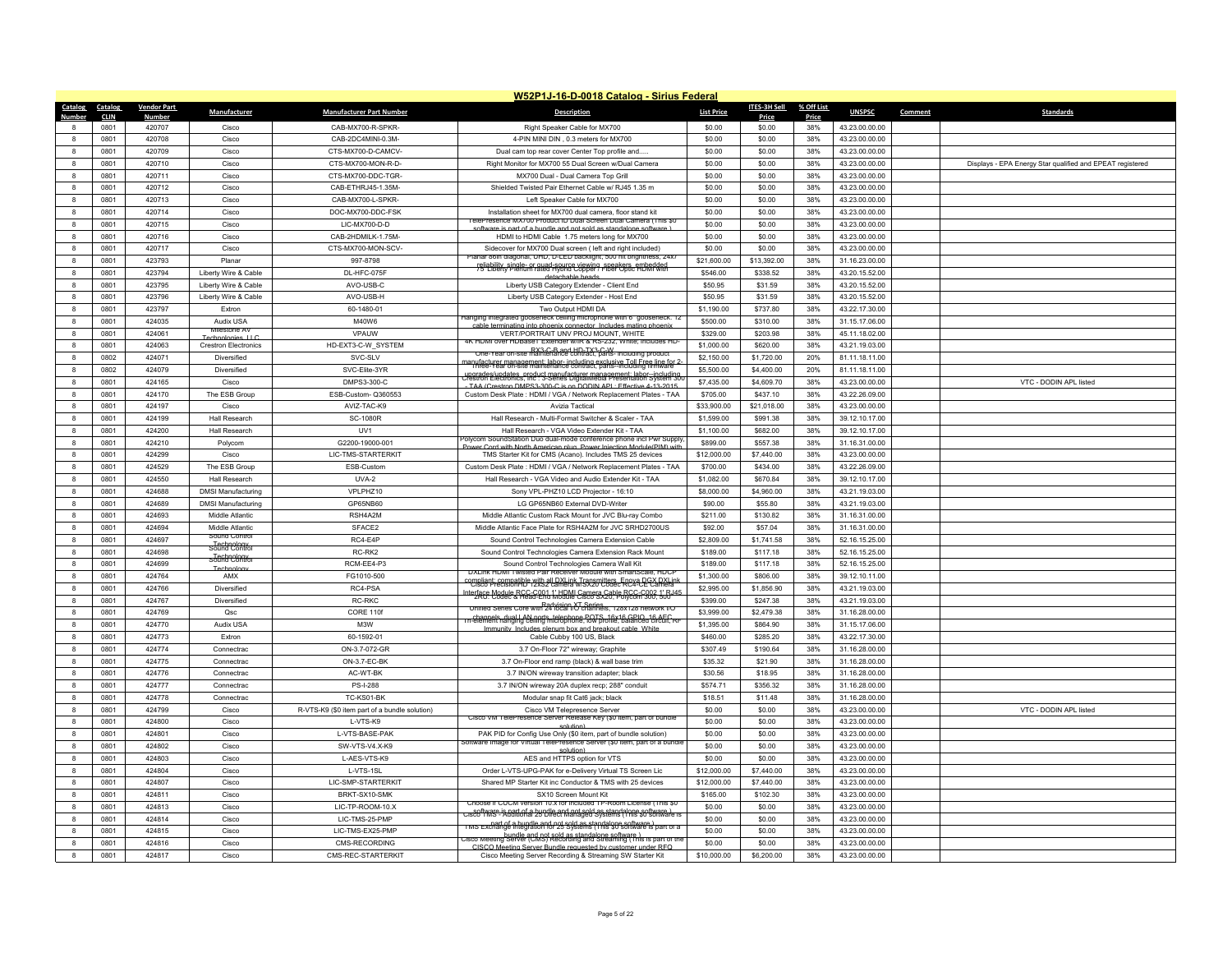# W52P1J-16-D-0018 Catalog - Sirius Federal

| Catalog Number | Catalog CLIN | Vendor Part Number | Manufacturer | Manufacturer Part Number | Description | List Price | ITES-3H Sell Price | % Off List Price | UNSPSC | Comment | Standards |
|---|---|---|---|---|---|---|---|---|---|---|---|
| 8 | 0801 | 420707 | Cisco | CAB-MX700-R-SPKR- | Right Speaker Cable for MX700 | $0.00 | $0.00 | 38% | 43.23.00.00.00 | | |
| 8 | 0801 | 420708 | Cisco | CAB-2DC4MINI-0.3M- | 4-PIN MINI DIN , 0.3 meters for MX700 | $0.00 | $0.00 | 38% | 43.23.00.00.00 | | |
| 8 | 0801 | 420709 | Cisco | CTS-MX700-D-CAMCV- | Dual cam top rear cover Center Top profile and..... | $0.00 | $0.00 | 38% | 43.23.00.00.00 | | |
| 8 | 0801 | 420710 | Cisco | CTS-MX700-MON-R-D- | Right Monitor for MX700 55 Dual Screen w/Dual Camera | $0.00 | $0.00 | 38% | 43.23.00.00.00 | | Displays - EPA Energy Star qualified and EPEAT registered |
| 8 | 0801 | 420711 | Cisco | CTS-MX700-DDC-TGR- | MX700 Dual - Dual Camera Top Grill | $0.00 | $0.00 | 38% | 43.23.00.00.00 | | |
| 8 | 0801 | 420712 | Cisco | CAB-ETHRJ45-1.35M- | Shielded Twisted Pair Ethernet Cable w/ RJ45 1.35 m | $0.00 | $0.00 | 38% | 43.23.00.00.00 | | |
| 8 | 0801 | 420713 | Cisco | CAB-MX700-L-SPKR- | Left Speaker Cable for MX700 | $0.00 | $0.00 | 38% | 43.23.00.00.00 | | |
| 8 | 0801 | 420714 | Cisco | DOC-MX700-DDC-FSK | Installation sheet for MX700 dual camera, floor stand kit | $0.00 | $0.00 | 38% | 43.23.00.00.00 | | |
| 8 | 0801 | 420715 | Cisco | LIC-MX700-D-D | TelePresence MX700 Product ID Dual Screen Dual Camera (This $0 software is part of a bundle and not sold as standalone software ) | $0.00 | $0.00 | 38% | 43.23.00.00.00 | | |
| 8 | 0801 | 420716 | Cisco | CAB-2HDMILK-1.75M- | HDMI to HDMI Cable 1.75 meters long for MX700 | $0.00 | $0.00 | 38% | 43.23.00.00.00 | | |
| 8 | 0801 | 420717 | Cisco | CTS-MX700-MON-SCV- | Sidecover for MX700 Dual screen ( left and right included) | $0.00 | $0.00 | 38% | 43.23.00.00.00 | | |
| 8 | 0801 | 423793 | Planar | 997-8798 | Planar 86in diagonal, UHD, D-LED backlight, 500 nit brightness, 24x7 reliability, single- or quad-source viewing, speakers, embedded | $21,600.00 | $13,392.00 | 38% | 31.16.23.00.00 | | |
| 8 | 0801 | 423794 | Liberty Wire & Cable | DL-HFC-075F | 75' Liberty Plenum rated Hybrid Copper / Fiber Optic HDMI with detachable heads | $546.00 | $338.52 | 38% | 43.20.15.52.00 | | |
| 8 | 0801 | 423795 | Liberty Wire & Cable | AVO-USB-C | Liberty USB Category Extender - Client End | $50.95 | $31.59 | 38% | 43.20.15.52.00 | | |
| 8 | 0801 | 423796 | Liberty Wire & Cable | AVO-USB-H | Liberty USB Category Extender - Host End | $50.95 | $31.59 | 38% | 43.20.15.52.00 | | |
| 8 | 0801 | 423797 | Extron | 60-1480-01 | Two Output HDMI DA | $1,190.00 | $737.80 | 38% | 43.22.17.30.00 | | |
| 8 | 0801 | 424035 | Audix USA | M40W6 | Hanging integrated gooseneck ceiling microphone with 6" gooseneck, 12' cable terminating into phoenix connector. Includes mating phoenix | $500.00 | $310.00 | 38% | 31.15.17.06.00 | | |
| 8 | 0801 | 424061 | Milestone AV Technologies LLC | VPAUW | VERT/PORTRAIT UNV PROJ MOUNT, WHITE | $329.00 | $203.98 | 38% | 45.11.18.02.00 | | |
| 8 | 0801 | 424063 | Crestron Electronics | HD-EXT3-C-W_SYSTEM | 4K HDMI over HDBaseT Extender w/IR & RS-232, White, Includes HD-RX3-C-B and HD-TX3-C-W | $1,000.00 | $620.00 | 38% | 43.21.19.03.00 | | |
| 8 | 0802 | 424071 | Diversified | SVC-SLV | One-Year on-site maintenance contract, parts- including product manufacturer management; labor- including exclusive Toll Free line for 2- | $2,150.00 | $1,720.00 | 20% | 81.11.18.11.00 | | |
| 8 | 0802 | 424079 | Diversified | SVC-Elite-3YR | Three-Year on-site maintenance contract, parts- including firmware upgrades/updates, product manufacturer management; labor- including | $5,500.00 | $4,400.00 | 20% | 81.11.18.11.00 | | |
| 8 | 0801 | 424165 | Cisco | DMPS3-300-C | Crestron Electronics, Inc - 3-Series DigitalMedia Presentation System 300 - TAA (Crestron DMPS3-300-C is on DODIN APL; Effective 4-13-2015 | $7,435.00 | $4,609.70 | 38% | 43.23.00.00.00 | | VTC - DODIN APL listed |
| 8 | 0801 | 424170 | The ESB Group | ESB-Custom- Q360553 | Custom Desk Plate : HDMI / VGA / Network Replacement Plates - TAA | $705.00 | $437.10 | 38% | 43.22.26.09.00 | | |
| 8 | 0801 | 424197 | Cisco | AVIZ-TAC-K9 | Avizia Tactical | $33,900.00 | $21,018.00 | 38% | 43.23.00.00.00 | | |
| 8 | 0801 | 424199 | Hall Research | SC-1080R | Hall Research - Multi-Format Switcher & Scaler - TAA | $1,599.00 | $991.38 | 38% | 39.12.10.17.00 | | |
| 8 | 0801 | 424200 | Hall Research | UV1 | Hall Research - VGA Video Extender Kit - TAA | $1,100.00 | $682.00 | 38% | 39.12.10.17.00 | | |
| 8 | 0801 | 424210 | Polycom | G2200-19000-001 | Polycom SoundStation Duo dual-mode conference phone incl Pwr Supply, Power Cord with North American plug, Power Injection Module(PIM) with | $899.00 | $557.38 | 38% | 31.16.31.00.00 | | |
| 8 | 0801 | 424299 | Cisco | LIC-TMS-STARTERKIT | TMS Starter Kit for CMS (Acano). Includes TMS 25 devices | $12,000.00 | $7,440.00 | 38% | 43.23.00.00.00 | | |
| 8 | 0801 | 424529 | The ESB Group | ESB-Custom | Custom Desk Plate : HDMI / VGA / Network Replacement Plates - TAA | $700.00 | $434.00 | 38% | 43.22.26.09.00 | | |
| 8 | 0801 | 424550 | Hall Research | UVA-2 | Hall Research - VGA Video and Audio Extender Kit - TAA | $1,082.00 | $670.84 | 38% | 39.12.10.17.00 | | |
| 8 | 0801 | 424688 | DMSI Manufacturing | VPLPHZ10 | Sony VPL-PHZ10 LCD Projector - 16:10 | $8,000.00 | $4,960.00 | 38% | 43.21.19.03.00 | | |
| 8 | 0801 | 424689 | DMSI Manufacturing | GP65NB60 | LG GP65NB60 External DVD-Writer | $90.00 | $55.80 | 38% | 43.21.19.03.00 | | |
| 8 | 0801 | 424693 | Middle Atlantic | RSH4A2M | Middle Atlantic Custom Rack Mount for JVC Blu-ray Combo | $211.00 | $130.82 | 38% | 31.16.31.00.00 | | |
| 8 | 0801 | 424694 | Middle Atlantic | SFACE2 | Middle Atlantic Face Plate for RSH4A2M for JVC SRHD2700US | $92.00 | $57.04 | 38% | 31.16.31.00.00 | | |
| 8 | 0801 | 424697 | Sound Control Technology | RC4-E4P | Sound Control Technologies Camera Extension Cable | $2,809.00 | $1,741.58 | 38% | 52.16.15.25.00 | | |
| 8 | 0801 | 424698 | Sound Control Technology | RC-RK2 | Sound Control Technologies Camera Extension Rack Mount | $189.00 | $117.18 | 38% | 52.16.15.25.00 | | |
| 8 | 0801 | 424699 | Sound Control Technology | RCM-EE4-P3 | Sound Control Technologies Camera Wall Kit | $189.00 | $117.18 | 38% | 52.16.15.25.00 | | |
| 8 | 0801 | 424764 | AMX | FG1010-500 | DXLink HDMI Twisted Pair Receiver Module with SmartScale, HDCP compliant, compatible with all DXLink Transmitters, Enova DGX DXLink | $1,300.00 | $806.00 | 38% | 39.12.10.11.00 | | |
| 8 | 0801 | 424766 | Diversified | RC4-PSA | Cisco PrecisionHD 12x52 Camera w/SX20 Codec RC4-CE Camera Interface Module RCC-C001 1' HDMI Camera Cable RCC-C002 1' RJ45 | $2,995.00 | $1,856.90 | 38% | 43.21.19.03.00 | | |
| 8 | 0801 | 424767 | Diversified | RC-RKC | 2RU. Codec & Head-End Module Cisco SX20, Polycom 300, 500 Radvision XT Series | $399.00 | $247.38 | 38% | 43.21.19.03.00 | | |
| 8 | 0801 | 424769 | Qsc | CORE 110f | Unified Series Core with 24 local I/O channels, 128x128 network I/O channels, dual LAN ports, telephone POTS, 16x16 GPIO, 16 AEC | $3,999.00 | $2,479.38 | 38% | 31.16.28.00.00 | | |
| 8 | 0801 | 424770 | Audix USA | M3W | Tri-element hanging ceiling microphone, low profile, balanced circuit, RF Immunity. Includes plenum box and breakout cable. White | $1,395.00 | $864.90 | 38% | 31.15.17.06.00 | | |
| 8 | 0801 | 424773 | Extron | 60-1592-01 | Cable Cubby 100 US, Black | $460.00 | $285.20 | 38% | 43.22.17.30.00 | | |
| 8 | 0801 | 424774 | Connectrac | ON-3.7-072-GR | 3.7 On-Floor 72" wireway; Graphite | $307.49 | $190.64 | 38% | 31.16.28.00.00 | | |
| 8 | 0801 | 424775 | Connectrac | ON-3.7-EC-BK | 3.7 On-Floor end ramp (black) & wall base trim | $35.32 | $21.90 | 38% | 31.16.28.00.00 | | |
| 8 | 0801 | 424776 | Connectrac | AC-WT-BK | 3.7 IN/ON wireway transition adapter; black | $30.56 | $18.95 | 38% | 31.16.28.00.00 | | |
| 8 | 0801 | 424777 | Connectrac | PS-I-288 | 3.7 IN/ON wireway 20A duplex recp; 288" conduit | $574.71 | $356.32 | 38% | 31.16.28.00.00 | | |
| 8 | 0801 | 424778 | Connectrac | TC-KS01-BK | Modular snap fit Cat6 jack; black | $18.51 | $11.48 | 38% | 31.16.28.00.00 | | |
| 8 | 0801 | 424799 | Cisco | R-VTS-K9 ($0 item part of a bundle solution) | Cisco VM Telepresence Server | $0.00 | $0.00 | 38% | 43.23.00.00.00 | | VTC - DODIN APL listed |
| 8 | 0801 | 424800 | Cisco | L-VTS-K9 | Cisco VM TelePresence Server Release Key ($0 item, part of bundle solution) | $0.00 | $0.00 | 38% | 43.23.00.00.00 | | |
| 8 | 0801 | 424801 | Cisco | L-VTS-BASE-PAK | PAK PID for Config Use Only ($0 item, part of bundle solution) | $0.00 | $0.00 | 38% | 43.23.00.00.00 | | |
| 8 | 0801 | 424802 | Cisco | SW-VTS-V4.X-K9 | Software Image for Virtual TelePresence Server ($0 item, part of a bundle solution) | $0.00 | $0.00 | 38% | 43.23.00.00.00 | | |
| 8 | 0801 | 424803 | Cisco | L-AES-VTS-K9 | AES and HTTPS option for VTS | $0.00 | $0.00 | 38% | 43.23.00.00.00 | | |
| 8 | 0801 | 424804 | Cisco | L-VTS-1SL | Order L-VTS-UPG-PAK for e-Delivery Virtual TS Screen Lic | $12,000.00 | $7,440.00 | 38% | 43.23.00.00.00 | | |
| 8 | 0801 | 424807 | Cisco | LIC-SMP-STARTERKIT | Shared MP Starter Kit inc Conductor & TMS with 25 devices | $12,000.00 | $7,440.00 | 38% | 43.23.00.00.00 | | |
| 8 | 0801 | 424811 | Cisco | BRKT-SX10-SMK | SX10 Screen Mount Kit | $165.00 | $102.30 | 38% | 43.23.00.00.00 | | |
| 8 | 0801 | 424813 | Cisco | LIC-TP-ROOM-10.X | Choose if CUCM version 10.x for included TP-Room License (This $0 software is part of a bundle and not sold as standalone software ) | $0.00 | $0.00 | 38% | 43.23.00.00.00 | | |
| 8 | 0801 | 424814 | Cisco | LIC-TMS-25-PMP | Cisco TMS - Additional 25 Direct Managed Systems (This $0 software is part of a bundle and not sold as standalone software ) | $0.00 | $0.00 | 38% | 43.23.00.00.00 | | |
| 8 | 0801 | 424815 | Cisco | LIC-TMS-EX25-PMP | TMS Exchange Integration for 25 Systems (This $0 software is part of a bundle and not sold as standalone software ) | $0.00 | $0.00 | 38% | 43.23.00.00.00 | | |
| 8 | 0801 | 424816 | Cisco | CMS-RECORDING | Cisco Meeting Server (CMS) Recording and Streaming (This is part of the CISCO Meeting Server Bundle requested by customer under RFQ | $0.00 | $0.00 | 38% | 43.23.00.00.00 | | |
| 8 | 0801 | 424817 | Cisco | CMS-REC-STARTERKIT | Cisco Meeting Server Recording & Streaming SW Starter Kit | $10,000.00 | $6,200.00 | 38% | 43.23.00.00.00 | | |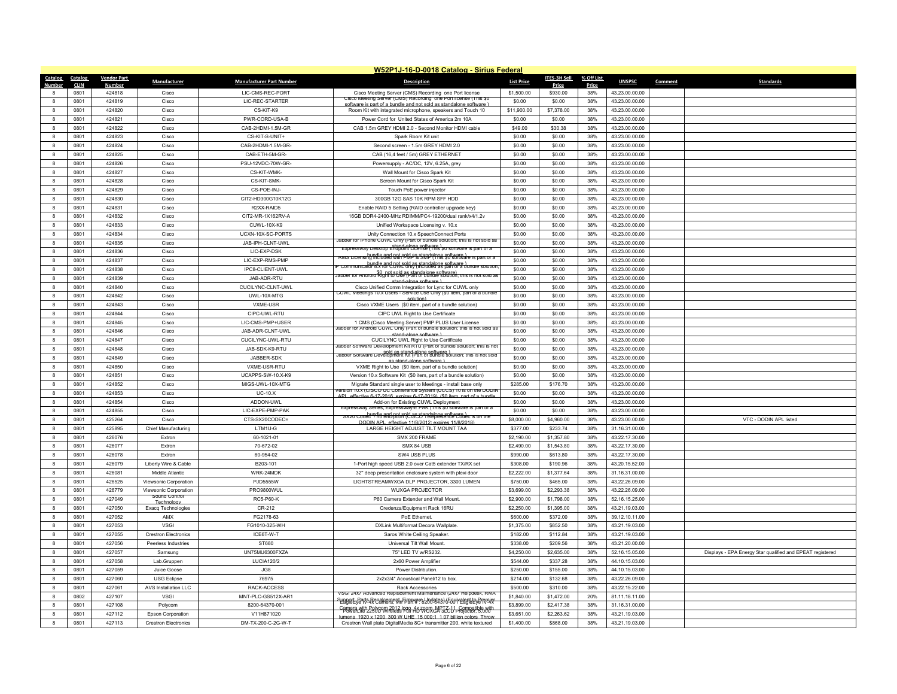# W52P1J-16-D-0018 Catalog - Sirius Federal

| Catalog Number | Catalog CLIN | Vendor Part Number | Manufacturer | Manufacturer Part Number | Description | List Price | ITES-3H Sell Price | % Off List Price | UNSPSC | Comment | Standards |
|---|---|---|---|---|---|---|---|---|---|---|---|
| 8 | 0801 | 424818 | Cisco | LIC-CMS-REC-PORT | Cisco Meeting Server (CMS) Recording one Port license | $1,500.00 | $930.00 | 38% | 43.23.00.00.00 | | |
| 8 | 0801 | 424819 | Cisco | LIC-REC-STARTER | Cisco Meeting Server (CMS) Recording one Port license (This $0 software is part of a bundle and not sold as standalone software ) | $0.00 | $0.00 | 38% | 43.23.00.00.00 | | |
| 8 | 0801 | 424820 | Cisco | CS-KIT-K9 | Room Kit with integrated microphone, speakers and Touch 10 | $11,900.00 | $7,378.00 | 38% | 43.23.00.00.00 | | |
| 8 | 0801 | 424821 | Cisco | PWR-CORD-USA-B | Power Cord for United States of America 2m 10A | $0.00 | $0.00 | 38% | 43.23.00.00.00 | | |
| 8 | 0801 | 424822 | Cisco | CAB-2HDMI-1.5M-GR | CAB 1.5m GREY HDMI 2.0 - Second Monitor HDMI cable | $49.00 | $30.38 | 38% | 43.23.00.00.00 | | |
| 8 | 0801 | 424823 | Cisco | CS-KIT-S-UNIT+ | Spark Room Kit unit | $0.00 | $0.00 | 38% | 43.23.00.00.00 | | |
| 8 | 0801 | 424824 | Cisco | CAB-2HDMI-1.5M-GR- | Second screen - 1.5m GREY HDMI 2.0 | $0.00 | $0.00 | 38% | 43.23.00.00.00 | | |
| 8 | 0801 | 424825 | Cisco | CAB-ETH-5M-GR- | CAB (16,4 feet / 5m) GREY ETHERNET | $0.00 | $0.00 | 38% | 43.23.00.00.00 | | |
| 8 | 0801 | 424826 | Cisco | PSU-12VDC-70W-GR- | Powersupply - AC/DC, 12V, 6.25A, grey | $0.00 | $0.00 | 38% | 43.23.00.00.00 | | |
| 8 | 0801 | 424827 | Cisco | CS-KIT-WMK- | Wall Mount for Cisco Spark Kit | $0.00 | $0.00 | 38% | 43.23.00.00.00 | | |
| 8 | 0801 | 424828 | Cisco | CS-KIT-SMK- | Screen Mount for Cisco Spark Kit | $0.00 | $0.00 | 38% | 43.23.00.00.00 | | |
| 8 | 0801 | 424829 | Cisco | CS-POE-INJ- | Touch PoE power injector | $0.00 | $0.00 | 38% | 43.23.00.00.00 | | |
| 8 | 0801 | 424830 | Cisco | CIT2-HD300G10K12G | 300GB 12G SAS 10K RPM SFF HDD | $0.00 | $0.00 | 38% | 43.23.00.00.00 | | |
| 8 | 0801 | 424831 | Cisco | R2XX-RAID5 | Enable RAID 5 Setting (RAID controller upgrade key) | $0.00 | $0.00 | 38% | 43.23.00.00.00 | | |
| 8 | 0801 | 424832 | Cisco | CIT2-MR-1X162RV-A | 16GB DDR4-2400-MHz RDIMM/PC4-19200/dual rank/x4/1.2v | $0.00 | $0.00 | 38% | 43.23.00.00.00 | | |
| 8 | 0801 | 424833 | Cisco | CUWL-10X-K9 | Unified Workspace Licensing v. 10.x | $0.00 | $0.00 | 38% | 43.23.00.00.00 | | |
| 8 | 0801 | 424834 | Cisco | UCXN-10X-SC-PORTS | Unity Connection 10.x SpeechConnect Ports | $0.00 | $0.00 | 38% | 43.23.00.00.00 | | |
| 8 | 0801 | 424835 | Cisco | JAB-IPH-CLNT-UWL | Jabber for iPhone CUWL Only (Part of bundle solution, this is not sold as stand-alone software ) | $0.00 | $0.00 | 38% | 43.23.00.00.00 | | |
| 8 | 0801 | 424836 | Cisco | LIC-EXP-DSK | Expressway Desktop Endpoint License (This $0 software is part of a bundle and not sold as standalone software ) | $0.00 | $0.00 | 38% | 43.23.00.00.00 | | |
| 8 | 0801 | 424837 | Cisco | LIC-EXP-RMS-PMP | RMS Licensing included with PMP & SMP (This $0 software is part of a bundle and not sold as standalone software ) | $0.00 | $0.00 | 38% | 43.23.00.00.00 | | |
| 8 | 0801 | 424838 | Cisco | IPC8-CLIENT-UWL | IP Communicator 8.x for CUWL only (included as part of a bundle solution, $0, not sold as standalone software) | $0.00 | $0.00 | 38% | 43.23.00.00.00 | | |
| 8 | 0801 | 424839 | Cisco | JAB-ADR-RTU | Jabber for Android Right to Use (Part of bundle solution, this is not sold as stand-alone software ) | $0.00 | $0.00 | 38% | 43.23.00.00.00 | | |
| 8 | 0801 | 424840 | Cisco | CUCILYNC-CLNT-UWL | Cisco Unified Comm Integration for Lync for CUWL only | $0.00 | $0.00 | 38% | 43.23.00.00.00 | | |
| 8 | 0801 | 424842 | Cisco | UWL-10X-MTG | CUWL Meetings 10.x Users - Service Use Only ($0 item, part of a bundle solution) | $0.00 | $0.00 | 38% | 43.23.00.00.00 | | |
| 8 | 0801 | 424843 | Cisco | VXME-USR | Cisco VXME Users ($0 item, part of a bundle solution) | $0.00 | $0.00 | 38% | 43.23.00.00.00 | | |
| 8 | 0801 | 424844 | Cisco | CIPC-UWL-RTU | CIPC UWL Right to Use Certificate | $0.00 | $0.00 | 38% | 43.23.00.00.00 | | |
| 8 | 0801 | 424845 | Cisco | LIC-CMS-PMP+USER | 1 CMS (Cisco Meeting Server) PMP PLUS User License | $0.00 | $0.00 | 38% | 43.23.00.00.00 | | |
| 8 | 0801 | 424846 | Cisco | JAB-ADR-CLNT-UWL | Jabber for Android CUWL Only (Part of bundle solution, this is not sold as stand-alone software ) | $0.00 | $0.00 | 38% | 43.23.00.00.00 | | |
| 8 | 0801 | 424847 | Cisco | CUCILYNC-UWL-RTU | CUCILYNC UWL Right to Use Certificate | $0.00 | $0.00 | 38% | 43.23.00.00.00 | | |
| 8 | 0801 | 424848 | Cisco | JAB-SDK-K9-RTU | Jabber Software Development Kit RTU (Part of bundle solution, this is not sold as stand-alone software ) | $0.00 | $0.00 | 38% | 43.23.00.00.00 | | |
| 8 | 0801 | 424849 | Cisco | JABBER-SDK | Jabber Software Development Kit (Part of bundle solution, this is not sold as stand-alone software ) | $0.00 | $0.00 | 38% | 43.23.00.00.00 | | |
| 8 | 0801 | 424850 | Cisco | VXME-USR-RTU | VXME Right to Use ($0 item, part of a bundle solution) | $0.00 | $0.00 | 38% | 43.23.00.00.00 | | |
| 8 | 0801 | 424851 | Cisco | UCAPPS-SW-10.X-K9 | Version 10.x Software Kit ($0 item, part of a bundle solution) | $0.00 | $0.00 | 38% | 43.23.00.00.00 | | |
| 8 | 0801 | 424852 | Cisco | MIGS-UWL-10X-MTG | Migrate Standard single user to Meetings - install base only | $285.00 | $176.70 | 38% | 43.23.00.00.00 | | |
| 8 | 0801 | 424853 | Cisco | UC-10.X | Version 10.x (CISCO UC Conference System (UCCS) 10 is on the DODIN APL effective 6-17-2016, expires 6-17-2019) ($0 item, part of a bundle | $0.00 | $0.00 | 38% | 43.23.00.00.00 | | |
| 8 | 0801 | 424854 | Cisco | ADDON-UWL | Add-on for Existing CUWL Deployment | $0.00 | $0.00 | 38% | 43.23.00.00.00 | | |
| 8 | 0801 | 424855 | Cisco | LIC-EXPE-PMP-PAK | Expressway Series, Expressway-E PAK (This $0 software is part of a bundle and not sold as standalone software ) | $0.00 | $0.00 | 38% | 43.23.00.00.00 | | |
| 8 | 0801 | 425264 | Cisco | CTS-SX20CODEC= | SX20 Codec - no encryption (CISCO Telepresence Codec is on the DODIN APL effective 11/8/2012; expires 11/8/2018) | $8,000.00 | $4,960.00 | 38% | 43.23.00.00.00 | | VTC - DODIN APL listed |
| 8 | 0801 | 425895 | Chief Manufacturing | LTM1U-G | LARGE HEIGHT ADJUST TILT MOUNT TAA | $377.00 | $233.74 | 38% | 31.16.31.00.00 | | |
| 8 | 0801 | 426076 | Extron | 60-1021-01 | SMX 200 FRAME | $2,190.00 | $1,357.80 | 38% | 43.22.17.30.00 | | |
| 8 | 0801 | 426077 | Extron | 70-672-02 | SMX 84 USB | $2,490.00 | $1,543.80 | 38% | 43.22.17.30.00 | | |
| 8 | 0801 | 426078 | Extron | 60-954-02 | SW4 USB PLUS | $990.00 | $613.80 | 38% | 43.22.17.30.00 | | |
| 8 | 0801 | 426079 | Liberty Wire & Cable | B203-101 | 1-Port high speed USB 2.0 over Cat5 extender TX/RX set | $308.00 | $190.96 | 38% | 43.20.15.52.00 | | |
| 8 | 0801 | 426081 | Middle Atlantic | WRK-24MDK | 32" deep presentation enclosure system with plexi door | $2,222.00 | $1,377.64 | 38% | 31.16.31.00.00 | | |
| 8 | 0801 | 426525 | Viewsonic Corporation | PJD5555W | LIGHTSTREAMWXGA DLP PROJECTOR, 3300 LUMEN | $750.00 | $465.00 | 38% | 43.22.26.09.00 | | |
| 8 | 0801 | 426779 | Viewsonic Corporation | PRO9800WUL | WUXGA PROJECTOR | $3,699.00 | $2,293.38 | 38% | 43.22.26.09.00 | | |
| 8 | 0801 | 427049 | Sound Control Technology | RC5-P60-K | P60 Camera Extender and Wall Mount. | $2,900.00 | $1,798.00 | 38% | 52.16.15.25.00 | | |
| 8 | 0801 | 427050 | Exacq Technologies | CR-212 | Credenza/Equipment Rack 16RU | $2,250.00 | $1,395.00 | 38% | 43.21.19.03.00 | | |
| 8 | 0801 | 427052 | AMX | FG2178-63 | PoE Ethernet. | $600.00 | $372.00 | 38% | 39.12.10.11.00 | | |
| 8 | 0801 | 427053 | VSGI | FG1010-325-WH | DXLink Multiformat Decora Wallplate. | $1,375.00 | $852.50 | 38% | 43.21.19.03.00 | | |
| 8 | 0801 | 427055 | Crestron Electronics | ICE6T-W-T | Saros White Ceiling Speaker. | $182.00 | $112.84 | 38% | 43.21.19.03.00 | | |
| 8 | 0801 | 427056 | Peerless Industries | ST680 | Universal Tilt Wall Mount. | $338.00 | $209.56 | 38% | 43.21.20.00.00 | | |
| 8 | 0801 | 427057 | Samsung | UN75MU6300FXZA | 75" LED TV w/RS232. | $4,250.00 | $2,635.00 | 38% | 52.16.15.05.00 | | Displays - EPA Energy Star qualified and EPEAT registered |
| 8 | 0801 | 427058 | Lab.Gruppen | LUCIA120/2 | 2x60 Power Amplifier | $544.00 | $337.28 | 38% | 44.10.15.03.00 | | |
| 8 | 0801 | 427059 | Juice Goose | JG8 | Power Distribution. | $250.00 | $155.00 | 38% | 44.10.15.03.00 | | |
| 8 | 0801 | 427060 | USG Eclipse | 76975 | 2x2x3/4" Acoustical Panel/12 to box. | $214.00 | $132.68 | 38% | 43.22.26.09.00 | | |
| 8 | 0801 | 427061 | AVS Installation LLC | RACK-ACCESS | Rack Accessories | $500.00 | $310.00 | 38% | 43.22.15.22.00 | | |
| 8 | 0802 | 427107 | VSGI | MNT-PLC-GS512X-AR1 | VSGI 24x7 Advanced Replacement Maintenance (24x7 Helpdesk, RMA Support, Parts Replacement, Firmware Updates) (Equivalent to Premier | $1,840.00 | $1,472.00 | 20% | 81.11.18.11.00 | | |
| 8 | 0801 | 427108 | Polycom | 8200-64370-001 | EagleEye IV-4x Camera, Mfr Part #: 8200-64370-001 EagleEye IV-4x Camera with Polycom 2012 logo, 4x zoom, MPTZ-11. Compatible with | $3,899.00 | $2,417.38 | 38% | 31.16.31.00.00 | | |
| 8 | 0801 | 427112 | Epson Corporation | V11H871020 | PowerLite Z2800 Wireless Full HD WUXGA 3LCD Projector, 5,000 lumens, 1920 x 1200, 300 W UHE, 15 000:1, 1.07 billion colors, Throw | $3,651.00 | $2,263.62 | 38% | 43.21.19.03.00 | | |
| 8 | 0801 | 427113 | Crestron Electronics | DM-TX-200-C-2G-W-T | Crestron Wall plate DigitalMedia 8G+ transmitter 200, white textured | $1,400.00 | $868.00 | 38% | 43.21.19.03.00 | | |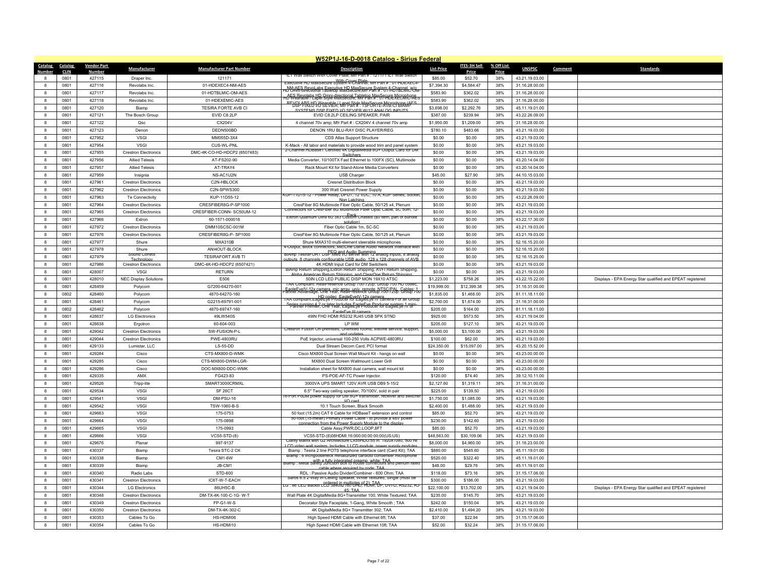# W52P1J-16-D-0018 Catalog - Sirius Federal

| Catalog Number | Catalog CLIN | Vendor Part Number | Manufacturer | Manufacturer Part Number | Description | List Price | ITES-3H Sell Price | % Off List Price | UNSPSC | Comment | Standards |
|---|---|---|---|---|---|---|---|---|---|---|---|
| 8 | 0801 | 427115 | Draper Inc. | 121171 | ILT Wall Switch with Cover Plate; Mfr Part # : 121171 ILT Wall Switch With Cover Plate | $85.00 | $52.70 | 38% | 43.21.19.03.00 | | |
| 8 | 0801 | 427116 | Revolabs Inc. | 01-HDEXEC4-NM-AES | Executive HD MaxSecure System 4-Channel; Mfr Part # : 01-HDEXEC4-NM-AES Revolabs Executive HD MaxSecure System 4-Channel w/o | $7,394.30 | $4,584.47 | 38% | 31.16.28.00.00 | | |
| 8 | 0801 | 427117 | Revolabs Inc. | 01-HDTBLMIC-OM-AES | HD Omni-directional Tabletop MaxSecure;Mfr Part # : 01-HDTBLMIC-OM-AES Revolabs HD Omni-directional Tabletop MaxSecure Microphone | $583.90 | $362.02 | 38% | 31.16.28.00.00 | | |
| 8 | 0801 | 427118 | Revolabs Inc. | 01-HDEXEMIC-AES | HD Wearable / Lapel Style MaxSecure; Mfr Part # : 01-HDEXECMIC-AES REVOLABS HD Wearable / Lapel Style MaxSecure Microphone (AES | $583.90 | $362.02 | 38% | 31.16.28.00.00 | | |
| 8 | 0801 | 427120 | Biamp | TESIRA FORTE AVB CI | DSP FIXED I/O SEVIER; Mfr Part # : TSFORTE-AVB-CI BIAMP SYSTEMS DSP FIXED I/O SEVIER W/12 ANALOG INPUTS | $3,698.00 | $2,292.76 | 38% | 45.11.19.01.00 | | |
| 8 | 0801 | 427121 | The Bosch Group | EVID C8.2LP | EVID C8.2LP CEILING SPEAKER, PAIR | $387.00 | $239.94 | 38% | 43.22.26.09.00 | | |
| 8 | 0801 | 427122 | Qsc | CX204V | 4 channel 70v amp; Mfr Part # : CX204V 4 channel 70v amp | $1,950.00 | $1,209.00 | 38% | 31.16.28.00.00 | | |
| 8 | 0801 | 427123 | Denon | DEDN500BD | DENON 1RU BLU-RAY DISC PLAYER/REG | $780.10 | $483.66 | 38% | 43.21.19.03.00 | | |
| 8 | 0801 | 427952 | VSGI | MM055D-3X4 | CDS Atlas Support Structure | $0.00 | $0.00 | 38% | 43.21.19.03.00 | | |
| 8 | 0801 | 427954 | VSGI | CUS-WL-PNL | K-Mack - All labor and materials to provide wood trim and panel system | $0.00 | $0.00 | 38% | 43.21.19.03.00 | | |
| 8 | 0801 | 427955 | Crestron Electronics | DMC-4K-CO-HD-HDCP2 (6507483) | 2-Channel HDBaseT Certified 4K DigitalMedia 8G+ Output Card for DM Switchers | $0.00 | $0.00 | 38% | 43.21.19.03.00 | | |
| 8 | 0801 | 427956 | Allied Telesis | AT-FS202-90 | Media Converter, 10/100TX Fast Ethernet to 100FX (SC), Multimode | $0.00 | $0.00 | 38% | 43.20.14.04.00 | | |
| 8 | 0801 | 427957 | Allied Telesis | AT-TRAY4 | Rack Mount Kit for Stand-Alone Media Converters | $0.00 | $0.00 | 38% | 43.20.14.04.00 | | |
| 8 | 0801 | 427959 | Insignia | NS-AC1U2N | USB Charger | $45.00 | $27.90 | 38% | 44.10.15.03.00 | | |
| 8 | 0801 | 427961 | Crestron Electronics | C2N-HBLOCK | Cresnet Distribution Block | $0.00 | $0.00 | 38% | 43.21.19.03.00 | | |
| 8 | 0801 | 427962 | Crestron Electronics | C2N-SPWS300 | 300 Watt Cresnet Power Supply | $0.00 | $0.00 | 38% | 43.21.19.03.00 | | |
| 8 | 0801 | 427963 | Te Connectivity | KUP-11D55-12 | KUP-11D15-12 - Power Relay, DPDT, 12 VDC, 10 A, KUP Series, Socket, Non Latching | $0.00 | $0.00 | 38% | 43.22.26.09.00 | | |
| 8 | 0801 | 427964 | Crestron Electronics | CRESFIBER8G-P-SP1000 | CresFiber 8G Multimode Fiber Optic Cable, 50/125 x4, Plenum | $0.00 | $0.00 | 38% | 43.21.19.03.00 | | |
| 8 | 0801 | 427965 | Crestron Electronics | CRESFIBER-CONN- SC50UM-12 | Connectors for CresFiber 8G Multimode Fiber Optic Cable, SC 50m, 12-Pack | $0.00 | $0.00 | 38% | 43.21.19.03.00 | | |
| 8 | 0801 | 427966 | Extron | 60-1571-000016 | Extron Quantum Ultra 6U 3x3 Custom Chassis ($0 item, part of bundle solution) | $0.00 | $0.00 | 38% | 43.22.17.30.00 | | |
| 8 | 0801 | 427972 | Crestron Electronics | DMM10SCSC-001M | Fiber Optic Cable 1m, SC-SC | $0.00 | $0.00 | 38% | 43.21.19.03.00 | | |
| 8 | 0801 | 427976 | Crestron Electronics | CRESFIBER8G-P- SP1000 | CresFiber 8G Multimode Fiber Optic Cable, 50/125 x4, Plenum | $0.00 | $0.00 | 38% | 43.21.19.03.00 | | |
| 8 | 0801 | 427977 | Shure | MXA310B | Shure MXA310 multi-element steerable microphones | $0.00 | $0.00 | 38% | 52.16.15.20.00 | | |
| 8 | 0801 | 427978 | Shure | ANI4OUT-BLOCK | 4-Output, block connectors, Mic/Line Dante Audio Network Interface with PEQ and Audio Summing | $0.00 | $0.00 | 38% | 52.16.15.20.00 | | |
| 8 | 0801 | 427979 | Sound Control Technology | TESIRAFORT AVB TI | BiAmp TesiraFORTE DSP fixed I/O server with 12 analog inputs, 8 analog outputs, 8 channels configurable USB audio, 128 x 128 channels of AVB | $0.00 | $0.00 | 38% | 52.16.15.25.00 | | |
| 8 | 0801 | 427986 | Crestron Electronics | DMC-4K-HD-HDCP2 (6507421) | 4K HDMI Input Card for DM Switchers | $0.00 | $0.00 | 38% | 43.21.19.03.00 | | |
| 8 | 0801 | 428007 | VSGI | RETURN | BiAmp Return Shipping,Extron Return Shipping, AVFI Return Shipping, Aloha American Return Shipping, and ClearOne Return Shipping | $0.00 | $0.00 | 38% | 43.21.19.03.00 | | |
| 8 | 0801 | 428010 | NEC Display Solutions | E506 | 50IN LCD LED PUBLIC DISP MON 19X10 ATSC | $1,223.00 | $758.26 | 38% | 43.22.15.22.00 | | Displays - EPA Energy Star qualified and EPEAT registered |
| 8 | 0801 | 428459 | Polycom | G7200-64270-001 | TAA Compliant: RealPresence Group 700-720p: Group 700 HD codec, EagleEyeIV-12x camera, mic array, univ. remote, NTSC/PAL. Cables: 1 HD codec, EagleEyeIV-12x camera | $19,999.00 | $12,399.38 | 38% | 31.16.31.00.00 | | |
| 8 | 0802 | 428460 | Polycom | 4870-64270-160 | Partner Advantage, One Year, RealPresence Group 700-720p: Group 700 | $1,835.00 | $1,468.00 | 20% | 81.11.18.11.00 | | |
| 8 | 0801 | 428461 | Polycom | G2215-69791-001 | TAA compliant:EagleEye Producer for EagleEye IV camera-For all Group Series running 4.2 or later Includes EagleEye Producer system 1 mini- | $2,700.00 | $1,674.00 | 38% | 31.16.31.00.00 | | |
| 8 | 0802 | 428462 | Polycom | 4870-69747-160 | Partner Premier, One Year, EagleEye Producer for EagleEye IV or EagleEye III camera | $205.00 | $164.00 | 20% | 81.11.18.11.00 | | |
| 8 | 0801 | 428637 | LG Electronics | 49LW540S | 49IN FHD HDMI RS232 RJ45 USB SPK STND | $925.00 | $573.50 | 38% | 43.21.19.04.00 | | |
| 8 | 0801 | 428638 | Ergotron | 60-604-003 | LP WM | $205.00 | $127.10 | 38% | 43.21.19.03.00 | | |
| 8 | 0801 | 429042 | Crestron Electronics | SW-FUSION-P-L | Crestron Fusion On-premises; Unlimited rooms; lifetime service, support, and updates | $5,000.00 | $3,100.00 | 38% | 43.21.19.03.00 | | |
| 8 | 0801 | 429044 | Crestron Electronics | PWE-4803RU | PoE Injector, universal 100-250 Volts ACPWE-4803RU | $100.00 | $62.00 | 38% | 43.21.19.03.00 | | |
| 8 | 0801 | 429133 | Lumistar, LLC | LS-55-DD | Dual Stream Decom Card, PCI format | $24,350.00 | $15,097.00 | 38% | 43.20.15.52.00 | | |
| 8 | 0801 | 429284 | Cisco | CTS-MX800-D-WMK | Cisco MX800 Dual Screen Wall Mount Kit - hangs on wall | $0.00 | $0.00 | 38% | 43.23.00.00.00 | | |
| 8 | 0801 | 429285 | Cisco | CTS-MX800-DWM-LGR- | MX800 Dual Screen Wallmount Lower Grill | $0.00 | $0.00 | 38% | 43.23.00.00.00 | | |
| 8 | 0801 | 429286 | Cisco | DOC-MX800-DDC-WMK | Installation sheet for MX800 dual camera, wall mount kit | $0.00 | $0.00 | 38% | 43.23.00.00.00 | | |
| 8 | 0801 | 429335 | AMX | FG423-83 | PS-POE-AF-TC Power Injector. | $120.00 | $74.40 | 38% | 39.12.10.11.00 | | |
| 8 | 0801 | 429526 | Tripp-lite | SMART3000CRMXL | 3000VA UPS SMART 120V AVR USB DB9 5-15/2 | $2,127.60 | $1,319.11 | 38% | 31.16.31.00.00 | | |
| 8 | 0801 | 429534 | VSGI | SF 26CT | 6.5" Two-way ceiling speaker, 70/100V, sold in pair | $225.00 | $139.50 | 38% | 43.21.19.03.00 | | |
| 8 | 0801 | 429541 | VSGI | DM-PSU-16 | 16-Port PoDM power supply for DM 8G+ transmitter, receiver and switcher I/O card | $1,750.00 | $1,085.00 | 38% | 43.21.19.03.00 | | |
| 8 | 0801 | 429542 | VSGI | TSW-1060-B-S | 10.1 Touch Screen, Black Smooth | $2,400.00 | $1,488.00 | 38% | 43.21.19.03.00 | | |
| 8 | 0801 | 429663 | VSGI | 175-0753 | 50 foot (15.2m) CAT 6 Cable for HDBaseT extension and control | $85.00 | $52.70 | 38% | 43.21.19.03.00 | | |
| 8 | 0801 | 429664 | VSGI | 175-0898 | 50-foot (15-meter) Primary Power Cable - to provide a 48V power connection from the Power Supply Module to the display | $230.00 | $142.60 | 38% | 43.21.19.03.00 | | |
| 8 | 0801 | 429665 | VSGI | 175-0993 | Cable Assy,PWR,DC,LOOP,8FT | $85.00 | $52.70 | 38% | 43.21.19.03.00 | | |
| 8 | 0801 | 429666 | VSGI | VCS5-STD-(8) | VCS5-STD-(8)08HDMI:16:000:00:00:00:00(US:US) | $48,563.00 | $30,109.06 | 38% | 43.21.19.03.00 | | |
| 8 | 0801 | 429676 | Planar | 997-9137 | Clarity Matrix with G2 Architecture LX55HDU:55 in. 1920x1080, 500 nit LCD video wall system. Includes 1 LCD module, power supply modules | $8,000.00 | $4,960.00 | 38% | 31.16.23.00.00 | | |
| 8 | 0801 | 430337 | Biamp | Tesira STC-2 CK | Biamp : Tesira 2 line POTS telephone interface card (Card Kit); TAA | $880.00 | $545.60 | 38% | 45.11.19.01.00 | | |
| 8 | 0801 | 430338 | Biamp | CM1-6W | Biamp : 6 inchgooseneck miniaturized cardioid condenser microphone with a fully integrated preamp, white; TAA | $520.00 | $322.40 | 38% | 45.11.19.01.00 | | |
| 8 | 0801 | 430339 | Biamp | JB-CM1 | Biamp : Metal Safety Junction Box to house connectors and plenum rated cable where required by code; TAA | $48.00 | $29.76 | 38% | 45.11.19.01.00 | | |
| 8 | 0801 | 430340 | Radio Labs | STD-600 | RDL : Passive Audio Divider/Combiner - 600 Ohm; TAA | $118.00 | $73.16 | 38% | 31.15.17.06.00 | | |
| 8 | 0801 | 430341 | Crestron Electronics | IC6T-W-T-EACH | Saros 6.5 2-Way In-Ceiling Speaker, White Textured, Single (must be ordered in multiples of 2); TAA | $300.00 | $186.00 | 38% | 43.21.19.03.00 | | |
| 8 | 0801 | 430344 | LG Electronics | 86UH5C-B | LG : 86" LED Backlit LCD 3840x2160 UHD, HDMI, DP, DVI-D, RS232, RJ-45; TAA | $22,100.00 | $13,702.00 | 38% | 43.21.19.04.00 | | Displays - EPA Energy Star qualified and EPEAT registered |
| 8 | 0801 | 430348 | Crestron Electronics | DM-TX-4K-100-C-1G- W-T | Wall Plate 4K DigitalMedia 8G+Transmitter 100, White Textured; TAA | $235.00 | $145.70 | 38% | 43.21.19.03.00 | | |
| 8 | 0801 | 430349 | Crestron Electronics | FP-G1-W-S | Decorator Style Faceplate, 1-Gang, White Smooth ; TAA | $242.00 | $150.04 | 38% | 43.21.19.03.00 | | |
| 8 | 0801 | 430350 | Crestron Electronics | DM-TX-4K-302-C | 4K DigitalMedia 8G+ Transmitter 302; TAA | $2,410.00 | $1,494.20 | 38% | 43.21.19.03.00 | | |
| 8 | 0801 | 430353 | Cables To Go | HS-HDMI06 | High Speed HDMI Cable with Ethernet 6ft; TAA | $37.00 | $22.94 | 38% | 31.15.17.06.00 | | |
| 8 | 0801 | 430354 | Cables To Go | HS-HDMI10 | High Speed HDMI Cable with Ethernet 10ft; TAA | $52.00 | $32.24 | 38% | 31.15.17.06.00 | | |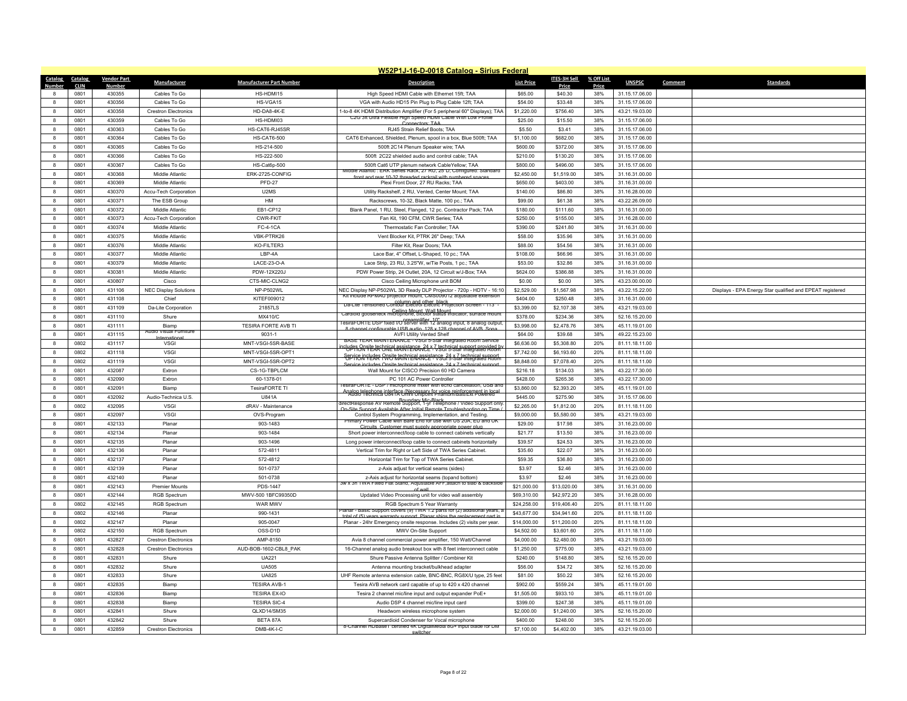## W52P1J-16-D-0018 Catalog - Sirius Federal

| Catalog Number | Catalog CLIN | Vendor Part Number | Manufacturer | Manufacturer Part Number | Description | List Price | ITES-3H Sell Price | % Off List Price | UNSPSC | Comment | Standards |
|---|---|---|---|---|---|---|---|---|---|---|---|
| 8 | 0801 | 430355 | Cables To Go | HS-HDMI15 | High Speed HDMI Cable with Ethernet 15ft; TAA | $65.00 | $40.30 | 38% | 31.15.17.06.00 | | |
| 8 | 0801 | 430356 | Cables To Go | HS-VGA15 | VGA with Audio HD15 Pin Plug to Plug Cable 12ft; TAA | $54.00 | $33.48 | 38% | 31.15.17.06.00 | | |
| 8 | 0801 | 430358 | Crestron Electronics | HD-DA8-4K-E | 1-to-8 4K HDMI Distribution Amplifier (For 5 peripheral 60" Displays); TAA | $1,220.00 | $756.40 | 38% | 43.21.19.03.00 | | |
| 8 | 0801 | 430359 | Cables To Go | HS-HDMI03 | C2G 3ft Ultra Flexible High Speed HDMI Cable With Low Profile Connectors; TAA | $25.00 | $15.50 | 38% | 31.15.17.06.00 | | |
| 8 | 0801 | 430363 | Cables To Go | HS-CAT6-RJ45SR | RJ45 Strain Relief Boots; TAA | $5.50 | $3.41 | 38% | 31.15.17.06.00 | | |
| 8 | 0801 | 430364 | Cables To Go | HS-CAT6-500 | CAT6 Enhanced, Shielded, Plenum, spool in a box, Blue 500ft; TAA | $1,100.00 | $682.00 | 38% | 31.15.17.06.00 | | |
| 8 | 0801 | 430365 | Cables To Go | HS-214-500 | 500ft 2C14 Plenum Speaker wire; TAA | $600.00 | $372.00 | 38% | 31.15.17.06.00 | | |
| 8 | 0801 | 430366 | Cables To Go | HS-222-500 | 500ft 2C22 shielded audio and control cable; TAA | $210.00 | $130.20 | 38% | 31.15.17.06.00 | | |
| 8 | 0801 | 430367 | Cables To Go | HS-Cat6p-500 | 500ft Cat6 UTP plenum network CableYellow; TAA | $800.00 | $496.00 | 38% | 31.15.17.06.00 | | |
| 8 | 0801 | 430368 | Middle Atlantic | ERK-2725-CONFIG | Middle Atlantic : ERK Series Rack, 27 RU, 25"D, Configured: Standard front and rear 10-32 threaded rackrail with numbered spaces | $2,450.00 | $1,519.00 | 38% | 31.16.31.00.00 | | |
| 8 | 0801 | 430369 | Middle Atlantic | PFD-27 | Plexi Front Door, 27 RU Racks; TAA | $650.00 | $403.00 | 38% | 31.16.31.00.00 | | |
| 8 | 0801 | 430370 | Accu-Tech Corporation | U2MS | Utility Rackshelf, 2 RU, Vented, Center Mount; TAA | $140.00 | $86.80 | 38% | 31.16.28.00.00 | | |
| 8 | 0801 | 430371 | The ESB Group | HM | Rackscrews, 10-32, Black Matte, 100 pc.; TAA | $99.00 | $61.38 | 38% | 43.22.26.09.00 | | |
| 8 | 0801 | 430372 | Middle Atlantic | EB1-CP12 | Blank Panel, 1 RU, Steel, Flanged, 12 pc. Contractor Pack; TAA | $180.00 | $111.60 | 38% | 31.16.31.00.00 | | |
| 8 | 0801 | 430373 | Accu-Tech Corporation | CWR-FKIT | Fan Kit, 190 CFM, CWR Series; TAA | $250.00 | $155.00 | 38% | 31.16.28.00.00 | | |
| 8 | 0801 | 430374 | Middle Atlantic | FC-4-1CA | Thermostatic Fan Controller; TAA | $390.00 | $241.80 | 38% | 31.16.31.00.00 | | |
| 8 | 0801 | 430375 | Middle Atlantic | VBK-PTRK26 | Vent Blocker Kit, PTRK 26" Deep; TAA | $58.00 | $35.96 | 38% | 31.16.31.00.00 | | |
| 8 | 0801 | 430376 | Middle Atlantic | KO-FILTER3 | Filter Kit, Rear Doors; TAA | $88.00 | $54.56 | 38% | 31.16.31.00.00 | | |
| 8 | 0801 | 430377 | Middle Atlantic | LBP-4A | Lace Bar, 4" Offset, L-Shaped, 10 pc.; TAA | $108.00 | $66.96 | 38% | 31.16.31.00.00 | | |
| 8 | 0801 | 430379 | Middle Atlantic | LACE-23-O-A | Lace Strip, 23 RU, 3.25"W, w/Tie Posts, 1 pc.; TAA | $53.00 | $32.86 | 38% | 31.16.31.00.00 | | |
| 8 | 0801 | 430381 | Middle Atlantic | PDW-12X220J | PDW Power Strip, 24 Outlet, 20A, 12 Circuit w/J-Box; TAA | $624.00 | $386.88 | 38% | 31.16.31.00.00 | | |
| 8 | 0801 | 430807 | Cisco | CTS-MIC-CLNG2 | Cisco Ceiling Microphone unit BOM | $0.00 | $0.00 | 38% | 43.23.00.00.00 | | |
| 8 | 0801 | 431106 | NEC Display Solutions | NP-P502WL | NEC Display NP-P502WL 3D Ready DLP Projector - 720p - HDTV - 16:10 | $2,529.00 | $1,567.98 | 38% | 43.22.15.22.00 | | Displays - EPA Energy Star qualified and EPEAT registered |
| 8 | 0801 | 431108 | Chief | KITEF009012 | Kit include RPMAU projector mount, CMS0080012 adjustable extension column and other, black | $404.00 | $250.48 | 38% | 31.16.31.00.00 | | |
| 8 | 0801 | 431109 | Da-Lite Corporation | 21857LS | Da-Lite Tensioned Contour Electrol Electric Projection Screen - 113" - Ceiling Mount, Wall Mount | $3,399.00 | $2,107.38 | 38% | 43.21.19.03.00 | | |
| 8 | 0801 | 431110 | Shure | MX410/C | Cardioid gooseneck microphone, bicolor status indicator, surface mount preamplifier, 10" | $378.00 | $234.36 | 38% | 52.16.15.20.00 | | |
| 8 | 0801 | 431111 | Biamp | TESIRA FORTE AVB TI | TesiraFORTE DSP fixed I/O server with 12 analog input, 8 analog output, 8 channel configurable USB audio, 128 x 128 channel of AVB, Sopa | $3,998.00 | $2,478.76 | 38% | 45.11.19.01.00 | | |
| 8 | 0801 | 431115 | Audio Visual Furniture International | 9031-1 | AVFI Utility Vented Shelf | $64.00 | $39.68 | 38% | 49.22.15.23.00 | | |
| 8 | 0802 | 431117 | VSGI | MNT-VSGI-5SR-BASE | BASE YEAR MAINTENANCE - VSGI 5-Star Integrated Room Service includes Onsite technical assistance, 24 x 7 technical support provided by | $6,636.00 | $5,308.80 | 20% | 81.11.18.11.00 | | |
| 8 | 0802 | 431118 | VSGI | MNT-VSGI-5SR-OPT1 | OPTION YEAR ONE MAINTENANCE - VSGI 5-Star Integrated Room Service includes Onsite technical assistance, 24 x 7 technical support | $7,742.00 | $6,193.60 | 20% | 81.11.18.11.00 | | |
| 8 | 0802 | 431119 | VSGI | MNT-VSGI-5SR-OPT2 | OPTION YEAR TWO MAINTENANCE - VSGI 5-Star Integrated Room Service includes Onsite technical assistance, 24 x 7 technical support | $8,848.00 | $7,078.40 | 20% | 81.11.18.11.00 | | |
| 8 | 0801 | 432087 | Extron | CS-1G-TBPLCM | Wall Mount for CISCO Precision 60 HD Camera | $216.18 | $134.03 | 38% | 43.22.17.30.00 | | |
| 8 | 0801 | 432090 | Extron | 60-1378-01 | PC 101 AC Power Controller | $428.00 | $265.36 | 38% | 43.22.17.30.00 | | |
| 8 | 0801 | 432091 | Biamp | TesiraFORTE TI | TesiraFORTE - DSP / microphone mixer with echo cancellation, USB and Analog telephone interface (Necessary for voice reinforcement in local | $3,860.00 | $2,393.20 | 38% | 45.11.19.01.00 | | |
| 8 | 0801 | 432092 | Audio-Technica U.S. | U841A | Audio Technica U841A Omni Onipoint Phantom/Batt/Ext Powered Boundary Mic-Black | $445.00 | $275.90 | 38% | 31.15.17.06.00 | | |
| 8 | 0802 | 432095 | VSGI | dRAV - Maintenance | directResponse AV Remote Support, 1-yr Telephone / Video Support only. On-Site Support Available After Initial Remote Troubleshooting on Time ( | $2,265.00 | $1,812.00 | 20% | 81.11.18.11.00 | | |
| 8 | 0801 | 432097 | VSGI | OVS-Program | Control System Programming, Implementation, and Testing. | $9,000.00 | $5,580.00 | 38% | 43.21.19.03.00 | | |
| 8 | 0801 | 432133 | Planar | 903-1483 | Primary Power Cable with Bare Ends for use with US 20A, EU and UK Circuits. Customer must supply appropriate power plug | $29.00 | $17.98 | 38% | 31.16.23.00.00 | | |
| 8 | 0801 | 432134 | Planar | 903-1484 | Short power interconnect/loop cable to connect cabinets vertically | $21.77 | $13.50 | 38% | 31.16.23.00.00 | | |
| 8 | 0801 | 432135 | Planar | 903-1496 | Long power interconnect/loop cable to connect cabinets horizontally | $39.57 | $24.53 | 38% | 31.16.23.00.00 | | |
| 8 | 0801 | 432136 | Planar | 572-4811 | Vertical Trim for Right or Left Side of TWA Series Cabinet. | $35.60 | $22.07 | 38% | 31.16.23.00.00 | | |
| 8 | 0801 | 432137 | Planar | 572-4812 | Horizontal Trim for Top of TWA Series Cabinet. | $59.35 | $36.80 | 38% | 31.16.23.00.00 | | |
| 8 | 0801 | 432139 | Planar | 501-0737 | z-Axis adjust for vertical seams (sides) | $3.97 | $2.46 | 38% | 31.16.23.00.00 | | |
| 8 | 0801 | 432140 | Planar | 501-0738 | z-Axis adjust for horizontal seams (topand bottom) | $3.97 | $2.46 | 38% | 31.16.23.00.00 | | |
| 8 | 0801 | 432143 | Premier Mounts | PDS-1447 | 3w x 3h TWA Fixed Flat Stand, Adjustable AFF,attach to slab & backside of wall | $21,000.00 | $13,020.00 | 38% | 31.16.31.00.00 | | |
| 8 | 0801 | 432144 | RGB Spectrum | MWV-500 1BFC99350D | Updated Video Processing unit for video wall assembly | $69,310.00 | $42,972.20 | 38% | 31.16.28.00.00 | | |
| 8 | 0802 | 432145 | RGB Spectrum | WAR MWV | RGB Spectrum 5 Year Warranty | $24,258.00 | $19,406.40 | 20% | 81.11.18.11.00 | | |
| 8 | 0802 | 432146 | Planar | 990-1431 | Planar - Basic Support covers (9) TWA 1.2 parts for (2) additional years, a total of (5) years warranty support. Planar ships the replacement part in | $43,677.00 | $34,941.60 | 20% | 81.11.18.11.00 | | |
| 8 | 0802 | 432147 | Planar | 905-0047 | Planar - 24hr Emergency onsite response. Includes (2) visits per year. | $14,000.00 | $11,200.00 | 20% | 81.11.18.11.00 | | |
| 8 | 0802 | 432150 | RGB Spectrum | OSS-D1D | MWV On-Site Support | $4,502.00 | $3,601.60 | 20% | 81.11.18.11.00 | | |
| 8 | 0801 | 432827 | Crestron Electronics | AMP-8150 | Avia 8 channel commercial power amplifier, 150 Watt/Channel | $4,000.00 | $2,480.00 | 38% | 43.21.19.03.00 | | |
| 8 | 0801 | 432828 | Crestron Electronics | AUD-BOB-1602-CBL8_PAK | 16-Channel analog audio breakout box with 8 feet interconnect cable | $1,250.00 | $775.00 | 38% | 43.21.19.03.00 | | |
| 8 | 0801 | 432831 | Shure | UA221 | Shure Passive Antenna Splitter / Combiner Kit | $240.00 | $148.80 | 38% | 52.16.15.20.00 | | |
| 8 | 0801 | 432832 | Shure | UA505 | Antenna mounting bracket/bulkhead adapter | $56.00 | $34.72 | 38% | 52.16.15.20.00 | | |
| 8 | 0801 | 432833 | Shure | UA825 | UHF Remote antenna extension cable, BNC-BNC, RG8X/U type, 25 feet | $81.00 | $50.22 | 38% | 52.16.15.20.00 | | |
| 8 | 0801 | 432835 | Biamp | TESIRA AVB-1 | Tesira AVB network card capable of up to 420 x 420 channel | $902.00 | $559.24 | 38% | 45.11.19.01.00 | | |
| 8 | 0801 | 432836 | Biamp | TESIRA EX-IO | Tesira 2 channel mic/line input and output expander PoE+ | $1,505.00 | $933.10 | 38% | 45.11.19.01.00 | | |
| 8 | 0801 | 432838 | Biamp | TESIRA SIC-4 | Audio DSP 4 channel mic/line input card | $399.00 | $247.38 | 38% | 45.11.19.01.00 | | |
| 8 | 0801 | 432841 | Shure | QLXD14/SM35 | Headworn wireless microphone system | $2,000.00 | $1,240.00 | 38% | 52.16.15.20.00 | | |
| 8 | 0801 | 432842 | Shure | BETA 87A | Supercardioid Condenser for Vocal microphone | $400.00 | $248.00 | 38% | 52.16.15.20.00 | | |
| 8 | 0801 | 432859 | Crestron Electronics | DMB-4K-I-C | 8-Channel HDBaseT certified 4K DigitalMedia 8G+ input blade for DM switcher | $7,100.00 | $4,402.00 | 38% | 43.21.19.03.00 | | |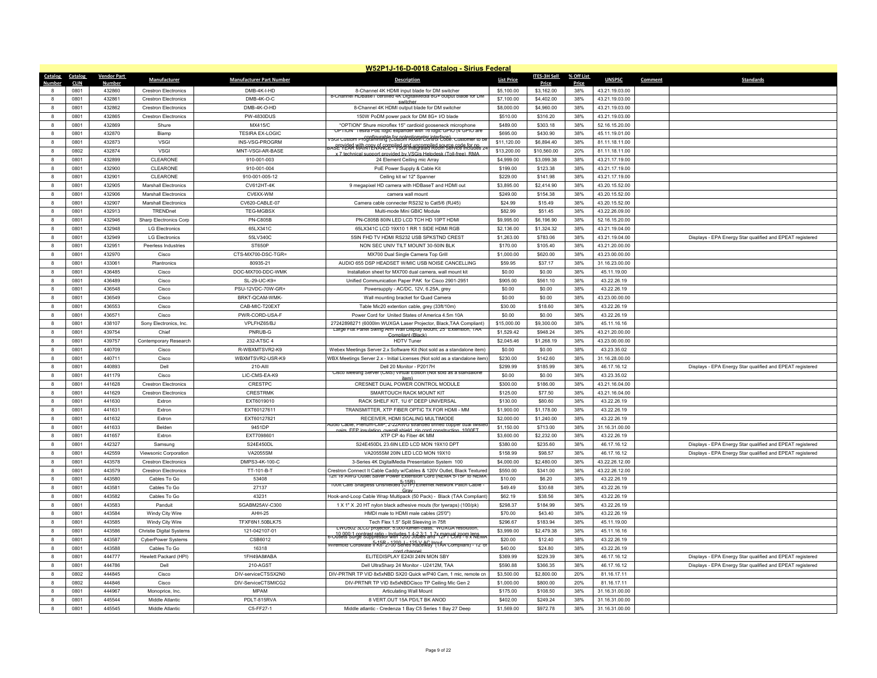# W52P1J-16-D-0018 Catalog - Sirius Federal

| Catalog Number | Catalog CLIN | Vendor Part Number | Manufacturer | Manufacturer Part Number | Description | List Price | ITES-3H Sell Price | % Off List Price | UNSPSC | Comment | Standards |
|---|---|---|---|---|---|---|---|---|---|---|---|
| 8 | 0801 | 432860 | Crestron Electronics | DMB-4K-I-HD | 8-Channel 4K HDMI input blade for DM switcher | $5,100.00 | $3,162.00 | 38% | 43.21.19.03.00 | | |
| 8 | 0801 | 432861 | Crestron Electronics | DMB-4K-O-C | 8-Channel HDBaseT certified 4K DigitalMedia 8G+ output blade for DM switcher | $7,100.00 | $4,402.00 | 38% | 43.21.19.03.00 | | |
| 8 | 0801 | 432862 | Crestron Electronics | DMB-4K-O-HD | 8-Channel 4K HDMI output blade for DM switcher | $8,000.00 | $4,960.00 | 38% | 43.21.19.03.00 | | |
| 8 | 0801 | 432865 | Crestron Electronics | PW-4830DUS | 150W PoDM power pack for DM 8G+ I/O blade | $510.00 | $316.20 | 38% | 43.21.19.03.00 | | |
| 8 | 0801 | 432869 | Shure | MX415/C | "OPTION" Shure microflex 15" cardioid gooseneck microphone | $489.00 | $303.18 | 38% | 52.16.15.20.00 | | |
| 8 | 0801 | 432870 | Biamp | TESIRA EX-LOGIC | "OPTION" Tesira PoE logic expander with 16 logic GPIO (4 GPIO are configurable for potentiometer interface) | $695.00 | $430.90 | 38% | 45.11.19.01.00 | | |
| 8 | 0801 | 432873 | VSGI | INS-VSG-PROGRM | VSGI Custom Programming (Custom Room Control Code. Customer to be provided with copy of compiled and uncompiled source code for no | $11,120.00 | $6,894.40 | 38% | 81.11.18.11.00 | | |
| 8 | 0802 | 432874 | VSGI | MNT-VSGI-AR-BASE | BASE YEAR MAINTENANCE - VSGI Integrated Room Service includes 24 x 7 technical support provided by VSGis Helpdesk (Toll-free), RMA | $13,200.00 | $10,560.00 | 20% | 81.11.18.11.00 | | |
| 8 | 0801 | 432899 | CLEARONE | 910-001-003 | 24 Element Ceiling mic Array | $4,999.00 | $3,099.38 | 38% | 43.21.17.19.00 | | |
| 8 | 0801 | 432900 | CLEARONE | 910-001-004 | PoE Power Supply & Cable Kit | $199.00 | $123.38 | 38% | 43.21.17.19.00 | | |
| 8 | 0801 | 432901 | CLEARONE | 910-001-005-12 | Ceiling kit w/ 12" Spanner | $229.00 | $141.98 | 38% | 43.21.17.19.00 | | |
| 8 | 0801 | 432905 | Marshall Electronics | CV612HT-4K | 9 megapixel HD camera with HDBaseT and HDMI out | $3,895.00 | $2,414.90 | 38% | 43.20.15.52.00 | | |
| 8 | 0801 | 432906 | Marshall Electronics | CV6XX-WM | camera wall mount | $249.00 | $154.38 | 38% | 43.20.15.52.00 | | |
| 8 | 0801 | 432907 | Marshall Electronics | CV620-CABLE-07 | Camera cable connecter RS232 to Cat5/6 (RJ45) | $24.99 | $15.49 | 38% | 43.20.15.52.00 | | |
| 8 | 0801 | 432913 | TRENDnet | TEG-MGBSX | Multi-mode Mini GBIC Module | $82.99 | $51.45 | 38% | 43.22.26.09.00 | | |
| 8 | 0801 | 432946 | Sharp Electronics Corp | PN-C805B | PN-C805B 80IN LED LCD TCH HD 10PT HDMI | $9,995.00 | $6,196.90 | 38% | 52.16.15.20.00 | | |
| 8 | 0801 | 432948 | LG Electronics | 65LX341C | 65LX341C LCD 19X10 1 RR 1 SIDE HDMI RGB | $2,136.00 | $1,324.32 | 38% | 43.21.19.04.00 | | |
| 8 | 0801 | 432949 | LG Electronics | 55LV340C | 55IN FHD TV HDMI RS232 USB SPKSTND CREST | $1,263.00 | $783.06 | 38% | 43.21.19.04.00 | | Displays - EPA Energy Star qualified and EPEAT registered |
| 8 | 0801 | 432951 | Peerless Industries | ST650P | NON SEC UNIV TILT MOUNT 30-50IN BLK | $170.00 | $105.40 | 38% | 43.21.20.00.00 | | |
| 8 | 0801 | 432970 | Cisco | CTS-MX700-DSC-TGR= | MX700 Dual Single Camera Top Grill | $1,000.00 | $620.00 | 38% | 43.23.00.00.00 | | |
| 8 | 0801 | 433061 | Plantronics | 80935-21 | AUDIO 655 DSP HEADSET W/MIC USB NOISE CANCELLING | $59.95 | $37.17 | 38% | 31.16.23.00.00 | | |
| 8 | 0801 | 436485 | Cisco | DOC-MX700-DDC-WMK | Installation sheet for MX700 dual camera, wall mount kit | $0.00 | $0.00 | 38% | 45.11.19.00 | | |
| 8 | 0801 | 436489 | Cisco | SL-29-UC-K9= | Unified Communication Paper PAK for Cisco 2901-2951 | $905.00 | $561.10 | 38% | 43.22.26.19 | | |
| 8 | 0801 | 436548 | Cisco | PSU-12VDC-70W-GR+ | Powersupply - AC/DC, 12V, 6.25A, grey | $0.00 | $0.00 | 38% | 43.22.26.19 | | |
| 8 | 0801 | 436549 | Cisco | BRKT-QCAM-WMK- | Wall mounting bracket for Quad Camera | $0.00 | $0.00 | 38% | 43.23.00.00.00 | | |
| 8 | 0801 | 436553 | Cisco | CAB-MIC-T20EXT | Table Mic20 extention cable, grey (33ft/10m) | $30.00 | $18.60 | 38% | 43.22.26.19 | | |
| 8 | 0801 | 436571 | Cisco | PWR-CORD-USA-F | Power Cord for United States of America 4.5m 10A | $0.00 | $0.00 | 38% | 43.22.26.19 | | |
| 8 | 0801 | 438107 | Sony Electronics, Inc. | VPLFHZ65/BJ | 27242898271 (6000lm WUXGA Laser Projector, Black,TAA Compliant) | $15,000.00 | $9,300.00 | 38% | 45.11.16.16 | | |
| 8 | 0801 | 439754 | Chief | PNRUB-G | Large Flat Panel Swing Arm Wall Display Mount, 25" Extension, TAA Compliant (Black) | $1,529.42 | $948.24 | 38% | 43.21.20.00.00 | | |
| 8 | 0801 | 439757 | Contemporary Research | 232-ATSC 4 | HDTV Tuner | $2,045.46 | $1,268.19 | 38% | 43.23.00.00.00 | | |
| 8 | 0801 | 440709 | Cisco | R-WBXMTSVR2-K9 | Webex Meetings Server 2.x Software Kit (Not sold as a standalone item) | $0.00 | $0.00 | 38% | 43.23.35.02 | | |
| 8 | 0801 | 440711 | Cisco | WBXMTSVR2-USR-K9 | WBX Meetings Server 2.x - Initial Licenses (Not sold as a standalone item) | $230.00 | $142.60 | 38% | 31.16.28.00.00 | | |
| 8 | 0801 | 440893 | Dell | 210-AIII | Dell 20 Monitor - P2017H | $299.99 | $185.99 | 38% | 46.17.16.12 | | Displays - EPA Energy Star qualified and EPEAT registered |
| 8 | 0801 | 441179 | Cisco | LIC-CMS-EA-K9 | Cisco Meeting Server (CMS) Virtual Edition (Not sold as a standalone item) | $0.00 | $0.00 | 38% | 43.23.35.02 | | |
| 8 | 0801 | 441628 | Crestron Electronics | CRESTPC | CRESNET DUAL POWER CONTROL MODULE | $300.00 | $186.00 | 38% | 43.21.16.04.00 | | |
| 8 | 0801 | 441629 | Crestron Electronics | CRESTRMK | SMARTOUCH RACK MOUNT KIT | $125.00 | $77.50 | 38% | 43.21.16.04.00 | | |
| 8 | 0801 | 441630 | Extron | EXT6019010 | RACK SHELF KIT, 1U 6" DEEP UNIVERSAL | $130.00 | $80.60 | 38% | 43.22.26.19 | | |
| 8 | 0801 | 441631 | Extron | EXT60127611 | TRANSMITTER, XTP FIBER OPTIC TX FOR HDMI - MM | $1,900.00 | $1,178.00 | 38% | 43.22.26.19 | | |
| 8 | 0801 | 441632 | Extron | EXT60127821 | RECEIVER, HDMI SCALING MULTIMODE | $2,000.00 | $1,240.00 | 38% | 43.22.26.19 | | |
| 8 | 0801 | 441633 | Belden | 9451DP | Audio Cable, Plenum-CMP, 2-22AWG stranded tinned copper dual twisted pairs, FEP insulation, overall shield, zip cord construction, 1000FT | $1,150.00 | $713.00 | 38% | 31.16.31.00.00 | | |
| 8 | 0801 | 441657 | Extron | EXT7098601 | XTP CP 4o Fiber 4K MM | $3,600.00 | $2,232.00 | 38% | 43.22.26.19 | | |
| 8 | 0801 | 442327 | Samsung | S24E450DL | S24E450DL 23.6IN LED LCD MON 19X10 DPT | $380.00 | $235.60 | 38% | 46.17.16.12 | | Displays - EPA Energy Star qualified and EPEAT registered |
| 8 | 0801 | 442559 | Viewsonic Corporation | VA2055SM | VA2055SM 20IN LED LCD MON 19X10 | $158.99 | $98.57 | 38% | 46.17.16.12 | | Displays - EPA Energy Star qualified and EPEAT registered |
| 8 | 0801 | 443578 | Crestron Electronics | DMPS3-4K-100-C | 3-Series 4K DigitalMedia Presentation System 100 | $4,000.00 | $2,480.00 | 38% | 43.22.26.12.00 | | |
| 8 | 0801 | 443579 | Crestron Electronics | TT-101-B-T | Crestron Connect It Cable Caddy w/Cables & 120V Outlet, Black Textured | $550.00 | $341.00 | 38% | 43.22.26.12.00 | | |
| 8 | 0801 | 443580 | Cables To Go | 53408 | 12ft 18 AWG Outlet Saver Power Extension Cord (NEMA 5-15P to NEMA 5-15R) | $10.00 | $6.20 | 38% | 43.22.26.19 | | |
| 8 | 0801 | 443581 | Cables To Go | 27137 | 100ft Cat6 Snagless Unshielded (UTP) Ethernet Network Patch Cable - Gray | $49.49 | $30.68 | 38% | 43.22.26.19 | | |
| 8 | 0801 | 443582 | Cables To Go | 43231 | Hook-and-Loop Cable Wrap Multipack (50 Pack) - Black (TAA Compliant) | $62.19 | $38.56 | 38% | 43.22.26.19 | | |
| 8 | 0801 | 443583 | Panduit | SGABM25AV-C300 | 1 X 1" X .20 HT nylon black adhesive mouts (for tywraps) (100/pk) | $298.37 | $184.99 | 38% | 43.22.26.19 | | |
| 8 | 0801 | 443584 | Windy City Wire | AHH-25 | HMDI male to HDMI male cables (25'0") | $70.00 | $43.40 | 38% | 43.22.26.19 | | |
| 8 | 0801 | 443585 | Windy City Wire | TFXF6N1.50BLK75 | Tech Flex 1.5" Split Sleeving in 75ft | $296.67 | $183.94 | 38% | 45.11.19.00 | | |
| 8 | 0801 | 443586 | Christie Digital Systems | 121-042107-01 | LWU502 3LCD projector, 5,000-lumen-class, WUXGA resolution, 10,000:1 contrast ratio - Includes 1.4-2.3:1, 1.7x manual zoom lens | $3,999.00 | $2,479.38 | 38% | 45.11.16.16 | | |
| 8 | 0801 | 443587 | CyberPower Systems | CSB6012 | 6-Outlets Surge Suppressor with 1200 Joules and 12FT Cord - 6 x NEMA 5-15R - 1200 J - 125 V AC Input | $20.00 | $12.40 | 38% | 43.22.26.19 | | |
| 8 | 0801 | 443588 | Cables To Go | 16318 | Wiremold CordMate II Kit 2700 Series Raceway (TAA Compliant) - 12' of cord channel | $40.00 | $24.80 | 38% | 43.22.26.19 | | |
| 8 | 0801 | 444777 | Hewlett Packard (HPI) | 1FH49A8#ABA | ELITEDISPLAY E243I 24IN MON SBY | $369.99 | $229.39 | 38% | 46.17.16.12 | | Displays - EPA Energy Star qualified and EPEAT registered |
| 8 | 0801 | 444786 | Dell | 210-AGST | Dell UltraSharp 24 Monitor - U2412M, TAA | $590.88 | $366.35 | 38% | 46.17.16.12 | | Displays - EPA Energy Star qualified and EPEAT registered |
| 8 | 0802 | 444845 | Cisco | DIV-serviceCTSSX2N0 | DIV-PRTNR TP VID 8x5xNBD SX20 Quick w/P40 Cam, 1 mic, remote cn | $3,500.00 | $2,800.00 | 20% | 81.16.17.11 | | |
| 8 | 0802 | 444846 | Cisco | DIV-ServiceCTSMICG2 | DIV-PRTNR TP VID 8x5xNBDCisco TP Ceiling Mic Gen 2 | $1,000.00 | $800.00 | 20% | 81.16.17.11 | | |
| 8 | 0801 | 444967 | Monoprice, Inc. | MPAM | Articulating Wall Mount | $175.00 | $108.50 | 38% | 31.16.31.00.00 | | |
| 8 | 0801 | 445544 | Middle Atlantic | PDLT-815RVA | 8 VERT.OUT 15A PD/LT BK ANOD | $402.00 | $249.24 | 38% | 31.16.31.00.00 | | |
| 8 | 0801 | 445545 | Middle Atlantic | C5-FF27-1 | Middle atlantic - Credenza 1 Bay C5 Series 1 Bay 27 Deep | $1,569.00 | $972.78 | 38% | 31.16.31.00.00 | | |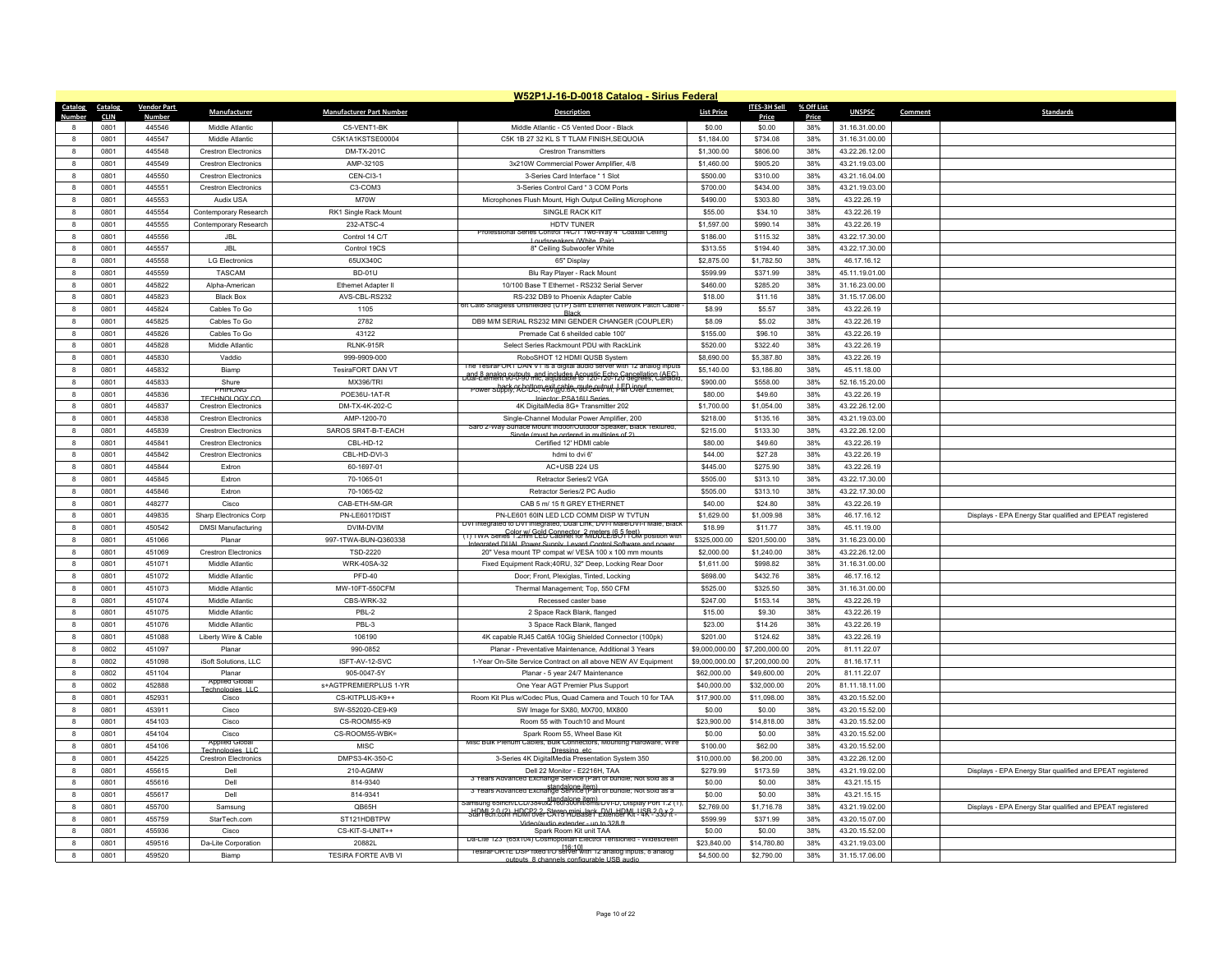# W52P1J-16-D-0018 Catalog - Sirius Federal

| Catalog Number | Catalog CLIN | Vendor Part Number | Manufacturer | Manufacturer Part Number | Description | List Price | ITES-3H Sell Price | % Off List Price | UNSPSC | Comment | Standards |
|---|---|---|---|---|---|---|---|---|---|---|---|
| 8 | 0801 | 445546 | Middle Atlantic | C5-VENT1-BK | Middle Atlantic - C5 Vented Door - Black | $0.00 | $0.00 | 38% | 31.16.31.00.00 | | |
| 8 | 0801 | 445547 | Middle Atlantic | C5K1A1KSTSE00004 | C5K 1B 27 32 KL S T TLAM FINISH,SEQUOIA | $1,184.00 | $734.08 | 38% | 31.16.31.00.00 | | |
| 8 | 0801 | 445548 | Crestron Electronics | DM-TX-201C | Crestron Transmitters | $1,300.00 | $806.00 | 38% | 43.22.26.12.00 | | |
| 8 | 0801 | 445549 | Crestron Electronics | AMP-3210S | 3x210W Commercial Power Amplifier, 4/8 | $1,460.00 | $905.20 | 38% | 43.21.19.03.00 | | |
| 8 | 0801 | 445550 | Crestron Electronics | CEN-CI3-1 | 3-Series Card Interface * 1 Slot | $500.00 | $310.00 | 38% | 43.21.16.04.00 | | |
| 8 | 0801 | 445551 | Crestron Electronics | C3-COM3 | 3-Series Control Card * 3 COM Ports | $700.00 | $434.00 | 38% | 43.21.19.03.00 | | |
| 8 | 0801 | 445553 | Audix USA | M70W | Microphones Flush Mount, High Output Ceiling Microphone | $490.00 | $303.80 | 38% | 43.22.26.19 | | |
| 8 | 0801 | 445554 | Contemporary Research | RK1 Single Rack Mount | SINGLE RACK KIT | $55.00 | $34.10 | 38% | 43.22.26.19 | | |
| 8 | 0801 | 445555 | Contemporary Research | 232-ATSC-4 | HDTV TUNER | $1,597.00 | $990.14 | 38% | 43.22.26.19 | | |
| 8 | 0801 | 445556 | JBL | Control 14 C/T | Professional Series Control 14C/T Two-Way 4" Coaxial Ceiling Loudspeakers (White, Pair) | $186.00 | $115.32 | 38% | 43.22.17.30.00 | | |
| 8 | 0801 | 445557 | JBL | Control 19CS | 8" Ceiling Subwoofer White | $313.55 | $194.40 | 38% | 43.22.17.30.00 | | |
| 8 | 0801 | 445558 | LG Electronics | 65UX340C | 65" Display | $2,875.00 | $1,782.50 | 38% | 46.17.16.12 | | |
| 8 | 0801 | 445559 | TASCAM | BD-01U | Blu Ray Player - Rack Mount | $599.99 | $371.99 | 38% | 45.11.19.01.00 | | |
| 8 | 0801 | 445822 | Alpha-American | Ethernet Adapter II | 10/100 Base T Ethernet - RS232 Serial Server | $460.00 | $285.20 | 38% | 31.16.23.00.00 | | |
| 8 | 0801 | 445823 | Black Box | AVS-CBL-RS232 | RS-232 DB9 to Phoenix Adapter Cable | $18.00 | $11.16 | 38% | 31.15.17.06.00 | | |
| 8 | 0801 | 445824 | Cables To Go | 1105 | 6ft Cat6 Snagless Unshielded (UTP) Slim Ethernet Network Patch Cable - Black | $8.99 | $5.57 | 38% | 43.22.26.19 | | |
| 8 | 0801 | 445825 | Cables To Go | 2782 | DB9 M/M SERIAL RS232 MINI GENDER CHANGER (COUPLER) | $8.09 | $5.02 | 38% | 43.22.26.19 | | |
| 8 | 0801 | 445826 | Cables To Go | 43122 | Premade Cat 6 sheilded cable 100' | $155.00 | $96.10 | 38% | 43.22.26.19 | | |
| 8 | 0801 | 445828 | Middle Atlantic | RLNK-915R | Select Series Rackmount PDU with RackLink | $520.00 | $322.40 | 38% | 43.22.26.19 | | |
| 8 | 0801 | 445830 | Vaddio | 999-9909-000 | RoboSHOT 12 HDMI QUSB System | $8,690.00 | $5,387.80 | 38% | 43.22.26.19 | | |
| 8 | 0801 | 445832 | Biamp | TesiraFORT DAN VT | The TesiraFORTE DAN VT is a digital audio server with 12 analog inputs and 8 analog outputs, and includes Acoustic Echo Cancellation (AEC) | $5,140.00 | $3,186.80 | 38% | 45.11.18.00 | | |
| 8 | 0801 | 445833 | Shure | MX396/TRI | Dual-Element 90-0-90 mic, adjustable to 120-120-120 degrees, Cardioid, back or bottom exit cable, mute output, LED input | $900.00 | $558.00 | 38% | 52.16.15.20.00 | | |
| 8 | 0801 | 445836 | PHIHONG TECHNOLOGY CO | POE36U-1AT-R | Power Supply; AC-DC; 48V@0.6A; 90-264V in; PwrOver Ethernet; Injector; PSA16U Series | $80.00 | $49.60 | 38% | 43.22.26.19 | | |
| 8 | 0801 | 445837 | Crestron Electronics | DM-TX-4K-202-C | 4K DigitalMedia 8G+ Transmitter 202 | $1,700.00 | $1,054.00 | 38% | 43.22.26.12.00 | | |
| 8 | 0801 | 445838 | Crestron Electronics | AMP-1200-70 | Single-Channel Modular Power Amplifier, 200 | $218.00 | $135.16 | 38% | 43.21.19.03.00 | | |
| 8 | 0801 | 445839 | Crestron Electronics | SAROS SR4T-B-T-EACH | Saro 2-Way Surface Mount Indoor/Outdoor Speaker, Black Textured, Single (must be ordered in multiples of 2) | $215.00 | $133.30 | 38% | 43.22.26.12.00 | | |
| 8 | 0801 | 445841 | Crestron Electronics | CBL-HD-12 | Certified 12' HDMI cable | $80.00 | $49.60 | 38% | 43.22.26.19 | | |
| 8 | 0801 | 445842 | Crestron Electronics | CBL-HD-DVI-3 | hdmi to dvi 6' | $44.00 | $27.28 | 38% | 43.22.26.19 | | |
| 8 | 0801 | 445844 | Extron | 60-1697-01 | AC+USB 224 US | $445.00 | $275.90 | 38% | 43.22.26.19 | | |
| 8 | 0801 | 445845 | Extron | 70-1065-01 | Retractor Series/2 VGA | $505.00 | $313.10 | 38% | 43.22.17.30.00 | | |
| 8 | 0801 | 445846 | Extron | 70-1065-02 | Retractor Series/2 PC Audio | $505.00 | $313.10 | 38% | 43.22.17.30.00 | | |
| 8 | 0801 | 448277 | Cisco | CAB-ETH-5M-GR | CAB 5 m/ 15 ft GREY ETHERNET | $40.00 | $24.80 | 38% | 43.22.26.19 | | |
| 8 | 0801 | 449835 | Sharp Electronics Corp | PN-LE601?DIST | PN-LE601 60IN LED LCD COMM DISP W TVTUN | $1,629.00 | $1,009.98 | 38% | 46.17.16.12 | | Displays - EPA Energy Star qualified and EPEAT registered |
| 8 | 0801 | 450542 | DMSI Manufacturing | DVIM-DVIM | DVI Integrated to DVI Integrated, Dual Link, DVI-I Male/DVI-I Male, Black Color w/ Gold Connector, 2 meters (6.5 feet) | $18.99 | $11.77 | 38% | 45.11.19.00 | | |
| 8 | 0801 | 451066 | Planar | 997-1TWA-BUN-Q360338 | (1) TWA Series 1.2mm LED Cabinet for MIDDLE/BOTTOM position with Integrated DUAL Power Supply, Levard Control Software and power | $325,000.00 | $201,500.00 | 38% | 31.16.23.00.00 | | |
| 8 | 0801 | 451069 | Crestron Electronics | TSD-2220 | 20" Vesa mount TP compat w/ VESA 100 x 100 mm mounts | $2,000.00 | $1,240.00 | 38% | 43.22.26.12.00 | | |
| 8 | 0801 | 451071 | Middle Atlantic | WRK-40SA-32 | Fixed Equipment Rack;40RU, 32" Deep, Locking Rear Door | $1,611.00 | $998.82 | 38% | 31.16.31.00.00 | | |
| 8 | 0801 | 451072 | Middle Atlantic | PFD-40 | Door; Front, Plexiglas, Tinted, Locking | $698.00 | $432.76 | 38% | 46.17.16.12 | | |
| 8 | 0801 | 451073 | Middle Atlantic | MW-10FT-550CFM | Thermal Management; Top, 550 CFM | $525.00 | $325.50 | 38% | 31.16.31.00.00 | | |
| 8 | 0801 | 451074 | Middle Atlantic | CBS-WRK-32 | Recessed caster base | $247.00 | $153.14 | 38% | 43.22.26.19 | | |
| 8 | 0801 | 451075 | Middle Atlantic | PBL-2 | 2 Space Rack Blank, flanged | $15.00 | $9.30 | 38% | 43.22.26.19 | | |
| 8 | 0801 | 451076 | Middle Atlantic | PBL-3 | 3 Space Rack Blank, flanged | $23.00 | $14.26 | 38% | 43.22.26.19 | | |
| 8 | 0801 | 451088 | Liberty Wire & Cable | 106190 | 4K capable RJ45 Cat6A 10Gig Shielded Connector (100pk) | $201.00 | $124.62 | 38% | 43.22.26.19 | | |
| 8 | 0802 | 451097 | Planar | 990-0852 | Planar - Preventative Maintenance, Additional 3 Years | $9,000,000.00 | $7,200,000.00 | 20% | 81.11.22.07 | | |
| 8 | 0802 | 451098 | iSoft Solutions, LLC | ISFT-AV-12-SVC | 1-Year On-Site Service Contract on all above NEW AV Equipment | $9,000,000.00 | $7,200,000.00 | 20% | 81.16.17.11 | | |
| 8 | 0802 | 451104 | Planar | 905-0047-5Y | Planar - 5 year 24/7 Maintenance | $62,000.00 | $49,600.00 | 20% | 81.11.22.07 | | |
| 8 | 0802 | 452888 | Applied Global Technologies, LLC | s+AGTPREMIERPLUS 1-YR | One Year AGT Premier Plus Support | $40,000.00 | $32,000.00 | 20% | 81.11.18.11.00 | | |
| 8 | 0801 | 452931 | Cisco | CS-KITPLUS-K9++ | Room Kit Plus w/Codec Plus, Quad Camera and Touch 10 for TAA | $17,900.00 | $11,098.00 | 38% | 43.20.15.52.00 | | |
| 8 | 0801 | 453911 | Cisco | SW-S52020-CE9-K9 | SW Image for SX80, MX700, MX800 | $0.00 | $0.00 | 38% | 43.20.15.52.00 | | |
| 8 | 0801 | 454103 | Cisco | CS-ROOM55-K9 | Room 55 with Touch10 and Mount | $23,900.00 | $14,818.00 | 38% | 43.20.15.52.00 | | |
| 8 | 0801 | 454104 | Cisco | CS-ROOM55-WBK= | Spark Room 55, Wheel Base Kit | $0.00 | $0.00 | 38% | 43.20.15.52.00 | | |
| 8 | 0801 | 454106 | Applied Global Technologies, LLC | MISC | Misc Bulk Plenum Cables, Bulk Connectors, Mounting Hardware, Wire Dressing, etc | $100.00 | $62.00 | 38% | 43.20.15.52.00 | | |
| 8 | 0801 | 454225 | Crestron Electronics | DMPS3-4K-350-C | 3-Series 4K DigitalMedia Presentation System 350 | $10,000.00 | $6,200.00 | 38% | 43.22.26.12.00 | | |
| 8 | 0801 | 455615 | Dell | 210-AGMW | Dell 22 Monitor - E2216H, TAA | $279.99 | $173.59 | 38% | 43.21.19.02.00 | | Displays - EPA Energy Star qualified and EPEAT registered |
| 8 | 0801 | 455616 | Dell | 814-9340 | 3 Years Advanced Exchange Service (Part of bundle; Not sold as a standalone item) | $0.00 | $0.00 | 38% | 43.21.15.15 | | |
| 8 | 0801 | 455617 | Dell | 814-9341 | 3 Years Advanced Exchange Service (Part of bundle; Not sold as a standalone item) | $0.00 | $0.00 | 38% | 43.21.15.15 | | |
| 8 | 0801 | 455700 | Samsung | QB65H | Samsung 65inch/LCD/3840x2160/300nit/6ms/DVI-D, Display Port 1.2 (1), HDMI 2.0 (2), HDCP2.2, Stereo mini Jack, DVI, HDMI, USB 2.0 x 2 | $2,769.00 | $1,716.78 | 38% | 43.21.19.02.00 | | Displays - EPA Energy Star qualified and EPEAT registered |
| 8 | 0801 | 455759 | StarTech.com | ST121HDBTPW | StarTech.com HDMI over CAT5 HDBaseT Extender Kit - 4K - 330 ft - Video/audio extender - up to 328 ft | $599.99 | $371.99 | 38% | 43.20.15.07.00 | | |
| 8 | 0801 | 455936 | Cisco | CS-KIT-S-UNIT++ | Spark Room Kit unit TAA | $0.00 | $0.00 | 38% | 43.20.15.52.00 | | |
| 8 | 0801 | 459516 | Da-Lite Corporation | 20882L | Da-Lite 123" (65X104) Cosmopolitan Electrol Tensioned - Widescreen [16:10] | $23,840.00 | $14,780.80 | 38% | 43.21.19.03.00 | | |
| 8 | 0801 | 459520 | Biamp | TESIRA FORTE AVB VI | TesiraFORTE DSP fixed I/O server with 12 analog inputs, 8 analog outputs, 8 channels configurable USB audio | $4,500.00 | $2,790.00 | 38% | 31.15.17.06.00 | | |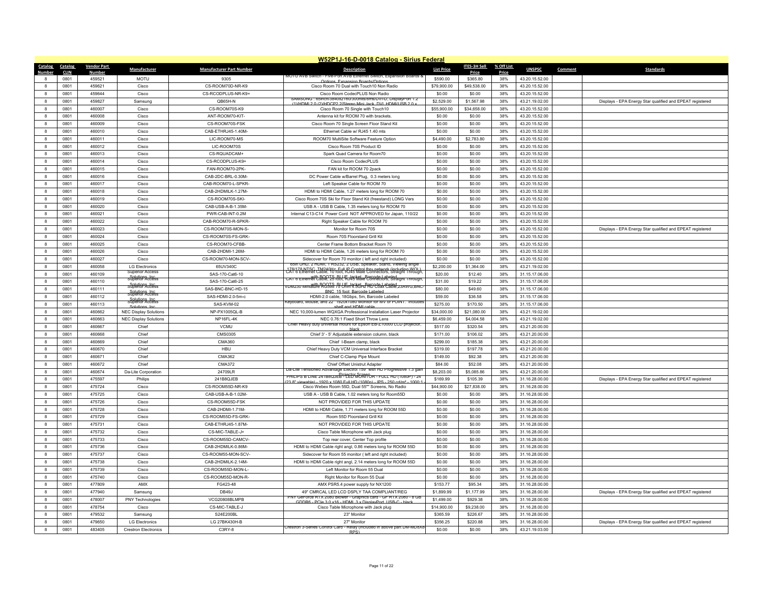## W52P1J-16-D-0018 Catalog - Sirius Federal

| Catalog Number | Catalog CLIN | Vendor Part Number | Manufacturer | Manufacturer Part Number | Description | List Price | ITES-3H Sell Price | % Off List Price | UNSPSC | Comment | Standards |
|---|---|---|---|---|---|---|---|---|---|---|---|
| 8 | 0801 | 459521 | MOTU | 9305 | MOTU AVB Switch - Five-Port AVB Ethernet Switch, Expansion Boards & Options, Expansion Boards/Options | $590.00 | $365.80 | 38% | 43.20.15.52.00 | | |
| 8 | 0801 | 459621 | Cisco | CS-ROOM70D-NR-K9 | Cisco Room 70 Dual with Touch10 Non Radio | $79,900.00 | $49,538.00 | 38% | 43.20.15.52.00 | | |
| 8 | 0801 | 459644 | Cisco | CS-RCODPLUS-NR-K9+ | Cisco Room CodecPLUS Non Radio | $0.00 | $0.00 | 38% | 43.20.15.52.00 | | |
| 8 | 0801 | 459827 | Samsung | QB65H-N | SAMSUNG - 65inch/3840x2160/300nits/8ms/DVI-D, DisplayPort 1.2 (1)/HDMI 2.0 (2)/HDCP2.2/Stereo Mini Jack, DVI, HDMI/USB 2.0 x | $2,529.00 | $1,567.98 | 38% | 43.21.19.02.00 | | Displays - EPA Energy Star qualified and EPEAT registered |
| 8 | 0801 | 460007 | Cisco | CS-ROOM70S-K9 | Cisco Room 70 Single with Touch10 | $55,900.00 | $34,658.00 | 38% | 43.20.15.52.00 | | |
| 8 | 0801 | 460008 | Cisco | ANT-ROOM70-KIT- | Antenna kit for ROOM 70 with brackets. | $0.00 | $0.00 | 38% | 43.20.15.52.00 | | |
| 8 | 0801 | 460009 | Cisco | CS-ROOM70S-FSK | Cisco Room 70 Single Screen Floor Stand Kit | $0.00 | $0.00 | 38% | 43.20.15.52.00 | | |
| 8 | 0801 | 460010 | Cisco | CAB-ETHRJ45-1.40M- | Ethernet Cable w/ RJ45 1.40 mts | $0.00 | $0.00 | 38% | 43.20.15.52.00 | | |
| 8 | 0801 | 460011 | Cisco | LIC-ROOM70-MS | ROOM70 MultiSite Software Feature Option | $4,490.00 | $2,783.80 | 38% | 43.20.15.52.00 | | |
| 8 | 0801 | 460012 | Cisco | LIC-ROOM70S | Cisco Room 70S Product ID | $0.00 | $0.00 | 38% | 43.20.15.52.00 | | |
| 8 | 0801 | 460013 | Cisco | CS-RQUADCAM+ | Spark Quad Camera for Room70 | $0.00 | $0.00 | 38% | 43.20.15.52.00 | | |
| 8 | 0801 | 460014 | Cisco | CS-RCODPLUS-K9+ | Cisco Room CodecPLUS | $0.00 | $0.00 | 38% | 43.20.15.52.00 | | |
| 8 | 0801 | 460015 | Cisco | FAN-ROOM70-2PK- | FAN kit for ROOM 70 2pack | $0.00 | $0.00 | 38% | 43.20.15.52.00 | | |
| 8 | 0801 | 460016 | Cisco | CAB-2DC-BRL-0.30M- | DC Power Cable w/Barrel Plug, 0.3 meters long | $0.00 | $0.00 | 38% | 43.20.15.52.00 | | |
| 8 | 0801 | 460017 | Cisco | CAB-ROOM70-L-SPKR- | Left Speaker Cable for ROOM 70 | $0.00 | $0.00 | 38% | 43.20.15.52.00 | | |
| 8 | 0801 | 460018 | Cisco | CAB-2HDMILK-1.27M- | HDMI to HDMI Cable, 1.27 meters long for ROOM 70 | $0.00 | $0.00 | 38% | 43.20.15.52.00 | | |
| 8 | 0801 | 460019 | Cisco | CS-ROOM70S-SKI- | Cisco Room 70S Ski for Floor Stand Kit (freestand) LONG Vers | $0.00 | $0.00 | 38% | 43.20.15.52.00 | | |
| 8 | 0801 | 460020 | Cisco | CAB-USB-A-B-1.35M- | USB A - USB B Cable, 1.35 meters long for ROOM 70 | $0.00 | $0.00 | 38% | 43.20.15.52.00 | | |
| 8 | 0801 | 460021 | Cisco | PWR-CAB-INT-0.2M | Internal C13-C14 Power Cord NOT APPROVED for Japan, 110/22 | $0.00 | $0.00 | 38% | 43.20.15.52.00 | | |
| 8 | 0801 | 460022 | Cisco | CAB-ROOM70-R-SPKR- | Right Speaker Cable for ROOM 70 | $0.00 | $0.00 | 38% | 43.20.15.52.00 | | |
| 8 | 0801 | 460023 | Cisco | CS-ROOM70S-MON-S- | Monitor for Room 70S | $0.00 | $0.00 | 38% | 43.20.15.52.00 | | Displays - EPA Energy Star qualified and EPEAT registered |
| 8 | 0801 | 460024 | Cisco | CS-ROOM70S-FS-GRK- | Room 70S Floorstand Grill Kit | $0.00 | $0.00 | 38% | 43.20.15.52.00 | | |
| 8 | 0801 | 460025 | Cisco | CS-ROOM70-CFBB- | Center Frame Bottom Bracket Room 70 | $0.00 | $0.00 | 38% | 43.20.15.52.00 | | |
| 8 | 0801 | 460026 | Cisco | CAB-2HDMI-1.26M- | HDMI to HDMI Cable, 1.26 meters long for ROOM 70 | $0.00 | $0.00 | 38% | 43.20.15.52.00 | | |
| 8 | 0801 | 460027 | Cisco | CS-ROOM70-MON-SCV- | Sidecover for Room 70 monitor ( left and right included) | $0.00 | $0.00 | 38% | 43.20.15.52.00 | | |
| 8 | 0801 | 460058 | LG Electronics | 65UV340C | 65in UHD, 2 HDMI, 1 RS232, 2 USB, Speaker, Stand, Viewing angle 178/178 NTSC, TM240Hz, Full IP Control thru network (including WOL) | $2,200.00 | $1,364.00 | 38% | 43.21.19.02.00 | | |
| 8 | 0801 | 460109 | Superior Access Solutions, Inc. | SAS-170-Cat6-10 | CAT 6 Ethernet Cable, 10 foot, RJ45 Male Connectors, Straight Through, with BOOTS, BLUE Jacket, Barcode Labeled | $20.00 | $12.40 | 38% | 31.15.17.06.00 | | |
| 8 | 0801 | 460110 | Superior Access Solutions, Inc. | SAS-170-Cat6-25 | CAT 6 Ethernet Cable, 25 foot, RJ45 Male Connectors, Straight Through, with BOOTS, BLUE Jacket, Barcode Labeled | $31.00 | $19.22 | 38% | 31.15.17.06.00 | | |
| 8 | 0801 | 460111 | Superior Access Solutions, Inc. | SAS-BNC-BNC-HD-15 | VDM230 Miniature RG59 75 Ohm 4.5GHz HD Coax Cable,23AWG,BNC-BNC, 15 foot, Barcode Labeled | $80.00 | $49.60 | 38% | 31.15.17.06.00 | | |
| 8 | 0801 | 460112 | Superior Access Solutions, Inc. | SAS-HDMI-2.0-5m-c | HDMI-2.0 cable, 18Gbps, 5m, Barcode Labeled | $59.00 | $36.58 | 38% | 31.15.17.06.00 | | |
| 8 | 0801 | 460113 | Superior Access Solutions, Inc. | SAS-KVM-02 | Keyboard, Mouse, and 22" 1920x1080 Monitor for M/V or POINT. Includes shelf and HDMI cable | $275.00 | $170.50 | 38% | 31.15.17.06.00 | | |
| 8 | 0801 | 460662 | NEC Display Solutions | NP-PX1005QL-B | NEC 10,000-lumen WQXGA Professional Installation Laser Projector | $34,000.00 | $21,080.00 | 38% | 43.21.19.02.00 | | |
| 8 | 0801 | 460663 | NEC Display Solutions | NP16FL-4K | NEC 0.76:1 Fixed Short Throw Lens | $6,459.00 | $4,004.58 | 38% | 43.21.19.02.00 | | |
| 8 | 0801 | 460667 | Chief | VCMU | Chief Heavy duty universal mount for Epson EB-Z10000 LCD projector, black | $517.00 | $320.54 | 38% | 43.21.20.00.00 | | |
| 8 | 0801 | 460668 | Chief | CMS0305 | Chief 3' - 5' Adjustable extension column, black | $171.00 | $106.02 | 38% | 43.21.20.00.00 | | |
| 8 | 0801 | 460669 | Chief | CMA360 | Chief I-Beam clamp, black | $299.00 | $185.38 | 38% | 43.21.20.00.00 | | |
| 8 | 0801 | 460670 | Chief | HBU | Chief Heavy Duty VCM Universal Interface Bracket | $319.00 | $197.78 | 38% | 43.21.20.00.00 | | |
| 8 | 0801 | 460671 | Chief | CMA362 | Chief C-Clamp Pipe Mount | $149.00 | $92.38 | 38% | 43.21.20.00.00 | | |
| 8 | 0801 | 460672 | Chief | CMA372 | Chief Offset Unistrut Adapter | $84.00 | $52.08 | 38% | 43.21.20.00.00 | | |
| 8 | 0801 | 460674 | Da-Lite Corporation | 24709LR | Da-Lite Tensioned Advantage Electrol 159" with HD Progressive 1.3 gain Projector Screen | $8,203.00 | $5,085.86 | 38% | 43.21.20.00.00 | | |
| 8 | 0801 | 475597 | Philips | 241B8QJEB | PHILIPS B LINE 241B8QJEB - LED MONITOR - FULL HD (1080P) - 24" (23.8" viewable) - 1920 x 1080 Full HD (1080p) - IPS - 250 cd/m² - 1000:1 - | $169.99 | $105.39 | 38% | 31.16.28.00.00 | | Displays - EPA Energy Star qualified and EPEAT registered |
| 8 | 0801 | 475724 | Cisco | CS-ROOM55D-NR-K9 | Cisco Webex Room 55D, Dual 55"" Screens, No Radio | $44,900.00 | $27,838.00 | 38% | 31.16.28.00.00 | | |
| 8 | 0801 | 475725 | Cisco | CAB-USB-A-B-1.02M- | USB A - USB B Cable, 1.02 meters long for Room55D | $0.00 | $0.00 | 38% | 31.16.28.00.00 | | |
| 8 | 0801 | 475726 | Cisco | CS-ROOM55D-FSK | NOT PROVIDED FOR THIS UPDATE | $0.00 | $0.00 | 38% | 31.16.28.00.00 | | |
| 8 | 0801 | 475728 | Cisco | CAB-2HDMI-1.71M- | HDMI to HDMI Cable, 1.71 meters long for ROOM 55D | $0.00 | $0.00 | 38% | 31.16.28.00.00 | | |
| 8 | 0801 | 475729 | Cisco | CS-ROOM55D-FS-GRK- | Room 55D Floorstand Grill Kit | $0.00 | $0.00 | 38% | 31.16.28.00.00 | | |
| 8 | 0801 | 475731 | Cisco | CAB-ETHRJ45-1.87M- | NOT PROVIDED FOR THIS UPDATE | $0.00 | $0.00 | 38% | 31.16.28.00.00 | | |
| 8 | 0801 | 475732 | Cisco | CS-MIC-TABLE-J+ | Cisco Table Microphone with Jack plug | $0.00 | $0.00 | 38% | 31.16.28.00.00 | | |
| 8 | 0801 | 475733 | Cisco | CS-ROOM55D-CAMCV- | Top rear cover, Center Top profile | $0.00 | $0.00 | 38% | 31.16.28.00.00 | | |
| 8 | 0801 | 475736 | Cisco | CAB-2HDMILK-0.86M- | HDMI to HDMI Cable right angl, 0.86 meters long for ROOM 55D | $0.00 | $0.00 | 38% | 31.16.28.00.00 | | |
| 8 | 0801 | 475737 | Cisco | CS-ROOM55-MON-SCV- | Sidecover for Room 55 monitor ( left and right included) | $0.00 | $0.00 | 38% | 31.16.28.00.00 | | |
| 8 | 0801 | 475738 | Cisco | CAB-2HDMILK-2.14M- | HDMI to HDMI Cable right angl, 2.14 meters long for ROOM 55D | $0.00 | $0.00 | 38% | 31.16.28.00.00 | | |
| 8 | 0801 | 475739 | Cisco | CS-ROOM55D-MON-L- | Left Monitor for Room 55 Dual | $0.00 | $0.00 | 38% | 31.16.28.00.00 | | |
| 8 | 0801 | 475740 | Cisco | CS-ROOM55D-MON-R- | Right Monitor for Room 55 Dual | $0.00 | $0.00 | 38% | 31.16.28.00.00 | | |
| 8 | 0801 | 477809 | AMX | FG423-48 | AMX PSR5.4 power supply for NX1200 | $153.77 | $95.34 | 38% | 31.16.28.00.00 | | |
| 8 | 0801 | 477940 | Samsung | DB49J | 49" CMRCAL LED LCD DSPLY TAA COMPLIANT/REG | $1,899.99 | $1,177.99 | 38% | 31.16.28.00.00 | | Displays - EPA Energy Star qualified and EPEAT registered |
| 8 | 0801 | 478007 | PNY Technologies | VCG20808BLMPB | PNY GeForce RTX 2080 Blower - Graphics card - GF RTX 2080 - 8 GB GDDR6 - PCIe 3.0 x16 - HDMI, 3 x DisplayPort, USB-C - black | $1,499.00 | $929.38 | 38% | 31.16.28.00.00 | | |
| 8 | 0801 | 478754 | Cisco | CS-MIC-TABLE-J | Cisco Table Microphone with Jack plug | $14,900.00 | $9,238.00 | 38% | 31.16.28.00.00 | | |
| 8 | 0801 | 479532 | Samsung | S24E200BL | 23" Monitor | $365.59 | $226.67 | 38% | 31.16.28.00.00 | | |
| 8 | 0801 | 479650 | LG Electronics | LG 27BK430H-B | 27" Monitor | $356.25 | $220.88 | 38% | 31.16.28.00.00 | | Displays - EPA Energy Star qualified and EPEAT registered |
| 8 | 0801 | 483405 | Crestron Electronics | C3RY-8 | Crestron 3-Series Control Card - Relay (included in above part DM-MD8X8-RPS) | $0.00 | $0.00 | 38% | 43.21.19.03.00 | | |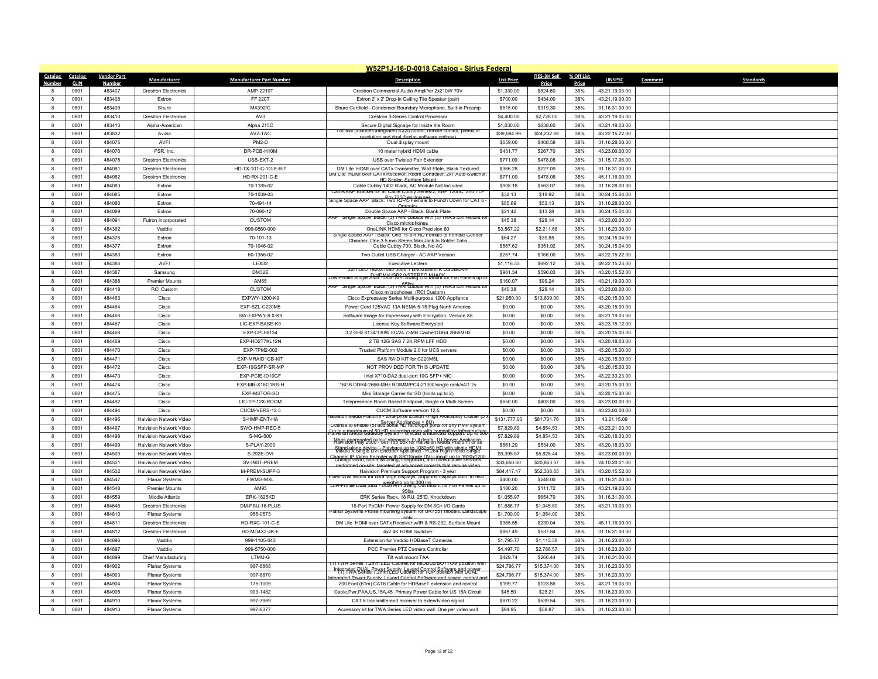## W52P1J-16-D-0018 Catalog - Sirius Federal

| Catalog Number | Catalog CLIN | Vendor Part Number | Manufacturer | Manufacturer Part Number | Description | List Price | ITES-3H Sell Price | % Off List Price | UNSPSC | Comment | Standards |
|---|---|---|---|---|---|---|---|---|---|---|---|
| 8 | 0801 | 483407 | Crestron Electronics | AMP-2210T | Crestron Commercial Audio Amplifier 2x210W 70V | $1,330.00 | $824.60 | 38% | 43.21.19.03.00 | | |
| 8 | 0801 | 483408 | Extron | FF 220T | Extron 2' x 2' Drop-in Ceiling Tile Speaker (pair) | $700.00 | $434.00 | 38% | 43.21.19.03.00 | | |
| 8 | 0801 | 483409 | Shure | MX392/C | Shure Cardioid - Condenser Boundary Microphone, Built-in Preamp | $515.00 | $319.30 | 38% | 31.16.31.00.00 | | |
| 8 | 0801 | 483410 | Crestron Electronics | AV3 | Crestron 3-Series Control Processor | $4,400.00 | $2,728.00 | 38% | 43.21.19.03.00 | | |
| 8 | 0801 | 483413 | Alpha-American | Alpha 215C | Secure Digital Signage for Inside the Room | $1,030.00 | $638.60 | 38% | 43.21.19.03.00 | | |
| 8 | 0801 | 483832 | Avizia | AVZ-TAC | Tactical (includes integrated SX20 codec, remote control, premium resolution and dual display software options) | $39,084.99 | $24,232.69 | 38% | 43.22.15.22.00 | | |
| 8 | 0801 | 484075 | AVFI | PM2-D | Dual display mount | $659.00 | $408.58 | 38% | 31.16.28.00.00 | | |
| 8 | 0801 | 484076 | FSR, Inc. | DR-PCB-H10M | 10 meter hybrid HDMI cable | $431.77 | $267.70 | 38% | 43.23.00.00.00 | | |
| 8 | 0801 | 484078 | Crestron Electronics | USB-EXT-2 | USB over Twisted Pair Extender | $771.09 | $478.08 | 38% | 31.15.17.06.00 | | |
| 8 | 0801 | 484081 | Crestron Electronics | HD-TX-101-C-1G-E-B-T | DM Lite HDMI over CATx Transmitter, Wall Plate, Black Textured | $366.28 | $227.09 | 38% | 31.16.31.00.00 | | |
| 8 | 0801 | 484082 | Crestron Electronics | HD-RX-201-C-E | DM Lite HDMI over CATx Receiver, Room Controller, 2x1 Auto-Switcher, HD Scaler, Surface Mount | $771.09 | $478.08 | 38% | 45.11.16.00.00 | | |
| 8 | 0801 | 484083 | Extron | 70-1185-02 | Cable Cubby 1402 Black, AC Module Not Included | $908.18 | $563.07 | 38% | 31.16.28.00.00 | | |
| 8 | 0801 | 484085 | Extron | 70-1039-03 | Cable/AAP Bracket for all Cable Cubby Series/2, EBP 1200C, and TLP Pro 725C enclosures | $32.13 | $19.92 | 38% | 30.24.15.04.00 | | |
| 8 | 0801 | 484086 | Extron | 70-491-14 | Single Space AAP Black: Two RJ-45 Female to Punch Down for CAT 6 - Ortronics | $85.69 | $53.13 | 38% | 31.16.28.00.00 | | |
| 8 | 0801 | 484089 | Extron | 70-090-12 | Double Space AAP - Black: Blank Plate | $21.42 | $13.28 | 38% | 30.24.15.04.00 | | |
| 8 | 0801 | 484091 | Futron Incorporated | CUSTOM | AAP Single Space Black: (3) 7MM cutouts with (3) TRRS connectors for Cisco microphones | $45.38 | $28.14 | 38% | 43.23.00.00.00 | | |
| 8 | 0801 | 484362 | Vaddio | 999-9560-000 | OneLINK HDMI for Cisco Precision 60 | $3,567.22 | $2,211.68 | 38% | 31.16.23.00.00 | | |
| 8 | 0801 | 484376 | Extron | 70-101-13 | Single Space AAP - Black: One 15-pin HD Female to Female Gender Changer, One 3.5 mm Stereo Mini Jack to Solder Tabs | $64.27 | $39.85 | 38% | 30.24.15.04.00 | | |
| 8 | 0801 | 484377 | Extron | 70-1046-02 | Cable Cubby 700, Black, No AC | $567.62 | $351.92 | 38% | 30.24.15.04.00 | | |
| 8 | 0801 | 484380 | Extron | 60-1356-02 | Two Outlet USB Charger - AC AAP Version | $267.74 | $166.00 | 38% | 43.22.15.22.00 | | |
| 8 | 0801 | 484386 | AVFI | LEX32 | Executive Lectern | $1,116.33 | $692.12 | 38% | 49.22.15.23.00 | | |
| 8 | 0801 | 484387 | Samsung | DM32E | 32in LED 1920x1080 5000:1 DM32EMNTR DSUB/DVI-D/HDMI/USB2.0/STEREO MJACK | $961.34 | $596.03 | 38% | 43.20.15.52.00 | | |
| 8 | 0801 | 484388 | Premier Mounts | AM65 | Low-Profile Single Stud - Dual Arm Swing Out Mount for Flat Panels up to 65lbs | $160.07 | $99.24 | 38% | 43.21.19.03.00 | | |
| 8 | 0801 | 484418 | RCI Custom | CUSTOM | AAP Single Space Black: (3) 7MM cutouts with (3) TRRS connectors for Cisco microphones (RCI Custom) | $45.38 | $28.14 | 38% | 43.23.00.00.00 | | |
| 8 | 0801 | 484463 | Cisco | EXPWY-1200-K9 | Cisco Expressway Series Multi-purpose 1200 Appliance | $21,950.00 | $13,609.00 | 38% | 43.20.15.00.00 | | |
| 8 | 0801 | 484464 | Cisco | EXP-BZL-C220M5 | Power Cord 125VAC 13A NEMA 5-15 Plug North America | $0.00 | $0.00 | 38% | 43.20.15.00.00 | | |
| 8 | 0801 | 484466 | Cisco | SW-EXPWY-8.X-K9 | Software Image for Expressway with Encryption, Version X8 | $0.00 | $0.00 | 38% | 43.21.19.03.00 | | |
| 8 | 0801 | 484467 | Cisco | LIC-EXP-BASE-K9 | License Key Software Encrypted | $0.00 | $0.00 | 38% | 43.23.15.12.00 | | |
| 8 | 0801 | 484468 | Cisco | EXP-CPU-6134 | 3.2 GHz 6134/130W 8C/24.75MB Cache/DDR4 2666MHz | $0.00 | $0.00 | 38% | 43.20.15.00.00 | | |
| 8 | 0801 | 484469 | Cisco | EXP-HD2T7KL12N | 2 TB 12G SAS 7.2K RPM LFF HDD | $0.00 | $0.00 | 38% | 43.20.18.03.00 | | |
| 8 | 0801 | 484470 | Cisco | EXP-TPM2-002 | Trusted Platform Module 2.0 for UCS servers | $0.00 | $0.00 | 38% | 43.20.15.00.00 | | |
| 8 | 0801 | 484471 | Cisco | EXP-MRAID1GB-KIT | SAS RAID KIT for C220M5L | $0.00 | $0.00 | 38% | 43.20.15.00.00 | | |
| 8 | 0801 | 484472 | Cisco | EXP-10GSFP-SR-MP | NOT PROVIDED FOR THIS UPDATE | $0.00 | $0.00 | 38% | 43.20.15.00.00 | | |
| 8 | 0801 | 484473 | Cisco | EXP-PCIE-ID10GF | Intel X710-DA2 dual-port 10G SFP+ NIC | $0.00 | $0.00 | 38% | 43.22.33.23.00 | | |
| 8 | 0801 | 484474 | Cisco | EXP-MR-X16G1RS-H | 16GB DDR4-2666-MHz RDIMM/PC4-21300/single rank/x4/1.2v | $0.00 | $0.00 | 38% | 43.20.15.00.00 | | |
| 8 | 0801 | 484475 | Cisco | EXP-MSTOR-SD | Mini Storage Carrier for SD (holds up to 2) | $0.00 | $0.00 | 38% | 43.20.15.00.00 | | |
| 8 | 0801 | 484492 | Cisco | LIC-TP-12X-ROOM | Telepresence Room Based Endpoint, Single or Multi-Screen | $650.00 | $403.00 | 38% | 43.23.00.00.00 | | |
| 8 | 0801 | 484494 | Cisco | CUCM-VERS-12.5 | CUCM Software version 12.5 | $0.00 | $0.00 | 38% | 43.23.00.00.00 | | |
| 8 | 0801 | 484496 | Haivision Network Video | S-HMP-ENT-HA | Haivision Media Platform - Enterprise Edition - High Availability Cluster (5 x Server Appliances = 8U) | $131,777.03 | $81,701.76 | 38% | 43.21.15.09 | | |
| 8 | 0801 | 484497 | Haivision Network Video | SWO-HMP-REC-5 | License to enable (5) additional HD recording ports for any HMP system (up to a maximum of 50 HD recording ports with compatible infrastructure | $7,829.89 | $4,854.53 | 38% | 43.23.21.03.00 | | |
| 8 | 0801 | 484498 | Haivision Network Video | S-MG-500 | Haivision Media Gateway System - Unicast & Multicast support. Up to 500 Mbps aggregated output streaming. Full depth, 1U Server Appliance | $7,829.89 | $4,854.53 | 38% | 43.20.18.03.00 | | |
| 8 | 0801 | 484499 | Haivision Network Video | S-PLAY-2000 | Haivision Play 2000 - Set-Top box for Haivision Media Platform or as Stand-alone device. - Playback up to 1080p60 HD with single HDMI | $861.29 | $534.00 | 38% | 43.20.18.03.00 | | |
| 8 | 0801 | 484500 | Haivision Network Video | S-292E-DVI | Makito X Single DVI Encoder Appliance - H.264 High Profile Single Channel IP Video Encoder with SRTSingle DVI-I input: up to 1920x1200 | $9,395.87 | $5,825.44 | 38% | 43.23.00.00.00 | | |
| 8 | 0801 | 484501 | Haivision Network Video | SV-INST-PREM | Configuration, commissioning, integration, and consultative services performed on-site; targeted at advanced projects that require video | $33,650.60 | $20,863.37 | 38% | 24.10.20.01.00 | | |
| 8 | 0801 | 484502 | Haivision Network Video | M-PREM-SUPP-3 | Haivision Premium Support Program - 3 year | $84,417.17 | $52,338.65 | 38% | 43.20.15.52.00 | | |
| 8 | 0801 | 484547 | Planar Systems | FWMG-MXL | Fixed Wall Mount for ultra large displays. Supports displays 50in. to 98in., weighing up to 300 lbs | $400.00 | $248.00 | 38% | 31.16.31.00.00 | | |
| 8 | 0801 | 484548 | Premier Mounts | AM95 | Low-Profile Dual Stud - Dual Arm Swing Out Mount for Flat Panels up to 95lbs | $180.20 | $111.72 | 38% | 43.21.19.03.00 | | |
| 8 | 0801 | 484559 | Middle Atlantic | ERK-1825KD | ERK Series Rack, 18 RU, 25"D, Knockdown | $1,055.97 | $654.70 | 38% | 31.16.31.00.00 | | |
| 8 | 0801 | 484646 | Crestron Electronics | DM-PSU-16-PLUS | 16-Port PoDM+ Power Supply for DM 8G+ I/O Cards | $1,686.77 | $1,045.80 | 38% | 43.21.19.03.00 | | |
| 8 | 0801 | 484810 | Planar Systems | 955-0573 | Planar Systems Profile mounting system for UR7551 models. Landscape only | $1,700.00 | $1,054.00 | 38% | | | |
| 8 | 0801 | 484811 | Crestron Electronics | HD-RXC-101-C-E | DM Lite HDMI over CATx Receiver w/IR & RS-232, Surface Mount | $385.55 | $239.04 | 38% | 45.11.16.00.00 | | |
| 8 | 0801 | 484812 | Crestron Electronics | HD-MD4X2-4K-E | 4x2 4K HDMI Switcher | $867.49 | $537.84 | 38% | 31.16.31.00.00 | | |
| 8 | 0801 | 484896 | Vaddio | 999-1105-043 | Extension for Vaddio HDBaseT Cameras | $1,795.77 | $1,113.38 | 38% | 31.16.23.00.00 | | |
| 8 | 0801 | 484897 | Vaddio | 999-5750-000 | PCC Premier PTZ Camera Controller | $4,497.70 | $2,788.57 | 38% | 31.16.23.00.00 | | |
| 8 | 0801 | 484899 | Chief Manufacturing | LTMU-G | Tilt wall mount TAA | $429.74 | $266.44 | 38% | 31.16.31.00.00 | | |
| 8 | 0801 | 484902 | Planar Systems | 997-8868 | (1) TWA Series 1.2mm LED Cabinet for MIDDLE/BOTTOM position with Integrated DUAL Power Supply, Levard Control Software and power | $24,796.77 | $15,374.00 | 38% | 31.16.23.00.00 | | |
| 8 | 0801 | 484903 | Planar Systems | 997-8870 | (1) TWA Series 1.2mm LED Cabinet for TOP position with DUAL Integrated Power Supply, Levard Control Software and power, control and | $24,796.77 | $15,374.00 | 38% | 31.16.23.00.00 | | |
| 8 | 0801 | 484904 | Planar Systems | 175-1009 | 200 Foot (61m) CAT6 Cable for HDBaseT extension and control | $199.77 | $123.86 | 38% | 43.21.19.03.00 | | |
| 8 | 0801 | 484905 | Planar Systems | 903-1482 | Cable,Pwr,PAA,US,15A,45 Primary Power Cable for US 15A Circuit | $45.50 | $28.21 | 38% | 31.16.23.00.00 | | |
| 8 | 0801 | 484910 | Planar Systems | 997-7969 | CAT 6 transmitterand receiver to extendvideo signal | $870.22 | $539.54 | 38% | 31.16.23.00.00 | | |
| 8 | 0801 | 484913 | Planar Systems | 997-8377 | Accessory kit for TWA Series LED video wall. One per video wall | $94.95 | $58.87 | 38% | 31.16.23.00.00 | | |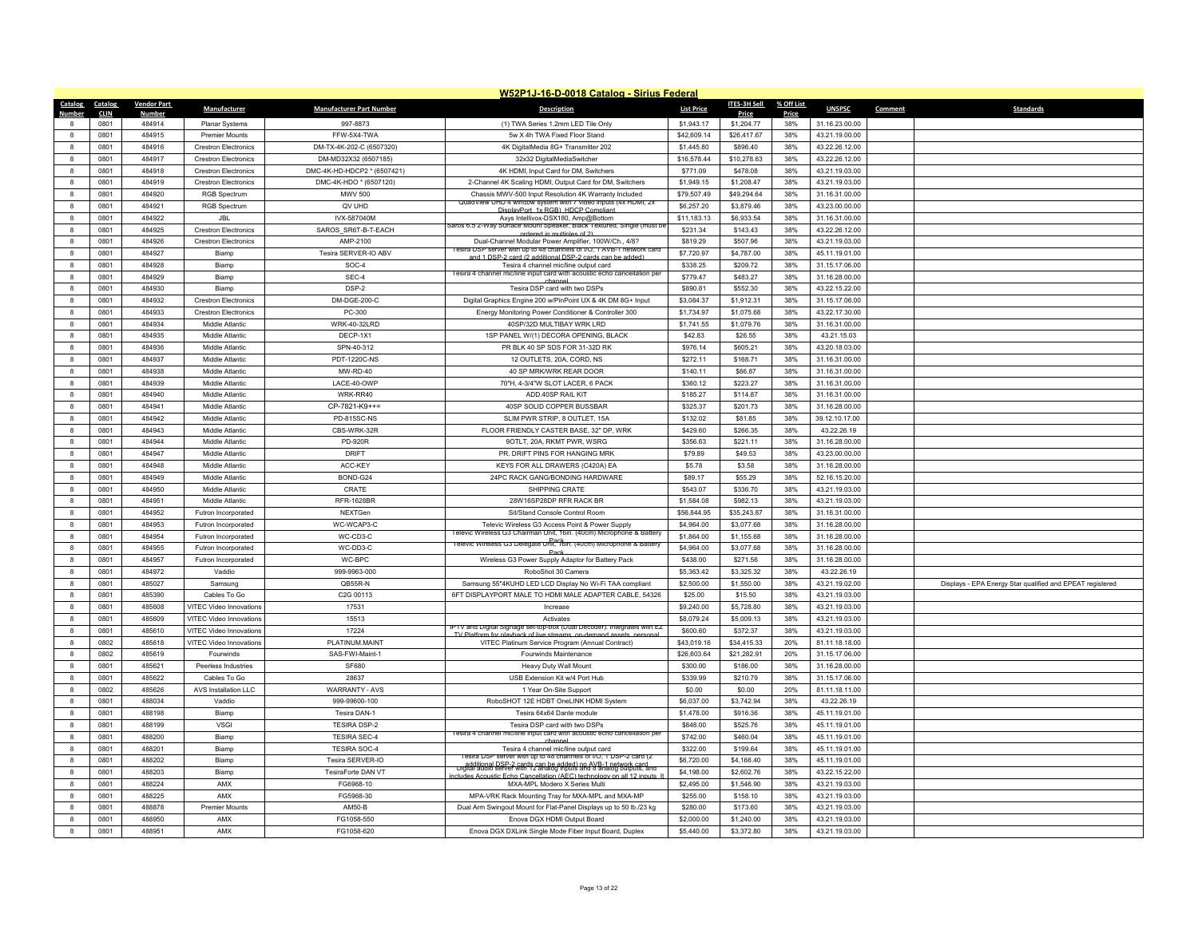# W52P1J-16-D-0018 Catalog - Sirius Federal

| Catalog Number | Catalog CLIN | Vendor Part Number | Manufacturer | Manufacturer Part Number | Description | List Price | ITES-3H Sell Price | % Off List Price | UNSPSC | Comment | Standards |
|---|---|---|---|---|---|---|---|---|---|---|---|
| 8 | 0801 | 484914 | Planar Systems | 997-8873 | (1) TWA Series 1.2mm LED Tile Only | $1,943.17 | $1,204.77 | 38% | 31.16.23.00.00 | | |
| 8 | 0801 | 484915 | Premier Mounts | FFW-5X4-TWA | 5w X 4h TWA Fixed Floor Stand | $42,609.14 | $26,417.67 | 38% | 43.21.19.00.00 | | |
| 8 | 0801 | 484916 | Crestron Electronics | DM-TX-4K-202-C (6507320) | 4K DigitalMedia 8G+ Transmitter 202 | $1,445.80 | $896.40 | 38% | 43.22.26.12.00 | | |
| 8 | 0801 | 484917 | Crestron Electronics | DM-MD32X32 (6507185) | 32x32 DigitalMediaSwitcher | $16,578.44 | $10,278.63 | 38% | 43.22.26.12.00 | | |
| 8 | 0801 | 484918 | Crestron Electronics | DMC-4K-HD-HDCP2 * (6507421) | 4K HDMI, Input Card for DM, Switchers | $771.09 | $478.08 | 38% | 43.21.19.03.00 | | |
| 8 | 0801 | 484919 | Crestron Electronics | DMC-4K-HDO * (6507120) | 2-Channel 4K Scaling HDMI, Output Card for DM, Switchers | $1,949.15 | $1,208.47 | 38% | 43.21.19.03.00 | | |
| 8 | 0801 | 484920 | RGB Spectrum | MWV 500 | Chassis MWV-500 Input Resolution 4K Warranty Included | $79,507.49 | $49,294.64 | 38% | 31.16.31.00.00 | | |
| 8 | 0801 | 484921 | RGB Spectrum | QV UHD | QuadView UHD 4 window system with 7 video inputs (4x HDMI, 2x DisplayPort, 1x RGB), HDCP Compliant | $6,257.20 | $3,879.46 | 38% | 43.23.00.00.00 | | |
| 8 | 0801 | 484922 | JBL | IVX-587040M | Axys Intellivox-DSX180, Amp@Bottom | $11,183.13 | $6,933.54 | 38% | 31.16.31.00.00 | | |
| 8 | 0801 | 484925 | Crestron Electronics | SAROS_SR6T-B-T-EACH | Saros 6.5 2-Way Surface Mount Speaker, Black Textured, Single (must be ordered in multiples of 2) | $231.34 | $143.43 | 38% | 43.22.26.12.00 | | |
| 8 | 0801 | 484926 | Crestron Electronics | AMP-2100 | Dual-Channel Modular Power Amplifier, 100W/Ch., 4/8? | $819.29 | $507.96 | 38% | 43.21.19.03.00 | | |
| 8 | 0801 | 484927 | Biamp | Tesira SERVER-IO ABV | Tesira DSP server with up to 48 channels of I/O, 1 AVB-1 network card and 1 DSP-2 card (2 additional DSP-2 cards can be added) | $7,720.97 | $4,787.00 | 38% | 45.11.19.01.00 | | |
| 8 | 0801 | 484928 | Biamp | SOC-4 | Tesira 4 channel mic/line output card | $338.25 | $209.72 | 38% | 31.15.17.06.00 | | |
| 8 | 0801 | 484929 | Biamp | SEC-4 | Tesira 4 channel mic/line input card with acoustic echo cancellation per channel | $779.47 | $483.27 | 38% | 31.16.28.00.00 | | |
| 8 | 0801 | 484930 | Biamp | DSP-2 | Tesira DSP card with two DSPs | $890.81 | $552.30 | 38% | 43.22.15.22.00 | | |
| 8 | 0801 | 484932 | Crestron Electronics | DM-DGE-200-C | Digital Graphics Engine 200 w/PinPoint UX & 4K DM 8G+ Input | $3,084.37 | $1,912.31 | 38% | 31.15.17.06.00 | | |
| 8 | 0801 | 484933 | Crestron Electronics | PC-300 | Energy Monitoring Power Conditioner & Controller 300 | $1,734.97 | $1,075.68 | 38% | 43.22.17.30.00 | | |
| 8 | 0801 | 484934 | Middle Atlantic | WRK-40-32LRD | 40SP/32D MULTIBAY WRK LRD | $1,741.55 | $1,079.76 | 38% | 31.16.31.00.00 | | |
| 8 | 0801 | 484935 | Middle Atlantic | DECP-1X1 | 1SP PANEL W/(1) DECORA OPENING, BLACK | $42.83 | $26.55 | 38% | 43.21.15.03 | | |
| 8 | 0801 | 484936 | Middle Atlantic | SPN-40-312 | PR BLK 40 SP SDS FOR 31-32D RK | $976.14 | $605.21 | 38% | 43.20.18.03.00 | | |
| 8 | 0801 | 484937 | Middle Atlantic | PDT-1220C-NS | 12 OUTLETS, 20A, CORD, NS | $272.11 | $168.71 | 38% | 31.16.31.00.00 | | |
| 8 | 0801 | 484938 | Middle Atlantic | MW-RD-40 | 40 SP MRK/WRK REAR DOOR | $140.11 | $86.87 | 38% | 31.16.31.00.00 | | |
| 8 | 0801 | 484939 | Middle Atlantic | LACE-40-OWP | 70"H, 4-3/4"W SLOT LACER, 6 PACK | $360.12 | $223.27 | 38% | 31.16.31.00.00 | | |
| 8 | 0801 | 484940 | Middle Atlantic | WRK-RR40 | ADD.40SP RAIL KIT | $185.27 | $114.87 | 38% | 31.16.31.00.00 | | |
| 8 | 0801 | 484941 | Middle Atlantic | CP-7821-K9++= | 40SP SOLID COPPER BUSSBAR | $325.37 | $201.73 | 38% | 31.16.28.00.00 | | |
| 8 | 0801 | 484942 | Middle Atlantic | PD-815SC-NS | SLIM PWR STRIP, 8 OUTLET, 15A | $132.02 | $81.85 | 38% | 39.12.10.17.00 | | |
| 8 | 0801 | 484943 | Middle Atlantic | CBS-WRK-32R | FLOOR FRIENDLY CASTER BASE, 32" DP, WRK | $429.60 | $266.35 | 38% | 43.22.26.19 | | |
| 8 | 0801 | 484944 | Middle Atlantic | PD-920R | 9OTLT, 20A, RKMT PWR, WSRG | $356.63 | $221.11 | 38% | 31.16.28.00.00 | | |
| 8 | 0801 | 484947 | Middle Atlantic | DRIFT | PR. DRIFT PINS FOR HANGING MRK | $79.89 | $49.53 | 38% | 43.23.00.00.00 | | |
| 8 | 0801 | 484948 | Middle Atlantic | ACC-KEY | KEYS FOR ALL DRAWERS (C420A) EA | $5.78 | $3.58 | 38% | 31.16.28.00.00 | | |
| 8 | 0801 | 484949 | Middle Atlantic | BOND-G24 | 24PC RACK GANG/BONDING HARDWARE | $89.17 | $55.29 | 38% | 52.16.15.20.00 | | |
| 8 | 0801 | 484950 | Middle Atlantic | CRATE | SHIPPING CRATE | $543.07 | $336.70 | 38% | 43.21.19.03.00 | | |
| 8 | 0801 | 484951 | Middle Atlantic | RFR-1628BR | 28W16SP28DP RFR RACK BR | $1,584.08 | $982.13 | 38% | 43.21.19.03.00 | | |
| 8 | 0801 | 484952 | Futron Incorporated | NEXTGen | Sit/Stand Console Control Room | $56,844.95 | $35,243.87 | 38% | 31.16.31.00.00 | | |
| 8 | 0801 | 484953 | Futron Incorporated | WC-WCAP3-C | Televic Wireless G3 Access Point & Power Supply | $4,964.00 | $3,077.68 | 38% | 31.16.28.00.00 | | |
| 8 | 0801 | 484954 | Futron Incorporated | WC-CD3-C | Televic Wireless G3 Chairman Unit, 16in. (40cm) Microphone & Battery Pack | $1,864.00 | $1,155.68 | 38% | 31.16.28.00.00 | | |
| 8 | 0801 | 484955 | Futron Incorporated | WC-DD3-C | Televic Wireless G3 Delegate Unit, 16in. (40cm) Microphone & Battery Pack | $4,964.00 | $3,077.68 | 38% | 31.16.28.00.00 | | |
| 8 | 0801 | 484957 | Futron Incorporated | WC-BPC | Wireless G3 Power Supply Adaptor for Battery Pack | $438.00 | $271.56 | 38% | 31.16.28.00.00 | | |
| 8 | 0801 | 484972 | Vaddio | 999-9963-000 | RoboShot 30 Camera | $5,363.42 | $3,325.32 | 38% | 43.22.26.19 | | |
| 8 | 0801 | 485027 | Samsung | QB55R-N | Samsung 55"4KUHD LED LCD Display No Wi-Fi TAA compliant | $2,500.00 | $1,550.00 | 38% | 43.21.19.02.00 | | Displays - EPA Energy Star qualified and EPEAT registered |
| 8 | 0801 | 485390 | Cables To Go | C2G 00113 | 6FT DISPLAYPORT MALE TO HDMI MALE ADAPTER CABLE, 54326 | $25.00 | $15.50 | 38% | 43.21.19.03.00 | | |
| 8 | 0801 | 485608 | VITEC Video Innovations | 17531 | Increase | $9,240.00 | $5,728.80 | 38% | 43.21.19.03.00 | | |
| 8 | 0801 | 485609 | VITEC Video Innovations | 15513 | Activates | $8,079.24 | $5,009.13 | 38% | 43.21.19.03.00 | | |
| 8 | 0801 | 485610 | VITEC Video Innovations | 17224 | IPTV and Digital Signage set-top-box (Dual Decoder). Integrates with EZ TV Platform for playback of live streams, on-demand assets, personal | $600.60 | $372.37 | 38% | 43.21.19.03.00 | | |
| 8 | 0802 | 485618 | VITEC Video Innovations | PLATINUM.MAINT | VITEC Platinum Service Program (Annual Contract) | $43,019.16 | $34,415.33 | 20% | 81.11.18.18.00 | | |
| 8 | 0802 | 485619 | Fourwinds | SAS-FWI-Maint-1 | Fourwinds Maintenance | $26,603.64 | $21,282.91 | 20% | 31.15.17.06.00 | | |
| 8 | 0801 | 485621 | Peerless Industries | SF680 | Heavy Duty Wall Mount | $300.00 | $186.00 | 38% | 31.16.28.00.00 | | |
| 8 | 0801 | 485622 | Cables To Go | 28637 | USB Extension Kit w/4 Port Hub | $339.99 | $210.79 | 38% | 31.15.17.06.00 | | |
| 8 | 0802 | 485626 | AVS Installation LLC | WARRANTY - AVS | 1 Year On-Site Support | $0.00 | $0.00 | 20% | 81.11.18.11.00 | | |
| 8 | 0801 | 488034 | Vaddio | 999-99600-100 | RoboSHOT 12E HDBT OneLINK HDMI System | $6,037.00 | $3,742.94 | 38% | 43.22.26.19 | | |
| 8 | 0801 | 488198 | Biamp | Tesira DAN-1 | Tesira 64x64 Dante module | $1,478.00 | $916.36 | 38% | 45.11.19.01.00 | | |
| 8 | 0801 | 488199 | VSGI | TESIRA DSP-2 | Tesira DSP card with two DSPs | $848.00 | $525.76 | 38% | 45.11.19.01.00 | | |
| 8 | 0801 | 488200 | Biamp | TESIRA SEC-4 | Tesira 4 channel mic/line input card with acoustic echo cancellation per channel | $742.00 | $460.04 | 38% | 45.11.19.01.00 | | |
| 8 | 0801 | 488201 | Biamp | TESIRA SOC-4 | Tesira 4 channel mic/line output card | $322.00 | $199.64 | 38% | 45.11.19.01.00 | | |
| 8 | 0801 | 488202 | Biamp | Tesira SERVER-IO | Tesira DSP server with up to 48 channels of I/O, 1 DSP-2 card (2 additional DSP-2 cards can be added) no AVB-1 network card | $6,720.00 | $4,166.40 | 38% | 45.11.19.01.00 | | |
| 8 | 0801 | 488203 | Biamp | TesiraForte DAN VT | Digital audio server with 12 analog inputs and 8 analog outputs, and includes Acoustic Echo Cancellation (AEC) technology on all 12 inputs. It | $4,198.00 | $2,602.76 | 38% | 43.22.15.22.00 | | |
| 8 | 0801 | 488224 | AMX | FG6968-10 | MXA-MPL Modero X Series Multi | $2,495.00 | $1,546.90 | 38% | 43.21.19.03.00 | | |
| 8 | 0801 | 488225 | AMX | FG5968-30 | MPA-VRK Rack Mounting Tray for MXA-MPL and MXA-MP | $255.00 | $158.10 | 38% | 43.21.19.03.00 | | |
| 8 | 0801 | 488878 | Premier Mounts | AM50-B | Dual Arm Swingout Mount for Flat-Panel Displays up to 50 lb./23 kg | $280.00 | $173.60 | 38% | 43.21.19.03.00 | | |
| 8 | 0801 | 488950 | AMX | FG1058-550 | Enova DGX HDMI Output Board | $2,000.00 | $1,240.00 | 38% | 43.21.19.03.00 | | |
| 8 | 0801 | 488951 | AMX | FG1058-620 | Enova DGX DXLink Single Mode Fiber Input Board, Duplex | $5,440.00 | $3,372.80 | 38% | 43.21.19.03.00 | | |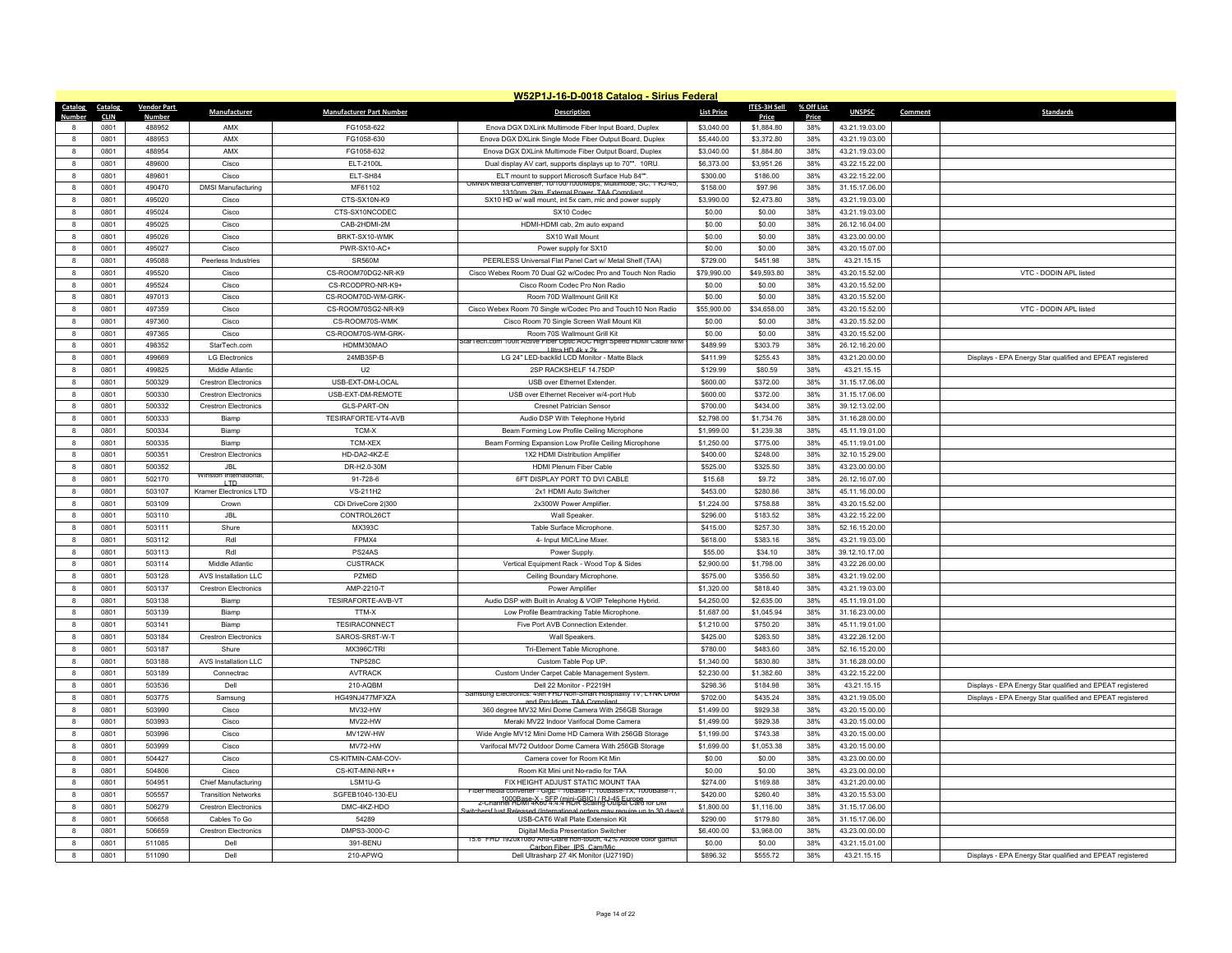# W52P1J-16-D-0018 Catalog - Sirius Federal

| Catalog Number | Catalog CLIN | Vendor Part Number | Manufacturer | Manufacturer Part Number | Description | List Price | ITES-3H Sell Price | % Off List Price | UNSPSC | Comment | Standards |
|---|---|---|---|---|---|---|---|---|---|---|---|
| 8 | 0801 | 488952 | AMX | FG1058-622 | Enova DGX DXLink Multimode Fiber Input Board, Duplex | $3,040.00 | $1,884.80 | 38% | 43.21.19.03.00 | | |
| 8 | 0801 | 488953 | AMX | FG1058-630 | Enova DGX DXLink Single Mode Fiber Output Board, Duplex | $5,440.00 | $3,372.80 | 38% | 43.21.19.03.00 | | |
| 8 | 0801 | 488954 | AMX | FG1058-632 | Enova DGX DXLink Multimode Fiber Output Board, Duplex | $3,040.00 | $1,884.80 | 38% | 43.21.19.03.00 | | |
| 8 | 0801 | 489600 | Cisco | ELT-2100L | Dual display AV cart, supports displays up to 70"". 10RU. | $6,373.00 | $3,951.26 | 38% | 43.22.15.22.00 | | |
| 8 | 0801 | 489601 | Cisco | ELT-SH84 | ELT mount to support Microsoft Surface Hub 84"". | $300.00 | $186.00 | 38% | 43.22.15.22.00 | | |
| 8 | 0801 | 490470 | DMSI Manufacturing | MF61102 | OMNIA Media Converter, 10/100/1000Mbps, Multimode, SC, 1 RJ-45, 1310nm, 2km, External Power, TAA Compliant | $158.00 | $97.96 | 38% | 31.15.17.06.00 | | |
| 8 | 0801 | 495020 | Cisco | CTS-SX10N-K9 | SX10 HD w/ wall mount, int 5x cam, mic and power supply | $3,990.00 | $2,473.80 | 38% | 43.21.19.03.00 | | |
| 8 | 0801 | 495024 | Cisco | CTS-SX10NCODEC | SX10 Codec | $0.00 | $0.00 | 38% | 43.21.19.03.00 | | |
| 8 | 0801 | 495025 | Cisco | CAB-2HDMI-2M | HDMI-HDMI cab, 2m auto expand | $0.00 | $0.00 | 38% | 26.12.16.04.00 | | |
| 8 | 0801 | 495026 | Cisco | BRKT-SX10-WMK | SX10 Wall Mount | $0.00 | $0.00 | 38% | 43.23.00.00.00 | | |
| 8 | 0801 | 495027 | Cisco | PWR-SX10-AC+ | Power supply for SX10 | $0.00 | $0.00 | 38% | 43.20.15.07.00 | | |
| 8 | 0801 | 495088 | Peerless Industries | SR560M | PEERLESS Universal Flat Panel Cart w/ Metal Shelf (TAA) | $729.00 | $451.98 | 38% | 43.21.15.15 | | |
| 8 | 0801 | 495520 | Cisco | CS-ROOM70DG2-NR-K9 | Cisco Webex Room 70 Dual G2 w/Codec Pro and Touch Non Radio | $79,990.00 | $49,593.80 | 38% | 43.20.15.52.00 | | VTC - DODIN APL listed |
| 8 | 0801 | 495524 | Cisco | CS-RCODPRO-NR-K9+ | Cisco Room Codec Pro Non Radio | $0.00 | $0.00 | 38% | 43.20.15.52.00 | | |
| 8 | 0801 | 497013 | Cisco | CS-ROOM70D-WM-GRK- | Room 70D Wallmount Grill Kit | $0.00 | $0.00 | 38% | 43.20.15.52.00 | | |
| 8 | 0801 | 497359 | Cisco | CS-ROOM70SG2-NR-K9 | Cisco Webex Room 70 Single w/Codec Pro and Touch10 Non Radio | $55,900.00 | $34,658.00 | 38% | 43.20.15.52.00 | | VTC - DODIN APL listed |
| 8 | 0801 | 497360 | Cisco | CS-ROOM70S-WMK | Cisco Room 70 Single Screen Wall Mount Kit | $0.00 | $0.00 | 38% | 43.20.15.52.00 | | |
| 8 | 0801 | 497365 | Cisco | CS-ROOM70S-WM-GRK- | Room 70S Wallmount Grill Kit | $0.00 | $0.00 | 38% | 43.20.15.52.00 | | |
| 8 | 0801 | 498352 | StarTech.com | HDMM30MAO | StarTech.com 100ft Active Fiber Optic AOC High Speed HDMI Cable M/M - Ultra HD 4k x 2k | $489.99 | $303.79 | 38% | 26.12.16.20.00 | | |
| 8 | 0801 | 499669 | LG Electronics | 24MB35P-B | LG 24" LED-backlit LCD Monitor - Matte Black | $411.99 | $255.43 | 38% | 43.21.20.00.00 | | Displays - EPA Energy Star qualified and EPEAT registered |
| 8 | 0801 | 499825 | Middle Atlantic | U2 | 2SP RACKSHELF 14.75DP | $129.99 | $80.59 | 38% | 43.21.15.15 | | |
| 8 | 0801 | 500329 | Crestron Electronics | USB-EXT-DM-LOCAL | USB over Ethernet Extender. | $600.00 | $372.00 | 38% | 31.15.17.06.00 | | |
| 8 | 0801 | 500330 | Crestron Electronics | USB-EXT-DM-REMOTE | USB over Ethernet Receiver w/4-port Hub | $600.00 | $372.00 | 38% | 31.15.17.06.00 | | |
| 8 | 0801 | 500332 | Crestron Electronics | GLS-PART-ON | Cresnet Patrician Sensor | $700.00 | $434.00 | 38% | 39.12.13.02.00 | | |
| 8 | 0801 | 500333 | Biamp | TESIRAFORTE-VT4-AVB | Audio DSP With Telephone Hybrid | $2,798.00 | $1,734.76 | 38% | 31.16.28.00.00 | | |
| 8 | 0801 | 500334 | Biamp | TCM-X | Beam Forming Low Profile Ceiling Microphone | $1,999.00 | $1,239.38 | 38% | 45.11.19.01.00 | | |
| 8 | 0801 | 500335 | Biamp | TCM-XEX | Beam Forming Expansion Low Profile Ceiling Microphone | $1,250.00 | $775.00 | 38% | 45.11.19.01.00 | | |
| 8 | 0801 | 500351 | Crestron Electronics | HD-DA2-4KZ-E | 1X2 HDMI Distribution Amplifier | $400.00 | $248.00 | 38% | 32.10.15.29.00 | | |
| 8 | 0801 | 500352 | JBL | DR-H2.0-30M | HDMI Plenum Fiber Cable | $525.00 | $325.50 | 38% | 43.23.00.00.00 | | |
| 8 | 0801 | 502170 | Winston International, LTD | 91-728-6 | 6FT DISPLAY PORT TO DVI CABLE | $15.68 | $9.72 | 38% | 26.12.16.07.00 | | |
| 8 | 0801 | 503107 | Kramer Electronics LTD | VS-211H2 | 2x1 HDMI Auto Switcher | $453.00 | $280.86 | 38% | 45.11.16.00.00 | | |
| 8 | 0801 | 503109 | Crown | CDi DriveCore 2\|300 | 2x300W Power Amplifier. | $1,224.00 | $758.88 | 38% | 43.20.15.52.00 | | |
| 8 | 0801 | 503110 | JBL | CONTROL26CT | Wall Speaker. | $296.00 | $183.52 | 38% | 43.22.15.22.00 | | |
| 8 | 0801 | 503111 | Shure | MX393C | Table Surface Microphone. | $415.00 | $257.30 | 38% | 52.16.15.20.00 | | |
| 8 | 0801 | 503112 | Rdl | FPMX4 | 4- Input MIC/Line Mixer. | $618.00 | $383.16 | 38% | 43.21.19.03.00 | | |
| 8 | 0801 | 503113 | Rdl | PS24AS | Power Supply. | $55.00 | $34.10 | 38% | 39.12.10.17.00 | | |
| 8 | 0801 | 503114 | Middle Atlantic | CUSTRACK | Vertical Equipment Rack - Wood Top & Sides | $2,900.00 | $1,798.00 | 38% | 43.22.26.00.00 | | |
| 8 | 0801 | 503128 | AVS Installation LLC | PZM6D | Ceiling Boundary Microphone. | $575.00 | $356.50 | 38% | 43.21.19.02.00 | | |
| 8 | 0801 | 503137 | Crestron Electronics | AMP-2210-T | Power Amplifier | $1,320.00 | $818.40 | 38% | 43.21.19.03.00 | | |
| 8 | 0801 | 503138 | Biamp | TESIRAFORTE-AVB-VT | Audio DSP with Built in Analog & VOIP Telephone Hybrid. | $4,250.00 | $2,635.00 | 38% | 45.11.19.01.00 | | |
| 8 | 0801 | 503139 | Biamp | TTM-X | Low Profile Beamtracking Table Microphone. | $1,687.00 | $1,045.94 | 38% | 31.16.23.00.00 | | |
| 8 | 0801 | 503141 | Biamp | TESIRACONNECT | Five Port AVB Connection Extender. | $1,210.00 | $750.20 | 38% | 45.11.19.01.00 | | |
| 8 | 0801 | 503184 | Crestron Electronics | SAROS-SR8T-W-T | Wall Speakers. | $425.00 | $263.50 | 38% | 43.22.26.12.00 | | |
| 8 | 0801 | 503187 | Shure | MX396C/TRI | Tri-Element Table Microphone. | $780.00 | $483.60 | 38% | 52.16.15.20.00 | | |
| 8 | 0801 | 503188 | AVS Installation LLC | TNP528C | Custom Table Pop UP. | $1,340.00 | $830.80 | 38% | 31.16.28.00.00 | | |
| 8 | 0801 | 503189 | Connectrac | AVTRACK | Custom Under Carpet Cable Management System. | $2,230.00 | $1,382.60 | 38% | 43.22.15.22.00 | | |
| 8 | 0801 | 503536 | Dell | 210-AQBM | Dell 22 Monitor - P2219H | $298.36 | $184.98 | 38% | 43.21.15.15 | | Displays - EPA Energy Star qualified and EPEAT registered |
| 8 | 0801 | 503775 | Samsung | HG49NJ477MFXZA | Samsung Electronics: 49in FHD Non-Smart Hospitality TV, LYNK DRM and Pro:Idiom. TAA Compliant | $702.00 | $435.24 | 38% | 43.21.19.05.00 | | Displays - EPA Energy Star qualified and EPEAT registered |
| 8 | 0801 | 503990 | Cisco | MV32-HW | 360 degree MV32 Mini Dome Camera With 256GB Storage | $1,499.00 | $929.38 | 38% | 43.20.15.00.00 | | |
| 8 | 0801 | 503993 | Cisco | MV22-HW | Meraki MV22 Indoor Varifocal Dome Camera | $1,499.00 | $929.38 | 38% | 43.20.15.00.00 | | |
| 8 | 0801 | 503996 | Cisco | MV12W-HW | Wide Angle MV12 Mini Dome HD Camera With 256GB Storage | $1,199.00 | $743.38 | 38% | 43.20.15.00.00 | | |
| 8 | 0801 | 503999 | Cisco | MV72-HW | Varifocal MV72 Outdoor Dome Camera With 256GB Storage | $1,699.00 | $1,053.38 | 38% | 43.20.15.00.00 | | |
| 8 | 0801 | 504427 | Cisco | CS-KITMIN-CAM-COV- | Camera cover for Room Kit Min | $0.00 | $0.00 | 38% | 43.23.00.00.00 | | |
| 8 | 0801 | 504806 | Cisco | CS-KIT-MINI-NR++ | Room Kit Mini unit No-radio for TAA | $0.00 | $0.00 | 38% | 43.23.00.00.00 | | |
| 8 | 0801 | 504951 | Chief Manufacturing | LSM1U-G | FIX HEIGHT ADJUST STATIC MOUNT TAA | $274.00 | $169.88 | 38% | 43.21.20.00.00 | | |
| 8 | 0801 | 505557 | Transition Networks | SGFEB1040-130-EU | Fiber media converter - GigE - 10Base-T, 100Base-TX, 1000Base-T, 1000Base-X - SFP (mini-GBIC) / RJ-45 Europe | $420.00 | $260.40 | 38% | 43.20.15.53.00 | | |
| 8 | 0801 | 506279 | Crestron Electronics | DMC-4KZ-HDO | 2-Channel HDMI 4K60 4:4:4 HDR Scaling Output Card for DM Switchers[Just Released (International orders may require up to 30 days)] | $1,800.00 | $1,116.00 | 38% | 31.15.17.06.00 | | |
| 8 | 0801 | 506658 | Cables To Go | 54289 | USB-CAT6 Wall Plate Extension Kit | $290.00 | $179.80 | 38% | 31.15.17.06.00 | | |
| 8 | 0801 | 506659 | Crestron Electronics | DMPS3-3000-C | Digital Media Presentation Switcher | $6,400.00 | $3,968.00 | 38% | 43.23.00.00.00 | | |
| 8 | 0801 | 511085 | Dell | 391-BENU | 15.6" FHD 1920x1080 Anti-Glare non-touch, 42% Adobe color gamut Carbon Fiber, IPS, Cam/Mic | $0.00 | $0.00 | 38% | 43.21.15.01.00 | | |
| 8 | 0801 | 511090 | Dell | 210-APWQ | Dell Ultrasharp 27 4K Monitor (U2719D) | $896.32 | $555.72 | 38% | 43.21.15.15 | | Displays - EPA Energy Star qualified and EPEAT registered |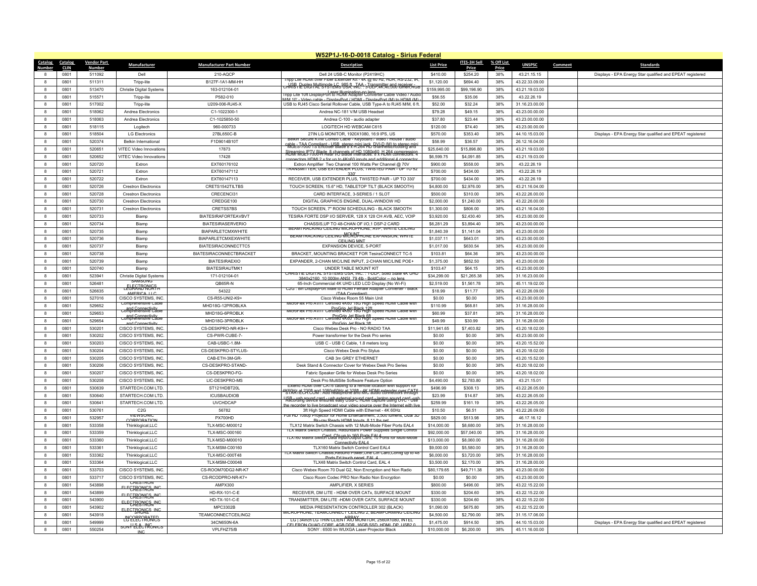## W52P1J-16-D-0018 Catalog - Sirius Federal

| Catalog Number | Catalog CLIN | Vendor Part Number | Manufacturer | Manufacturer Part Number | Description | List Price | ITES-3H Sell Price | % Off List Price | UNSPSC | Comment | Standards |
|---|---|---|---|---|---|---|---|---|---|---|---|
| 8 | 0801 | 511092 | Dell | 210-AQCP | Dell 24 USB-C Monitor (P2419HC) | $410.00 | $254.20 | 38% | 43.21.15.15 | | Displays - EPA Energy Star qualified and EPEAT registered |
| 8 | 0801 | 511311 | Tripp-lite | B127F-1A1-MM-HH | Tripp Lite HDMI over Fiber Extender Kit - 4K @ 60 Hz, HDR, RS-232, IR, USB, Duplex Multimode LC, 985 ft., TAA - Transmitter and receiver - | $1,120.00 | $694.40 | 38% | 43.22.33.09.00 | | |
| 8 | 0801 | 513470 | Christie Digital Systems | 163-012104-01 | CHRISTIE DIGITAL SYSTEMS USA, INC. : 3-DLP,4K,40,000 lumen,RGB Laser Illumination,no lens | $159,995.00 | $99,196.90 | 38% | 43.21.19.03.00 | | |
| 8 | 0801 | 515571 | Tripp-lite | P582-010 | Tripp Lite 10ft DisplayPort to HDMI Adapter Converter Cable Video / Audio M/M 10' - Video cable - DisplayPort / HDMI - DisplayPort (M) to HDMI (M) - | $56.55 | $35.06 | 38% | 43.22.26.19 | | |
| 8 | 0801 | 517002 | Tripp-lite | U209-006-RJ45-X | USB to RJ45 Cisco Serial Rollover Cable, USB Type-A to RJ45 M/M, 6 ft. | $52.00 | $32.24 | 38% | 31.16.23.00.00 | | |
| 8 | 0801 | 518062 | Andrea Electronics | C1-1022300-1 | Andrea NC-181 V/M USB Headset | $79.28 | $49.15 | 38% | 43.23.00.00.00 | | |
| 8 | 0801 | 518063 | Andrea Electronics | C1-1025850-50 | Andrea C-100 - audio adapter | $37.80 | $23.44 | 38% | 43.23.00.00.00 | | |
| 8 | 0801 | 518115 | Logitech | 960-000733 | LOGITECH HD WEBCAM C615 | $120.00 | $74.40 | 38% | 43.23.00.00.00 | | |
| 8 | 0801 | 518504 | LG Electronics | 27BL650C-B | 27IN LG MONITOR, 1920X1080, 16:9 IPS, US | $570.00 | $353.40 | 38% | 44.10.15.03.00 | | Displays - EPA Energy Star qualified and EPEAT registered |
| 8 | 0801 | 520374 | Belkin International | F1D9014B10T | Belkin Secure KVM Combo Cable - Keyboard / video / mouse / audio cable - TAA Compliant - USB, stereo mini jack, DVI-D (M) to stereo mini | $58.99 | $36.57 | 38% | 26.12.16.04.00 | | |
| 8 | 0801 | 520651 | VITEC Video Innovations | 17873 | MGES-7000 TS Encoder Blade 8 x H.264 HD channelsEncoding and Streaming IPTV Blade, 8 channels of HD 1080p60, H.264 compression | $25,640.00 | $15,896.80 | 38% | 43.21.19.03.00 | | |
| 8 | 0801 | 520652 | VITEC Video Innovations | 17428 | HDMI MGE7000-H Rear I/O Blade Interfaces: 8 x HDMI connectors: 4 connectors HDMI 2 x for up to 4Kp60 inputs and additional 4 connector | $6,599.75 | $4,091.85 | 38% | 43.21.19.03.00 | | |
| 8 | 0801 | 520720 | Extron | EXT60176102 | Extron Amplifier Two Channel 100 Watts Per Channel @ 70V | $900.00 | $558.00 | 38% | 43.22.26.19 | | |
| 8 | 0801 | 520721 | Extron | EXT60147112 | TRANSMITTER, USB EXTENDER PLUS, TWISTED PAIR - UP TO 52 330' | $700.00 | $434.00 | 38% | 43.22.26.19 | | |
| 8 | 0801 | 520722 | Extron | EXT60147113 | RECEIVER, USB EXTENDER PLUS, TWISTED PAIR - UP TO 330' | $700.00 | $434.00 | 38% | 43.22.26.19 | | |
| 8 | 0801 | 520726 | Crestron Electronics | CRETS1542TILTBS | TOUCH SCREEN, 15.6" HD, TABLETOP TILT (BLACK SMOOTH) | $4,800.00 | $2,976.00 | 38% | 43.21.16.04.00 | | |
| 8 | 0801 | 520728 | Crestron Electronics | CRECENCI31 | CARD INTERFACE, 3-SERIES / 1 SLOT | $500.00 | $310.00 | 38% | 43.22.26.00.00 | | |
| 8 | 0801 | 520730 | Crestron Electronics | CREDGE100 | DIGITAL GRAPHICS ENGINE, DUAL-WINDOW HD | $2,000.00 | $1,240.00 | 38% | 43.22.26.00.00 | | |
| 8 | 0801 | 520731 | Crestron Electronics | CRETSS7BS | TOUCH SCREEN, 7" ROOM SCHEDULING - BLACK SMOOTH | $1,300.00 | $806.00 | 38% | 43.21.16.04.00 | | |
| 8 | 0801 | 520733 | Biamp | BIATESIRAFORTEAVBVT | TESIRA FORTE DSP I/O SERVER, 128 X 128 CH AVB, AEC, VOIP | $3,920.00 | $2,430.40 | 38% | 43.23.00.00.00 | | |
| 8 | 0801 | 520734 | Biamp | BIATESIRASERVERIO | CHASSIS,UP TO 48-CHAN OF I/O,1 DSP-2 CARD | $6,281.29 | $3,894.40 | 38% | 43.23.00.00.00 | | |
| 8 | 0801 | 520735 | Biamp | BIAPARLETCMXWHITE | BEAMTRACKING CEILING MICROPHONE, AVP, WHITE CEILING MOUNT | $1,840.39 | $1,141.04 | 38% | 43.23.00.00.00 | | |
| 8 | 0801 | 520736 | Biamp | BIAPARLETCMXEXWHITE | BEAMTRACKING CEILING MICROPHONE EXPANSION, WHITE CEILING MNT | $1,037.11 | $643.01 | 38% | 43.23.00.00.00 | | |
| 8 | 0801 | 520737 | Biamp | BIATESIRACONNECTTC5 | EXPANSION DEVICE, 5-PORT | $1,017.00 | $630.54 | 38% | 43.23.00.00.00 | | |
| 8 | 0801 | 520738 | Biamp | BIATESIRACONNECTBRACKET | BRACKET, MOUNTING BRACKET FOR TesiraCONNECT TC-5 | $103.81 | $64.36 | 38% | 43.23.00.00.00 | | |
| 8 | 0801 | 520739 | Biamp | BIATESIRAEXIO | EXPANDER, 2-CHAN MIC/LINE INPUT, 2-CHAN MIC/LINE POE+ | $1,375.00 | $852.50 | 38% | 43.23.00.00.00 | | |
| 8 | 0801 | 520740 | Biamp | BIATESIRAUTMK1 | UNDER TABLE MOUNT KIT | $103.47 | $64.15 | 38% | 43.23.00.00.00 | | |
| 8 | 0801 | 523941 | Christie Digital Systems | 171-012104-01 | CHRISTIE DIGITAL SYSTEMS USA, INC. : 1-DLP, Solid State 4K UHD 3840x2160, 10,000lm ANSI, 79.4lb - BoldColor -- no lens | $34,299.00 | $21,265.38 | 38% | 31.16.23.00.00 | | |
| 8 | 0801 | 526481 | SAMSUNG ELECTRONICS | QB65R-N | 65-Inch Commercial 4K UHD LED LCD Display (No Wi-Fi) | $2,519.00 | $1,561.78 | 38% | 45.11.16.02.00 | | |
| 8 | 0801 | 526635 | LEGRAND NORTH AMERICA, LLC | 54322 | C2G : 6ft DisplayPort Male to HDMI Female Adapter Converter - Black (TAA Compliant) | $18.99 | $11.77 | 38% | 43.22.26.09.00 | | |
| 8 | 0801 | 527016 | CISCO SYSTEMS, INC. | CS-R55-UNI2-K9+ | Cisco Webex Room 55 Main Unit | $0.00 | $0.00 | 38% | 43.23.00.00.00 | | |
| 8 | 0801 | 529652 | Comprehensive Cable and Connectivity | MHD18G-12PROBLKA | MicroFlex Pro AV/IT Certified 4K60 18G High Speed HDMI Cable with ProGrip Jet Black 12ft | $110.99 | $68.81 | 38% | 31.16.28.00.00 | | |
| 8 | 0801 | 529653 | Comprehensive Cable and Connectivity | MHD18G-6PROBLK | MicroFlex Pro AV/IT Certified 4K60 18G High Speed HDMI Cable with ProGrip Jet Black 6ft | $60.99 | $37.81 | 38% | 31.16.28.00.00 | | |
| 8 | 0801 | 529654 | Comprehensive Cable and Connectivity | MHD18G-3PROBLK | MicroFlex Pro AV/IT Certified 4K60 18G High Speed HDMI Cable with ProGrip Jet Black 3ft | $49.99 | $30.99 | 38% | 31.16.28.00.00 | | |
| 8 | 0801 | 530201 | CISCO SYSTEMS, INC. | CS-DESKPRO-NR-K9++ | Cisco Webex Desk Pro - NO RADIO TAA | $11,941.65 | $7,403.82 | 38% | 43.20.18.02.00 | | |
| 8 | 0801 | 530202 | CISCO SYSTEMS, INC. | CS-PWR-CUBE-7- | Power transformer for the Desk Pro series | $0.00 | $0.00 | 38% | 43.23.00.00.00 | | |
| 8 | 0801 | 530203 | CISCO SYSTEMS, INC. | CAB-USBC-1.8M- | USB C - USB C Cable, 1.8 meters long | $0.00 | $0.00 | 38% | 43.20.15.52.00 | | |
| 8 | 0801 | 530204 | CISCO SYSTEMS, INC. | CS-DESKPRO-STYLUS- | Cisco Webex Desk Pro Stylus | $0.00 | $0.00 | 38% | 43.20.18.02.00 | | |
| 8 | 0801 | 530205 | CISCO SYSTEMS, INC. | CAB-ETH-3M-GR- | CAB 3m GREY ETHERNET | $0.00 | $0.00 | 38% | 43.20.15.52.00 | | |
| 8 | 0801 | 530206 | CISCO SYSTEMS, INC. | CS-DESKPRO-STAND- | Desk Stand & Connector Cover for Webex Desk Pro Series | $0.00 | $0.00 | 38% | 43.20.18.02.00 | | |
| 8 | 0801 | 530207 | CISCO SYSTEMS, INC. | CS-DESKPRO-FG- | Fabric Speaker Grille for Webex Desk Pro Series | $0.00 | $0.00 | 38% | 43.20.18.02.00 | | |
| 8 | 0801 | 530208 | CISCO SYSTEMS, INC. | LIC-DESKPRO-MS | Desk Pro MultiSite Software Feature Option | $4,490.00 | $2,783.80 | 38% | 43.21.15.01 | | |
| 8 | 0801 | 530639 | STARTECH.COM LTD. | ST121HDBT20L | Extend HDMI over CAT6 cabling to a remote location with support for 4K60Hz at 230ft and 1080p60Hz at 328ft - 4K HDMI extender over CAT6 - | $496.99 | $308.13 | 38% | 43.22.26.05.00 | | |
| 8 | 0801 | 530640 | STARTECH.COM LTD. | ICUSBAUDIOB | STARTECH.COM : Add headphone and MIC audio connectors through USB - usb sound card - usb external sound card - laptop sound card -usb | $23.99 | $14.87 | 38% | 43.22.26.05.00 | | |
| 8 | 0801 | 530641 | STARTECH.COM LTD. | UVCHDCAP | Recording device ensures easy USB-C HDMI capture using UVC - Use the recorder to live broadcast your video source over the Internet with live | $259.99 | $161.19 | 38% | 43.22.26.05.00 | | |
| 8 | 0801 | 530761 | C2G | 56782 | 3ft High Speed HDMI Cable with Ethernet - 4K 60Hz | $10.50 | $6.51 | 38% | 43.22.26.09.00 | | |
| 8 | 0801 | 532957 | VIEWSONIC CORPORATION | PX700HD | Full HD 1080p Projector for Home Entertainment, 3,500 lumens, Dual 3D Blu-ray Ready HDMI Inputs, 8.11 lbs net | $829.00 | $513.98 | 38% | 46.17.16.12 | | |
| 8 | 0801 | 533358 | Thinklogical,LLC | TLX-MSC-M00012 | TLX12 Matrix Switch Chassis with 12 Multi-Mode Fiber Ports EAL4 | $14,000.00 | $8,680.00 | 38% | 31.16.28.00.00 | | |
| 8 | 0801 | 533359 | Thinklogical,LLC | TLX-MSC-000160 | TLX Matrix Switch Chassis, Redundant Power Supplies Single Control Card, Cfg up to 160 Ports EAL4 | $92,000.00 | $57,040.00 | 38% | 31.16.28.00.00 | | |
| 8 | 0801 | 533360 | Thinklogical,LLC | TLX-MSD-M00010 | TLX160 Matrix Switch Data Input/Output Card, 10 Ports for Multi-Mode Connectivity EAL4 | $13,000.00 | $8,060.00 | 38% | 31.16.28.00.00 | | |
| 8 | 0801 | 533361 | Thinklogical,LLC | TLX-MSM-C00160 | TLX160 Matrix Switch Control Card EAL4 | $9,000.00 | $5,580.00 | 38% | 31.16.28.00.00 | | |
| 8 | 0801 | 533362 | Thinklogical,LLC | TLX-MSC-000T48 | TLX Matrix Switch Chassis,Redund Power,One Ctrl Card,Config up to 48 Ports Frt touch panel, EAL 4 | $6,000.00 | $3,720.00 | 38% | 31.16.28.00.00 | | |
| 8 | 0801 | 533364 | Thinklogical,LLC | TLX-MSM-C00048 | TLX48 Matrix Switch Control Card, EAL 4 | $3,500.00 | $2,170.00 | 38% | 31.16.28.00.00 | | |
| 8 | 0801 | 533703 | CISCO SYSTEMS, INC. | CS-ROOM70DG2-NR-K7 | Cisco Webex Room 70 Dual G2, Non Encryption and Non Radio | $80,179.65 | $49,711.38 | 38% | 43.23.00.00.00 | | |
| 8 | 0801 | 533717 | CISCO SYSTEMS, INC. | CS-RCODPRO-NR-K7+ | Cisco Room Codec PRO Non Radio Non Encryption | $0.00 | $0.00 | 38% | 43.23.00.00.00 | | |
| 8 | 0801 | 543898 | CRESTRON ELECTRONICS, INC | AMPX300 | AMPLIFIER, X SERIES | $800.00 | $496.00 | 38% | 43.22.15.22.00 | | |
| 8 | 0801 | 543899 | CRESTRON ELECTRONICS, INC | HD-RX-101-C-E | RECEIVER, DM LITE - HDMI OVER CATx, SURFACE MOUNT | $330.00 | $204.60 | 38% | 43.22.15.22.00 | | |
| 8 | 0801 | 543900 | CRESTRON ELECTRONICS, INC | HD-TX-101-C-E | TRANSMITTER, DM LITE -HDMI OVER CATX, SURFACE MOUNT | $330.00 | $204.60 | 38% | 43.22.15.22.00 | | |
| 8 | 0801 | 543902 | CRESTRON ELECTRONICS, INC | MPC3302B | MEDIA PRESENTATION CONTROLLER 302 (BLACK) | $1,090.00 | $675.80 | 38% | 43.22.15.22.00 | | |
| 8 | 0801 | 543918 | SHURE INCORPORATED | TEAMCONNECTCEILING2 | MICROPHONE, TEAMCONNECT CEILING 2, BEAMFORMING CEILING ARRAY | $4,500.00 | $2,790.00 | 38% | 31.15.17.06.00 | | |
| 8 | 0801 | 549999 | LG ELECTRONICS U.S.A., INC. | 34CN650N-6A | LG \| 34inch LG THIN CLIENT AIO MONITOR, 2560X1080, INTEL CELERON QUAD CORE, 4GB DDR, 16GB SSD, HDMI, DP, USB2.0 | $1,475.00 | $914.50 | 38% | 44.10.15.03.00 | | Displays - EPA Energy Star qualified and EPEAT registered |
| 8 | 0801 | 550254 | SONY ELECTRONICS INC | VPLFHZ75/B | SONY : 6500 lm WUXGA Laser Projector Black | $10,000.00 | $6,200.00 | 38% | 45.11.16.00.00 | | |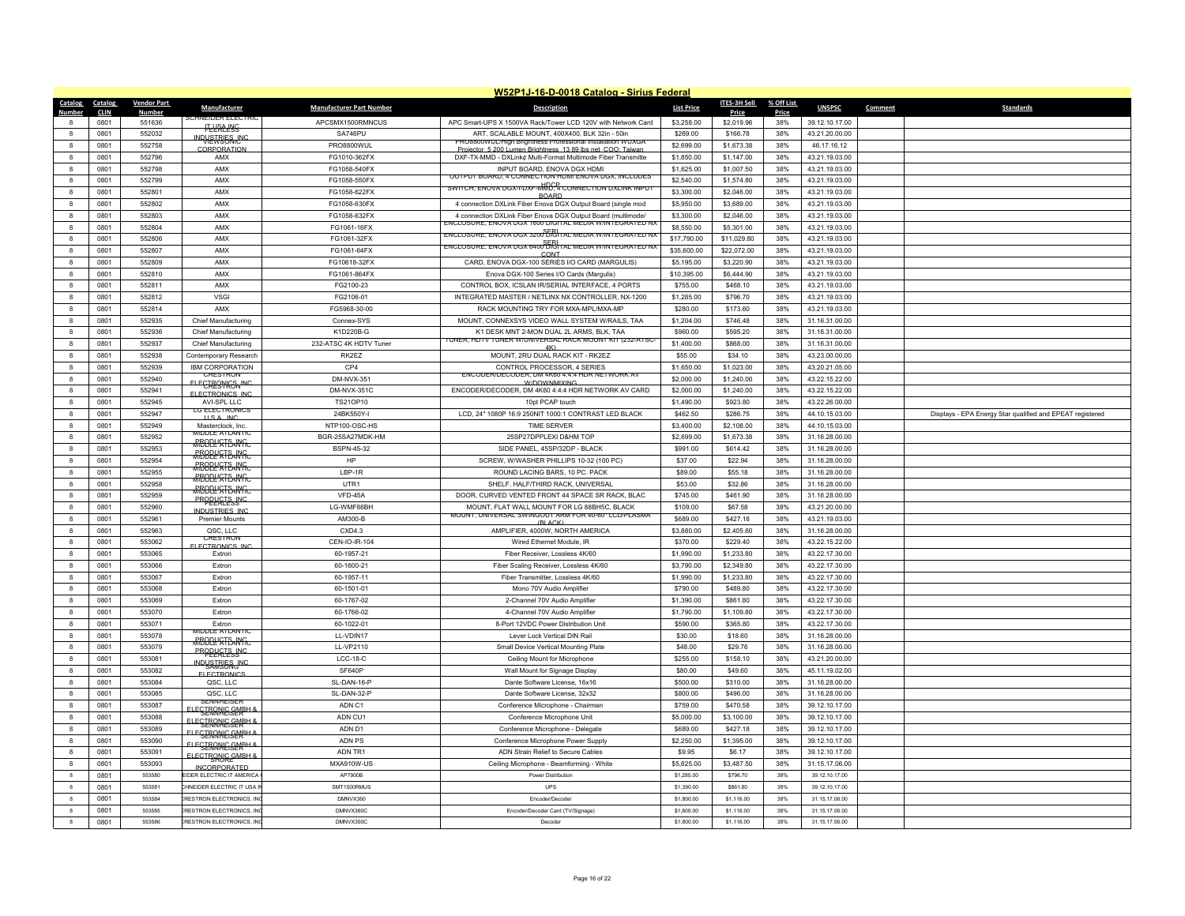# W52P1J-16-D-0018 Catalog - Sirius Federal

| Catalog Number | Catalog CLIN | Vendor Part Number | Manufacturer | Manufacturer Part Number | Description | List Price | ITES-3H Sell Price | % Off List Price | UNSPSC | Comment | Standards |
|---|---|---|---|---|---|---|---|---|---|---|---|
| 8 | 0801 | 551636 | SCHNEIDER ELECTRIC IT USA INC | APCSMX1500RMNCUS | APC Smart-UPS X 1500VA Rack/Tower LCD 120V with Network Card | $3,258.00 | $2,019.96 | 38% | 39.12.10.17.00 | | |
| 8 | 0801 | 552032 | PEERLESS INDUSTRIES, INC | SA746PU | ART. SCALABLE MOUNT, 400X400, BLK 32in - 50in | $269.00 | $166.78 | 38% | 43.21.20.00.00 | | |
| 8 | 0801 | 552758 | VIEWSONIC CORPORATION | PRO8800WUL | PRO8800WUL/High Brightness Professional Installation WUXGA Projector 5,200 Lumen Brightness 13.89 lbs net COO: Taiwan | $2,699.00 | $1,673.38 | 38% | 46.17.16.12 | | |
| 8 | 0801 | 552796 | AMX | FG1010-362FX | DXF-TX-MMD - DXLink Multi-Format Multimode Fiber Transmitte | $1,850.00 | $1,147.00 | 38% | 43.21.19.03.00 | | |
| 8 | 0801 | 552798 | AMX | FG1058-540FX | INPUT BOARD, ENOVA DGX HDMI | $1,625.00 | $1,007.50 | 38% | 43.21.19.03.00 | | |
| 8 | 0801 | 552799 | AMX | FG1058-550FX | OUTPUT BOARD, 4 CONNECTION HDMI ENOVA DGX, INCLUDES HDCP | $2,540.00 | $1,574.80 | 38% | 43.21.19.03.00 | | |
| 8 | 0801 | 552801 | AMX | FG1058-622FX | SWITCH, ENOVA DGX-FDXF-MMD, 4 CONNECTION DXLINK INPUT BOARD | $3,300.00 | $2,046.00 | 38% | 43.21.19.03.00 | | |
| 8 | 0801 | 552802 | AMX | FG1058-630FX | 4 connection DXLink Fiber Enova DGX Output Board (single mod | $5,950.00 | $3,689.00 | 38% | 43.21.19.03.00 | | |
| 8 | 0801 | 552803 | AMX | FG1058-632FX | 4 connection DXLink Fiber Enova DGX Output Board (multimode/ | $3,300.00 | $2,046.00 | 38% | 43.21.19.03.00 | | |
| 8 | 0801 | 552804 | AMX | FG1061-16FX | ENCLOSURE, ENOVA DGX 1600 DIGITAL MEDIA W/INTEGRATED NX SERI | $8,550.00 | $5,301.00 | 38% | 43.21.19.03.00 | | |
| 8 | 0801 | 552806 | AMX | FG1061-32FX | ENCLOSURE, ENOVA DGX 3200 DIGITAL MEDIA W/INTEGRATED NX SERI | $17,790.00 | $11,029.80 | 38% | 43.21.19.03.00 | | |
| 8 | 0801 | 552807 | AMX | FG1061-64FX | ENCLOSURE, ENOVA DGX 6400 DIGITAL MEDIA W/INTEGRATED NX CONT | $35,600.00 | $22,072.00 | 38% | 43.21.19.03.00 | | |
| 8 | 0801 | 552809 | AMX | FG10618-32FX | CARD, ENOVA DGX-100 SERIES I/O CARD (MARGULIS) | $5,195.00 | $3,220.90 | 38% | 43.21.19.03.00 | | |
| 8 | 0801 | 552810 | AMX | FG1061-864FX | Enova DGX-100 Series I/O Cards (Margulis) | $10,395.00 | $6,444.90 | 38% | 43.21.19.03.00 | | |
| 8 | 0801 | 552811 | AMX | FG2100-23 | CONTROL BOX, ICSLAN IR/SERIAL INTERFACE, 4 PORTS | $755.00 | $468.10 | 38% | 43.21.19.03.00 | | |
| 8 | 0801 | 552812 | VSGI | FG2106-01 | INTEGRATED MASTER / NETLINX NX CONTROLLER, NX-1200 | $1,285.00 | $796.70 | 38% | 43.21.19.03.00 | | |
| 8 | 0801 | 552814 | AMX | FG5968-30-00 | RACK MOUNTING TRY FOR MXA-MPL/MXA-MP | $280.00 | $173.60 | 38% | 43.21.19.03.00 | | |
| 8 | 0801 | 552935 | Chief Manufacturing | Connex-SYS | MOUNT, CONNEXSYS VIDEO WALL SYSTEM W/RAILS, TAA | $1,204.00 | $746.48 | 38% | 31.16.31.00.00 | | |
| 8 | 0801 | 552936 | Chief Manufacturing | K1D220B-G | K1 DESK MNT 2-MON DUAL 2L ARMS, BLK, TAA | $960.00 | $595.20 | 38% | 31.16.31.00.00 | | |
| 8 | 0801 | 552937 | Chief Manufacturing | 232-ATSC 4K HDTV Tuner | TUNER, HDTV TUNER W/UNIVERSAL RACK MOUNT KIT (232-ATSC-4K) | $1,400.00 | $868.00 | 38% | 31.16.31.00.00 | | |
| 8 | 0801 | 552938 | Contemporary Research | RK2EZ | MOUNT, 2RU DUAL RACK KIT - RK2EZ | $55.00 | $34.10 | 38% | 43.23.00.00.00 | | |
| 8 | 0801 | 552939 | IBM CORPORATION | CP4 | CONTROL PROCESSOR, 4 SERIES | $1,650.00 | $1,023.00 | 38% | 43.20.21.05.00 | | |
| 8 | 0801 | 552940 | CRESTRON ELECTRONICS, INC | DM-NVX-351 | ENCODER/DECODER, DM 4K60 4:4:4 HDR NETWORK AV W/DOWNMIXING | $2,000.00 | $1,240.00 | 38% | 43.22.15.22.00 | | |
| 8 | 0801 | 552941 | CRESTRON ELECTRONICS, INC | DM-NVX-351C | ENCODER/DECODER, DM 4K60 4:4:4 HDR NETWORK AV CARD | $2,000.00 | $1,240.00 | 38% | 43.22.15.22.00 | | |
| 8 | 0801 | 552945 | AVI-SPL LLC | TS210P10 | 10pt PCAP touch | $1,490.00 | $923.80 | 38% | 43.22.26.00.00 | | |
| 8 | 0801 | 552947 | LG ELECTRONICS U.S.A., INC. | 24BK550Y-I | LCD, 24" 1080P 16:9 250NIT 1000:1 CONTRAST LED BLACK | $462.50 | $286.75 | 38% | 44.10.15.03.00 | | Displays - EPA Energy Star qualified and EPEAT registered |
| 8 | 0801 | 552949 | Masterclock, Inc. | NTP100-OSC-HS | TIME SERVER | $3,400.00 | $2,108.00 | 38% | 44.10.15.03.00 | | |
| 8 | 0801 | 552952 | MIDDLE ATLANTIC PRODUCTS, INC | BGR-25SA27MDK-HM | 25SP27DPPLEXI D&HM TOP | $2,699.00 | $1,673.38 | 38% | 31.16.28.00.00 | | |
| 8 | 0801 | 552953 | MIDDLE ATLANTIC PRODUCTS, INC | BSPN-45-32 | SIDE PANEL, 45SP/32DP - BLACK | $991.00 | $614.42 | 38% | 31.16.28.00.00 | | |
| 8 | 0801 | 552954 | MIDDLE ATLANTIC PRODUCTS, INC | HP | SCREW, W/WASHER PHILLIPS 10-32 (100 PC) | $37.00 | $22.94 | 38% | 31.16.28.00.00 | | |
| 8 | 0801 | 552955 | MIDDLE ATLANTIC PRODUCTS, INC | LBP-1R | ROUND LACING BARS, 10 PC. PACK | $89.00 | $55.18 | 38% | 31.16.28.00.00 | | |
| 8 | 0801 | 552958 | MIDDLE ATLANTIC PRODUCTS, INC | UTR1 | SHELF, HALF/THIRD RACK, UNIVERSAL | $53.00 | $32.86 | 38% | 31.16.28.00.00 | | |
| 8 | 0801 | 552959 | MIDDLE ATLANTIC PRODUCTS, INC | VFD-45A | DOOR, CURVED VENTED FRONT 44 SPACE SR RACK, BLAC | $745.00 | $461.90 | 38% | 31.16.28.00.00 | | |
| 8 | 0801 | 552960 | PEERLESS INDUSTRIES, INC | LG-WMF86BH | MOUNT, FLAT WALL MOUNT FOR LG 88BH5C, BLACK | $109.00 | $67.58 | 38% | 43.21.20.00.00 | | |
| 8 | 0801 | 552961 | Premier Mounts | AM300-B | MOUNT, UNIVERSAL SWINGOUT ARM FOR 40-60" LCD/PLASMA (BLACK) | $689.00 | $427.18 | 38% | 43.21.19.03.00 | | |
| 8 | 0801 | 552963 | QSC, LLC | CXD4.3 | AMPLIFIER, 4000W, NORTH AMERICA | $3,880.00 | $2,405.60 | 38% | 31.16.28.00.00 | | |
| 8 | 0801 | 553062 | CRESTRON ELECTRONICS, INC | CEN-IO-IR-104 | Wired Ethernet Module, IR | $370.00 | $229.40 | 38% | 43.22.15.22.00 | | |
| 8 | 0801 | 553065 | Extron | 60-1957-21 | Fiber Receiver, Lossless 4K/60 | $1,990.00 | $1,233.80 | 38% | 43.22.17.30.00 | | |
| 8 | 0801 | 553066 | Extron | 60-1600-21 | Fiber Scaling Receiver, Lossless 4K/60 | $3,790.00 | $2,349.80 | 38% | 43.22.17.30.00 | | |
| 8 | 0801 | 553067 | Extron | 60-1957-11 | Fiber Transmitter, Lossless 4K/60 | $1,990.00 | $1,233.80 | 38% | 43.22.17.30.00 | | |
| 8 | 0801 | 553068 | Extron | 60-1501-01 | Mono 70V Audio Amplifier | $790.00 | $489.80 | 38% | 43.22.17.30.00 | | |
| 8 | 0801 | 553069 | Extron | 60-1767-02 | 2-Channel 70V Audio Amplifier | $1,390.00 | $861.80 | 38% | 43.22.17.30.00 | | |
| 8 | 0801 | 553070 | Extron | 60-1766-02 | 4-Channel 70V Audio Amplifier | $1,790.00 | $1,109.80 | 38% | 43.22.17.30.00 | | |
| 8 | 0801 | 553071 | Extron | 60-1022-01 | 8-Port 12VDC Power Distribution Unit | $590.00 | $365.80 | 38% | 43.22.17.30.00 | | |
| 8 | 0801 | 553078 | MIDDLE ATLANTIC PRODUCTS, INC | LL-VDIN17 | Lever Lock Vertical DIN Rail | $30.00 | $18.60 | 38% | 31.16.28.00.00 | | |
| 8 | 0801 | 553079 | MIDDLE ATLANTIC PRODUCTS, INC | LL-VP2110 | Small Device Vertical Mounting Plate | $48.00 | $29.76 | 38% | 31.16.28.00.00 | | |
| 8 | 0801 | 553081 | PEERLESS INDUSTRIES, INC | LCC-18-C | Ceiling Mount for Microphone | $255.00 | $158.10 | 38% | 43.21.20.00.00 | | |
| 8 | 0801 | 553082 | SAMSUNG ELECTRONICS | SF640P | Wall Mount for Signage Display | $80.00 | $49.60 | 38% | 45.11.19.02.00 | | |
| 8 | 0801 | 553084 | QSC, LLC | SL-DAN-16-P | Dante Software License, 16x16 | $500.00 | $310.00 | 38% | 31.16.28.00.00 | | |
| 8 | 0801 | 553085 | QSC, LLC | SL-DAN-32-P | Dante Software License, 32x32 | $800.00 | $496.00 | 38% | 31.16.28.00.00 | | |
| 8 | 0801 | 553087 | SENNHEISER ELECTRONIC GMBH & | ADN C1 | Conference Microphone - Chairman | $759.00 | $470.58 | 38% | 39.12.10.17.00 | | |
| 8 | 0801 | 553088 | SENNHEISER ELECTRONIC GMBH & | ADN CU1 | Conference Microphone Unit | $5,000.00 | $3,100.00 | 38% | 39.12.10.17.00 | | |
| 8 | 0801 | 553089 | SENNHEISER ELECTRONIC GMBH & | ADN D1 | Conference Microphone - Delegate | $689.00 | $427.18 | 38% | 39.12.10.17.00 | | |
| 8 | 0801 | 553090 | SENNHEISER ELECTRONIC GMBH & | ADN PS | Conference Microphone Power Supply | $2,250.00 | $1,395.00 | 38% | 39.12.10.17.00 | | |
| 8 | 0801 | 553091 | SENNHEISER ELECTRONIC GMBH & | ADN TR1 | ADN Strain Relief to Secure Cables | $9.95 | $6.17 | 38% | 39.12.10.17.00 | | |
| 8 | 0801 | 553093 | SHURE INCORPORATED | MXA910W-US | Ceiling Microphone - Beamforming - White | $5,625.00 | $3,487.50 | 38% | 31.15.17.06.00 | | |
| 8 | 0801 | 553580 | EIDER ELECTRIC IT AMERICA | AP7900B | Power Distribution | $1,285.00 | $796.70 | 38% | 39.12.10.17.00 | | |
| 8 | 0801 | 553581 | CHNEIDER ELECTRIC IT USA I | SMT1500RMUS | UPS | $1,390.00 | $861.80 | 38% | 39.12.10.17.00 | | |
| 8 | 0801 | 553584 | CRESTRON ELECTRONICS, INC | DMNVX360 | Encoder/Decoder | $1,800.00 | $1,116.00 | 38% | 31.15.17.06.00 | | |
| 8 | 0801 | 553585 | CRESTRON ELECTRONICS, INC | DMNVX360C | Encoder/Decoder Card (TV/Signage) | $1,800.00 | $1,116.00 | 38% | 31.15.17.06.00 | | |
| 8 | 0801 | 553586 | CRESTRON ELECTRONICS, INC | DMNVX350C | Decoder | $1,800.00 | $1,116.00 | 38% | 31.15.17.06.00 | | |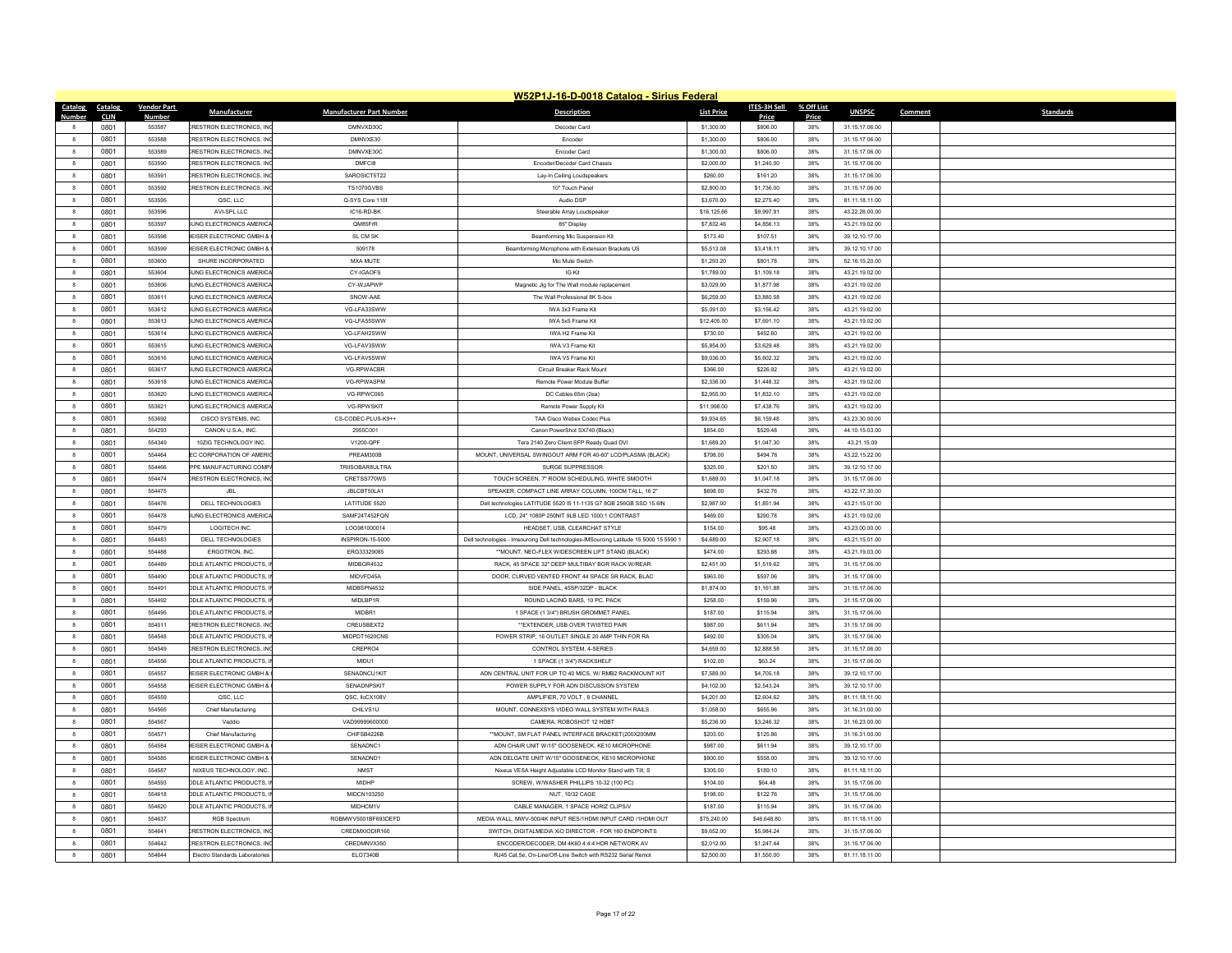# W52P1J-16-D-0018 Catalog - Sirius Federal

| Catalog Number | Catalog CLIN | Vendor Part Number | Manufacturer | Manufacturer Part Number | Description | List Price | ITES-3H Sell Price | % Off List Price | UNSPSC | Comment | Standards |
|---|---|---|---|---|---|---|---|---|---|---|---|
| 8 | 0801 | 553587 | CRESTRON ELECTRONICS, INC | DMNVXD30C | Decoder Card | $1,300.00 | $806.00 | 38% | 31.15.17.06.00 | | |
| 8 | 0801 | 553588 | CRESTRON ELECTRONICS, INC | DMNVXE30 | Encoder | $1,300.00 | $806.00 | 38% | 31.15.17.06.00 | | |
| 8 | 0801 | 553589 | CRESTRON ELECTRONICS, INC | DMNVXE30C | Encoder Card | $1,300.00 | $806.00 | 38% | 31.15.17.06.00 | | |
| 8 | 0801 | 553590 | CRESTRON ELECTRONICS, INC | DMFCI8 | Encoder/Decoder Card Chassis | $2,000.00 | $1,240.00 | 38% | 31.15.17.06.00 | | |
| 8 | 0801 | 553591 | CRESTRON ELECTRONICS, INC | SAROSICT5T22 | Lay-In Ceiling Loudspeakers | $260.00 | $161.20 | 38% | 31.15.17.06.00 | | |
| 8 | 0801 | 553592 | CRESTRON ELECTRONICS, INC | TS1070GVBS | 10" Touch Panel | $2,800.00 | $1,736.00 | 38% | 31.15.17.06.00 | | |
| 8 | 0801 | 553595 | QSC, LLC | Q-SYS Core 110f | Audio DSP | $3,670.00 | $2,275.40 | 38% | 81.11.18.11.00 | | |
| 8 | 0801 | 553596 | AVI-SPL LLC | IC16-RD-BK | Steerable Array Loudspeaker | $16,125.66 | $9,997.91 | 38% | 43.22.26.00.00 | | |
| 8 | 0801 | 553597 | SUNG ELECTRONICS AMERICA | QM85FfR | 85" Display | $7,832.46 | $4,856.13 | 38% | 43.21.19.02.00 | | |
| 8 | 0801 | 553598 | EISER ELECTRONIC GMBH & | SL CM SK | Beamforming Mic Suspension Kit | $173.40 | $107.51 | 38% | 39.12.10.17.00 | | |
| 8 | 0801 | 553599 | EISER ELECTRONIC GMBH & | 509178 | Beamforming Microphone with Extension Brackets US | $5,513.08 | $3,418.11 | 38% | 39.12.10.17.00 | | |
| 8 | 0801 | 553600 | SHURE INCORPORATED | MXA MUTE | Mic Mute Switch | $1,293.20 | $801.78 | 38% | 52.16.15.20.00 | | |
| 8 | 0801 | 553604 | SUNG ELECTRONICS AMERICA | CY-IGAOFS | IG Kit | $1,789.00 | $1,109.18 | 38% | 43.21.19.02.00 | | |
| 8 | 0801 | 553606 | SUNG ELECTRONICS AMERICA | CY-WJAPWP | Magnetic Jig for The Wall module replacement | $3,029.00 | $1,877.98 | 38% | 43.21.19.02.00 | | |
| 8 | 0801 | 553611 | SUNG ELECTRONICS AMERICA | SNOW-AAE | The Wall Professional 8K S-box | $6,259.00 | $3,880.58 | 38% | 43.21.19.02.00 | | |
| 8 | 0801 | 553612 | SUNG ELECTRONICS AMERICA | VG-LFA33SWW | IWA 3x3 Frame Kit | $5,091.00 | $3,156.42 | 38% | 43.21.19.02.00 | | |
| 8 | 0801 | 553613 | SUNG ELECTRONICS AMERICA | VG-LFA55SWW | IWA 5x5 Frame Kit | $12,405.00 | $7,691.10 | 38% | 43.21.19.02.00 | | |
| 8 | 0801 | 553614 | SUNG ELECTRONICS AMERICA | VG-LFAH2SWW | IWA H2 Frame Kit | $730.00 | $452.60 | 38% | 43.21.19.02.00 | | |
| 8 | 0801 | 553615 | SUNG ELECTRONICS AMERICA | VG-LFAV3SWW | IWA V3 Frame Kit | $5,854.00 | $3,629.48 | 38% | 43.21.19.02.00 | | |
| 8 | 0801 | 553616 | SUNG ELECTRONICS AMERICA | VG-LFAV5SWW | IWA V5 Frame Kit | $9,036.00 | $5,602.32 | 38% | 43.21.19.02.00 | | |
| 8 | 0801 | 553617 | SUNG ELECTRONICS AMERICA | VG-RPWACBR | Circuit Breaker Rack Mount | $366.00 | $226.92 | 38% | 43.21.19.02.00 | | |
| 8 | 0801 | 553618 | SUNG ELECTRONICS AMERICA | VG-RPWASPM | Remote Power Module Buffer | $2,336.00 | $1,448.32 | 38% | 43.21.19.02.00 | | |
| 8 | 0801 | 553620 | SUNG ELECTRONICS AMERICA | VG-RPWC065 | DC Cables 65m (2ea) | $2,955.00 | $1,832.10 | 38% | 43.21.19.02.00 | | |
| 8 | 0801 | 553621 | SUNG ELECTRONICS AMERICA | VG-RPWSKIT | Remote Power Supply Kit | $11,998.00 | $7,438.76 | 38% | 43.21.19.02.00 | | |
| 8 | 0801 | 553692 | CISCO SYSTEMS, INC. | CS-CODEC-PLUS-K9++ | TAA Cisco Webex Codec Plus | $9,934.65 | $6,159.48 | 38% | 43.23.30.00.00 | | |
| 8 | 0801 | 554293 | CANON U.S.A., INC. | 2955C001 | Canon PowerShot SX740 (Black) | $854.00 | $529.48 | 38% | 44.10.15.03.00 | | |
| 8 | 0801 | 554349 | 10ZIG TECHNOLOGY INC. | V1200-QPF | Tera 2140 Zero Client SFP Ready Quad DVI | $1,689.20 | $1,047.30 | 38% | 43.21.15.09 | | |
| 8 | 0801 | 554464 | EC CORPORATION OF AMERIC | PREAM300B | MOUNT, UNIVERSAL SWINGOUT ARM FOR 40-60" LCD/PLASMA (BLACK) | $798.00 | $494.76 | 38% | 43.22.15.22.00 | | |
| 8 | 0801 | 554466 | PPE MANUFACTURING COMPA | TRIISOBAR8ULTRA | SURGE SUPPRESSOR | $325.00 | $201.50 | 38% | 39.12.10.17.00 | | |
| 8 | 0801 | 554474 | CRESTRON ELECTRONICS, INC | CRETSS770WS | TOUCH SCREEN, 7" ROOM SCHEDULING, WHITE SMOOTH | $1,689.00 | $1,047.18 | 38% | 31.15.17.06.00 | | |
| 8 | 0801 | 554475 | JBL | JBLCBT50LA1 | SPEAKER, COMPACT LINE ARRAY COLUMN, 100CM TALL, 16 2" | $698.00 | $432.76 | 38% | 43.22.17.30.00 | | |
| 8 | 0801 | 554476 | DELL TECHNOLOGIES | LATITUDE 5520 | Dell technologies LATITUDE 5520 I5 11-1135 G7 8GB 256GB SSD 15.6IN | $2,987.00 | $1,851.94 | 38% | 43.21.15.01.00 | | |
| 8 | 0801 | 554478 | SUNG ELECTRONICS AMERICA | SAMF24T452FQN | LCD, 24" 1080P 250NIT 9LB LED 1000:1 CONTRAST | $469.00 | $290.78 | 38% | 43.21.19.02.00 | | |
| 8 | 0801 | 554479 | LOGITECH INC. | LOG981000014 | HEADSET, USB, CLEARCHAT STYLE | $154.00 | $95.48 | 38% | 43.23.00.00.00 | | |
| 8 | 0801 | 554483 | DELL TECHNOLOGIES | INSPIRON-15-5000 | Dell technologies - Imsourcing Dell technologies-IMSourcing Latitude 15 5000 15 5590 1 | $4,689.00 | $2,907.18 | 38% | 43.21.15.01.00 | | |
| 8 | 0801 | 554488 | ERGOTRON, INC. | ERG33329085 | **MOUNT, NEO-FLEX WIDESCREEN LIFT STAND (BLACK) | $474.00 | $293.88 | 38% | 43.21.19.03.00 | | |
| 8 | 0801 | 554489 | DDLE ATLANTIC PRODUCTS, I | MIDBGR4532 | RACK, 45 SPACE 32" DEEP MULTIBAY BGR RACK W/REAR | $2,451.00 | $1,519.62 | 38% | 31.15.17.06.00 | | |
| 8 | 0801 | 554490 | DDLE ATLANTIC PRODUCTS, I | MIDVFD45A | DOOR, CURVED VENTED FRONT 44 SPACE SR RACK, BLAC | $963.00 | $597.06 | 38% | 31.15.17.06.00 | | |
| 8 | 0801 | 554491 | DDLE ATLANTIC PRODUCTS, I | MIDBSPN4532 | SIDE PANEL, 45SP/32DP - BLACK | $1,874.00 | $1,161.88 | 38% | 31.15.17.06.00 | | |
| 8 | 0801 | 554492 | DDLE ATLANTIC PRODUCTS, I | MIDLBP1R | ROUND LACING BARS, 10 PC. PACK | $258.00 | $159.96 | 38% | 31.15.17.06.00 | | |
| 8 | 0801 | 554495 | DDLE ATLANTIC PRODUCTS, I | MIDBR1 | 1 SPACE (1 3/4") BRUSH GROMMET PANEL | $187.00 | $115.94 | 38% | 31.15.17.06.00 | | |
| 8 | 0801 | 554511 | CRESTRON ELECTRONICS, INC | CREUSBEXT2 | **EXTENDER, USB OVER TWISTED PAIR | $987.00 | $611.94 | 38% | 31.15.17.06.00 | | |
| 8 | 0801 | 554548 | DDLE ATLANTIC PRODUCTS, I | MIDPDT1620CNS | POWER STRIP, 16 OUTLET SINGLE 20 AMP THIN FOR RA | $492.00 | $305.04 | 38% | 31.15.17.06.00 | | |
| 8 | 0801 | 554549 | CRESTRON ELECTRONICS, INC | CREPRO4 | CONTROL SYSTEM, 4-SERIES | $4,659.00 | $2,888.58 | 38% | 31.15.17.06.00 | | |
| 8 | 0801 | 554556 | DDLE ATLANTIC PRODUCTS, I | MIDU1 | 1 SPACE (1 3/4") RACKSHELF | $102.00 | $63.24 | 38% | 31.15.17.06.00 | | |
| 8 | 0801 | 554557 | EISER ELECTRONIC GMBH & | SENADNCU1KIT | ADN CENTRAL UNIT FOR UP TO 40 MICS, W/ RMB2 RACKMOUNT KIT | $7,589.00 | $4,705.18 | 38% | 39.12.10.17.00 | | |
| 8 | 0801 | 554558 | EISER ELECTRONIC GMBH & | SENADNPSKIT | POWER SUPPLY FOR ADN DISCUSSION SYSTEM | $4,102.00 | $2,543.24 | 38% | 39.12.10.17.00 | | |
| 8 | 0801 | 554559 | QSC, LLC | QSC, llcCX108V | AMPLIFIER, 70 VOLT , 8 CHANNEL | $4,201.00 | $2,604.62 | 38% | 81.11.18.11.00 | | |
| 8 | 0801 | 554565 | Chief Manufacturing | CHILVS1U | MOUNT, CONNEXSYS VIDEO WALL SYSTEM WITH RAILS | $1,058.00 | $655.96 | 38% | 31.16.31.00.00 | | |
| 8 | 0801 | 554567 | Vaddio | VAD999999600000 | CAMERA, ROBOSHOT 12 HDBT | $5,236.00 | $3,246.32 | 38% | 31.16.23.00.00 | | |
| 8 | 0801 | 554571 | Chief Manufacturing | CHIFSB4226B | **MOUNT, SM FLAT PANEL INTERFACE BRACKET(200X200MM | $203.00 | $125.86 | 38% | 31.16.31.00.00 | | |
| 8 | 0801 | 554584 | EISER ELECTRONIC GMBH & | SENADNC1 | ADN CHAIR UNIT W/15" GOOSENECK, KE10 MICROPHONE | $987.00 | $611.94 | 38% | 39.12.10.17.00 | | |
| 8 | 0801 | 554585 | EISER ELECTRONIC GMBH & | SENADND1 | ADN DELGATE UNIT W/15" GOOSENECK, KE10 MICROPHONE | $900.00 | $558.00 | 38% | 39.12.10.17.00 | | |
| 8 | 0801 | 554587 | NIXEUS TECHNOLOGY, INC. | NMST | Nixeus VESA Height Adjustable LCD Monitor Stand with Tilt, S | $305.00 | $189.10 | 38% | 81.11.18.11.00 | | |
| 8 | 0801 | 554593 | DDLE ATLANTIC PRODUCTS, I | MIDHP | SCREW, W/WASHER PHILLIPS 10-32 (100 PC) | $104.00 | $64.48 | 38% | 31.15.17.06.00 | | |
| 8 | 0801 | 554618 | DDLE ATLANTIC PRODUCTS, I | MIDCN103250 | NUT, 10/32 CAGE | $198.00 | $122.76 | 38% | 31.15.17.06.00 | | |
| 8 | 0801 | 554620 | DDLE ATLANTIC PRODUCTS, I | MIDHCM1V | CABLE MANAGER, 1 SPACE HORIZ CLIPS/V | $187.00 | $115.94 | 38% | 31.15.17.06.00 | | |
| 8 | 0801 | 554637 | RGB Spectrum | RGBMVV5001BF693DEFD | MEDIA WALL, MWV-500/4K INPUT RES/1HDMI INPUT CARD /1HDMI OUT | $75,240.00 | $46,648.80 | 38% | 81.11.18.11.00 | | |
| 8 | 0801 | 554641 | CRESTRON ELECTRONICS, INC | CREDMXIODIR160 | SWITCH, DIGITALMEDIA XiO DIRECTOR - FOR 160 ENDPOINTS | $9,652.00 | $5,984.24 | 38% | 31.15.17.06.00 | | |
| 8 | 0801 | 554642 | CRESTRON ELECTRONICS, INC | CREDMNVX350 | ENCODER/DECODER, DM 4K60 4:4:4 HDR NETWORK AV | $2,012.00 | $1,247.44 | 38% | 31.15.17.06.00 | | |
| 8 | 0801 | 554644 | Electro Standards Laboratories | ELO7340B | RJ45 Cat.5e, On-Line/Off-Line Switch with RS232 Serial Remot | $2,500.00 | $1,550.00 | 38% | 81.11.18.11.00 | | |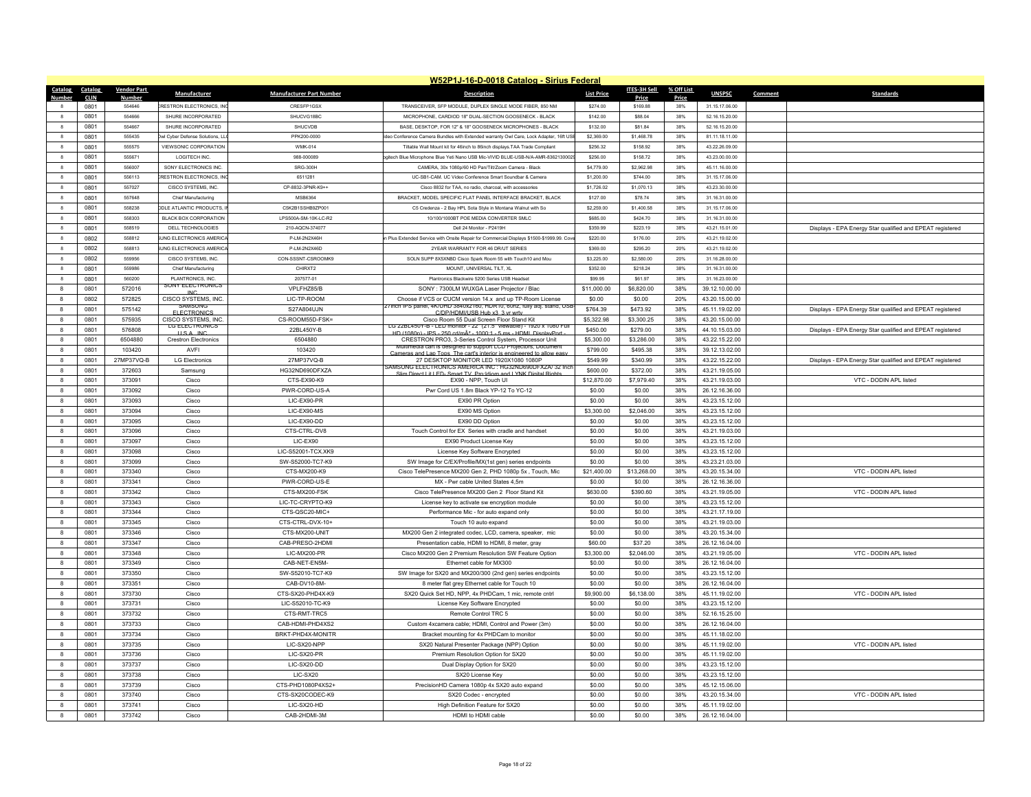# W52P1J-16-D-0018 Catalog - Sirius Federal

| Catalog Number | Catalog CLIN | Vendor Part Number | Manufacturer | Manufacturer Part Number | Description | List Price | ITES-3H Sell Price | % Off List Price | UNSPSC | Comment | Standards |
|---|---|---|---|---|---|---|---|---|---|---|---|
| 8 | 0801 | 554646 | CRESTRON ELECTRONICS, INC | CRESFP1GSX | TRANSCEIVER, SFP MODULE, DUPLEX SINGLE MODE FIBER, 850 NM | $274.00 | $169.88 | 38% | 31.15.17.06.00 | | |
| 8 | 0801 | 554666 | SHURE INCORPORATED | SHUCVG18BC | MICROPHONE, CARDIOD 18" DUAL-SECTION GOOSENECK - BLACK | $142.00 | $88.04 | 38% | 52.16.15.20.00 | | |
| 8 | 0801 | 554667 | SHURE INCORPORATED | SHUCVDB | BASE, DESKTOP, FOR 12" & 18" GOOSENECK MICROPHONES - BLACK | $132.00 | $81.84 | 38% | 52.16.15.20.00 | | |
| 8 | 0801 | 555435 | Owl Cyber Defense Solutions, LLC | PPK200-0000 | Video Conference Camera Bundles with Extended warranty Owl Care, Lock Adapter, 16ft USB | $2,369.00 | $1,468.78 | 38% | 81.11.18.11.00 | | |
| 8 | 0801 | 555575 | VIEWSONIC CORPORATION | WMK-014 | Tiltable Wall Mount kit for 46inch to 86inch displays.TAA Trade Compliant | $256.32 | $158.92 | 38% | 43.22.26.09.00 | | |
| 8 | 0801 | 555671 | LOGITECH INC. | 988-000089 | Logitech Blue Microphone Blue Yeti Nano USB Mic-VIVID BLUE-USB-N/A-AMR-83621300025 | $256.00 | $158.72 | 38% | 43.23.00.00.00 | | |
| 8 | 0801 | 556007 | SONY ELECTRONICS INC. | SRG-300H | CAMERA, 30x 1080p/60 HD Pan/Tilt/Zoom Camera - Black | $4,779.00 | $2,962.98 | 38% | 45.11.16.00.00 | | |
| 8 | 0801 | 556113 | CRESTRON ELECTRONICS, INC | 6511281 | UC-SB1-CAM. UC Video Conference Smart Soundbar & Camera | $1,200.00 | $744.00 | 38% | 31.15.17.06.00 | | |
| 8 | 0801 | 557027 | CISCO SYSTEMS, INC. | CP-8832-3PNR-K9++ | Cisco 8832 for TAA, no radio, charcoal, with accessories | $1,726.02 | $1,070.13 | 38% | 43.23.30.00.00 | | |
| 8 | 0801 | 557648 | Chief Manufacturing | MSB6364 | BRACKET, MODEL SPECIFIC FLAT PANEL INTERFACE BRACKET, BLACK | $127.00 | $78.74 | 38% | 31.16.31.00.00 | | |
| 8 | 0801 | 558238 | MIDDLE ATLANTIC PRODUCTS, INC | C5K2B1SSHB9ZP001 | C5 Credenza - 2 Bay HPL Sota Style in Montana Walnut with So | $2,259.00 | $1,400.58 | 38% | 31.15.17.06.00 | | |
| 8 | 0801 | 558303 | BLACK BOX CORPORATION | LPS500A-SM-10K-LC-R2 | 10/100/1000BT POE MEDIA CONVERTER SMLC | $685.00 | $424.70 | 38% | 31.16.31.00.00 | | |
| 8 | 0801 | 558519 | DELL TECHNOLOGIES | 210-AQCN-374077 | Dell 24 Monitor - P2419H | $359.99 | $223.19 | 38% | 43.21.15.01.00 | | Displays - EPA Energy Star qualified and EPEAT registered |
| 8 | 0802 | 558812 | SAMSUNG ELECTRONICS AMERICA | P-LM-2N2X46H | Samsung Plus Extended Service with Onsite Repair for Commercial Displays $1500-$1999.99. Cove | $220.00 | $176.00 | 20% | 43.21.19.02.00 | | |
| 8 | 0802 | 558813 | SAMSUNG ELECTRONICS AMERICA | P-LM-2N2X46D | 2YEAR WARRANTY FOR 46 DR/UT SERIES | $369.00 | $295.20 | 20% | 43.21.19.02.00 | | |
| 8 | 0802 | 559956 | CISCO SYSTEMS, INC. | CON-SSSNT-CSROOMK9 | SOLN SUPP 8X5XNBD Cisco Spark Room 55 with Touch10 and Mou | $3,225.00 | $2,580.00 | 20% | 31.16.28.00.00 | | |
| 8 | 0801 | 559986 | Chief Manufacturing | CHIRXT2 | MOUNT, UNIVERSAL TILT, XL | $352.00 | $218.24 | 38% | 31.16.31.00.00 | | |
| 8 | 0801 | 560200 | PLANTRONICS, INC. | 207577-01 | Plantronics Blackwire 5200 Series USB Headset | $99.95 | $61.97 | 38% | 31.16.23.00.00 | | |
| 8 | 0801 | 572016 | SONY ELECTRONICS INC. | VPLFHZ85/B | SONY : 7300LM WUXGA Laser Projector / Blac | $11,000.00 | $6,820.00 | 38% | 39.12.10.00.00 | | |
| 8 | 0802 | 572825 | CISCO SYSTEMS, INC. | LIC-TP-ROOM | Choose if VCS or CUCM version 14.x and up TP-Room License | $0.00 | $0.00 | 20% | 43.20.15.00.00 | | |
| 8 | 0801 | 575142 | SAMSUNG ELECTRONICS | S27A804UJN | 27inch IPS panel, 4K/UHD 3840x2160, HDR 10, 60hz, fully adj. stand, USB-C/DP/HDMI/USB Hub x3, 3 yr wrty | $764.39 | $473.92 | 38% | 45.11.19.02.00 | | Displays - EPA Energy Star qualified and EPEAT registered |
| 8 | 0801 | 575935 | CISCO SYSTEMS, INC. | CS-ROOM55D-FSK= | Cisco Room 55 Dual Screen Floor Stand Kit | $5,322.96 | $3,300.25 | 38% | 43.20.15.00.00 | | |
| 8 | 0801 | 576808 | LG ELECTRONICS U.S.A., INC. | 22BL450Y-B | LG 22BL450Y-B - LED monitor - 22" (21.5" viewable) - 1920 x 1080 Full HD (1080p) - IPS - 250 cd/mÂ² - 1000:1 - 5 ms - HDMI, DisplayPort - | $450.00 | $279.00 | 38% | 44.10.15.03.00 | | Displays - EPA Energy Star qualified and EPEAT registered |
| 8 | 0801 | 6504880 | Crestron Electronics | 6504880 | CRESTRON PRO3, 3-Series Control System, Processor Unit | $5,300.00 | $3,286.00 | 38% | 43.22.15.22.00 | | |
| 8 | 0801 | 103420 | AVFI | 103420 | Multimedia cart is designed to support LCD Projectors, Document Cameras and Lap Tops. The cart's interior is engineered to allow easy | $799.00 | $495.38 | 38% | 39.12.13.02.00 | | |
| 8 | 0801 | 27MP37VQ-B | LG Electronics | 27MP37VQ-B | 27 DESKTOP MONITOR LED 1920X1080 1080P | $549.99 | $340.99 | 38% | 43.22.15.22.00 | | Displays - EPA Energy Star qualified and EPEAT registered |
| 8 | 0801 | 372603 | Samsung | HG32ND690DFXZA | SAMSUNG ELECTRONICS AMERICA INC : HG32ND690DFXZA/ 32 Inch Slim Direct Lit LED- Smart TV, Pro:Idiom and LYNK Digital Rights | $600.00 | $372.00 | 38% | 43.21.19.05.00 | | |
| 8 | 0801 | 373091 | Cisco | CTS-EX90-K9 | EX90 - NPP, Touch UI | $12,870.00 | $7,979.40 | 38% | 43.21.19.03.00 | | VTC - DODIN APL listed |
| 8 | 0801 | 373092 | Cisco | PWR-CORD-US-A | Pwr Cord US 1.8m Black YP-12 To YC-12 | $0.00 | $0.00 | 38% | 26.12.16.36.00 | | |
| 8 | 0801 | 373093 | Cisco | LIC-EX90-PR | EX90 PR Option | $0.00 | $0.00 | 38% | 43.23.15.12.00 | | |
| 8 | 0801 | 373094 | Cisco | LIC-EX90-MS | EX90 MS Option | $3,300.00 | $2,046.00 | 38% | 43.23.15.12.00 | | |
| 8 | 0801 | 373095 | Cisco | LIC-EX90-DD | EX90 DD Option | $0.00 | $0.00 | 38% | 43.23.15.12.00 | | |
| 8 | 0801 | 373096 | Cisco | CTS-CTRL-DV8 | Touch Control for EX Series with cradle and handset | $0.00 | $0.00 | 38% | 43.21.19.03.00 | | |
| 8 | 0801 | 373097 | Cisco | LIC-EX90 | EX90 Product License Key | $0.00 | $0.00 | 38% | 43.23.15.12.00 | | |
| 8 | 0801 | 373098 | Cisco | LIC-S52001-TCX.XK9 | License Key Software Encrypted | $0.00 | $0.00 | 38% | 43.23.15.12.00 | | |
| 8 | 0801 | 373099 | Cisco | SW-S52000-TC7-K9 | SW Image for C/EX/Profile/MX(1st gen) series endpoints | $0.00 | $0.00 | 38% | 43.23.21.03.00 | | |
| 8 | 0801 | 373340 | Cisco | CTS-MX200-K9 | Cisco TelePresence MX200 Gen 2, PHD 1080p 5x , Touch, Mic | $21,400.00 | $13,268.00 | 38% | 43.20.15.34.00 | | VTC - DODIN APL listed |
| 8 | 0801 | 373341 | Cisco | PWR-CORD-US-E | MX - Pwr cable United States 4,5m | $0.00 | $0.00 | 38% | 26.12.16.36.00 | | |
| 8 | 0801 | 373342 | Cisco | CTS-MX200-FSK | Cisco TelePresence MX200 Gen 2 Floor Stand Kit | $630.00 | $390.60 | 38% | 43.21.19.05.00 | | VTC - DODIN APL listed |
| 8 | 0801 | 373343 | Cisco | LIC-TC-CRYPTO-K9 | License key to activate sw encryption module | $0.00 | $0.00 | 38% | 43.23.15.12.00 | | |
| 8 | 0801 | 373344 | Cisco | CTS-QSC20-MIC+ | Performance Mic - for auto expand only | $0.00 | $0.00 | 38% | 43.21.17.19.00 | | |
| 8 | 0801 | 373345 | Cisco | CTS-CTRL-DVX-10+ | Touch 10 auto expand | $0.00 | $0.00 | 38% | 43.21.19.03.00 | | |
| 8 | 0801 | 373346 | Cisco | CTS-MX200-UNIT | MX200 Gen 2 integrated codec, LCD, camera, speaker, mic | $0.00 | $0.00 | 38% | 43.20.15.34.00 | | |
| 8 | 0801 | 373347 | Cisco | CAB-PRESO-2HDMI | Presentation cable, HDMI to HDMI, 8 meter, gray | $60.00 | $37.20 | 38% | 26.12.16.04.00 | | |
| 8 | 0801 | 373348 | Cisco | LIC-MX200-PR | Cisco MX200 Gen 2 Premium Resolution SW Feature Option | $3,300.00 | $2,046.00 | 38% | 43.21.19.05.00 | | VTC - DODIN APL listed |
| 8 | 0801 | 373349 | Cisco | CAB-NET-EN5M- | Ethernet cable for MX300 | $0.00 | $0.00 | 38% | 26.12.16.04.00 | | |
| 8 | 0801 | 373350 | Cisco | SW-S52010-TC7-K9 | SW Image for SX20 and MX200/300 (2nd gen) series endpoints | $0.00 | $0.00 | 38% | 43.23.15.12.00 | | |
| 8 | 0801 | 373351 | Cisco | CAB-DV10-8M- | 8 meter flat grey Ethernet cable for Touch 10 | $0.00 | $0.00 | 38% | 26.12.16.04.00 | | |
| 8 | 0801 | 373730 | Cisco | CTS-SX20-PHD4X-K9 | SX20 Quick Set HD, NPP, 4x PHDCam, 1 mic, remote cntrl | $9,900.00 | $6,138.00 | 38% | 45.11.19.02.00 | | VTC - DODIN APL listed |
| 8 | 0801 | 373731 | Cisco | LIC-S52010-TC-K9 | License Key Software Encrypted | $0.00 | $0.00 | 38% | 43.23.15.12.00 | | |
| 8 | 0801 | 373732 | Cisco | CTS-RMT-TRC5 | Remote Control TRC 5 | $0.00 | $0.00 | 38% | 52.16.15.25.00 | | |
| 8 | 0801 | 373733 | Cisco | CAB-HDMI-PHD4XS2 | Custom 4xcamera cable; HDMI, Control and Power (3m) | $0.00 | $0.00 | 38% | 26.12.16.04.00 | | |
| 8 | 0801 | 373734 | Cisco | BRKT-PHD4X-MONITR | Bracket mounting for 4x PHDCam to monitor | $0.00 | $0.00 | 38% | 45.11.18.02.00 | | |
| 8 | 0801 | 373735 | Cisco | LIC-SX20-NPP | SX20 Natural Presenter Package (NPP) Option | $0.00 | $0.00 | 38% | 45.11.19.02.00 | | VTC - DODIN APL listed |
| 8 | 0801 | 373736 | Cisco | LIC-SX20-PR | Premium Resolution Option for SX20 | $0.00 | $0.00 | 38% | 45.11.19.02.00 | | |
| 8 | 0801 | 373737 | Cisco | LIC-SX20-DD | Dual Display Option for SX20 | $0.00 | $0.00 | 38% | 43.23.15.12.00 | | |
| 8 | 0801 | 373738 | Cisco | LIC-SX20 | SX20 License Key | $0.00 | $0.00 | 38% | 43.23.15.12.00 | | |
| 8 | 0801 | 373739 | Cisco | CTS-PHD1080P4XS2+ | PrecisionHD Camera 1080p 4x SX20 auto expand | $0.00 | $0.00 | 38% | 45.12.15.06.00 | | |
| 8 | 0801 | 373740 | Cisco | CTS-SX20CODEC-K9 | SX20 Codec - encrypted | $0.00 | $0.00 | 38% | 43.20.15.34.00 | | VTC - DODIN APL listed |
| 8 | 0801 | 373741 | Cisco | LIC-SX20-HD | High Definition Feature for SX20 | $0.00 | $0.00 | 38% | 45.11.19.02.00 | | |
| 8 | 0801 | 373742 | Cisco | CAB-2HDMI-3M | HDMI to HDMI cable | $0.00 | $0.00 | 38% | 26.12.16.04.00 | | |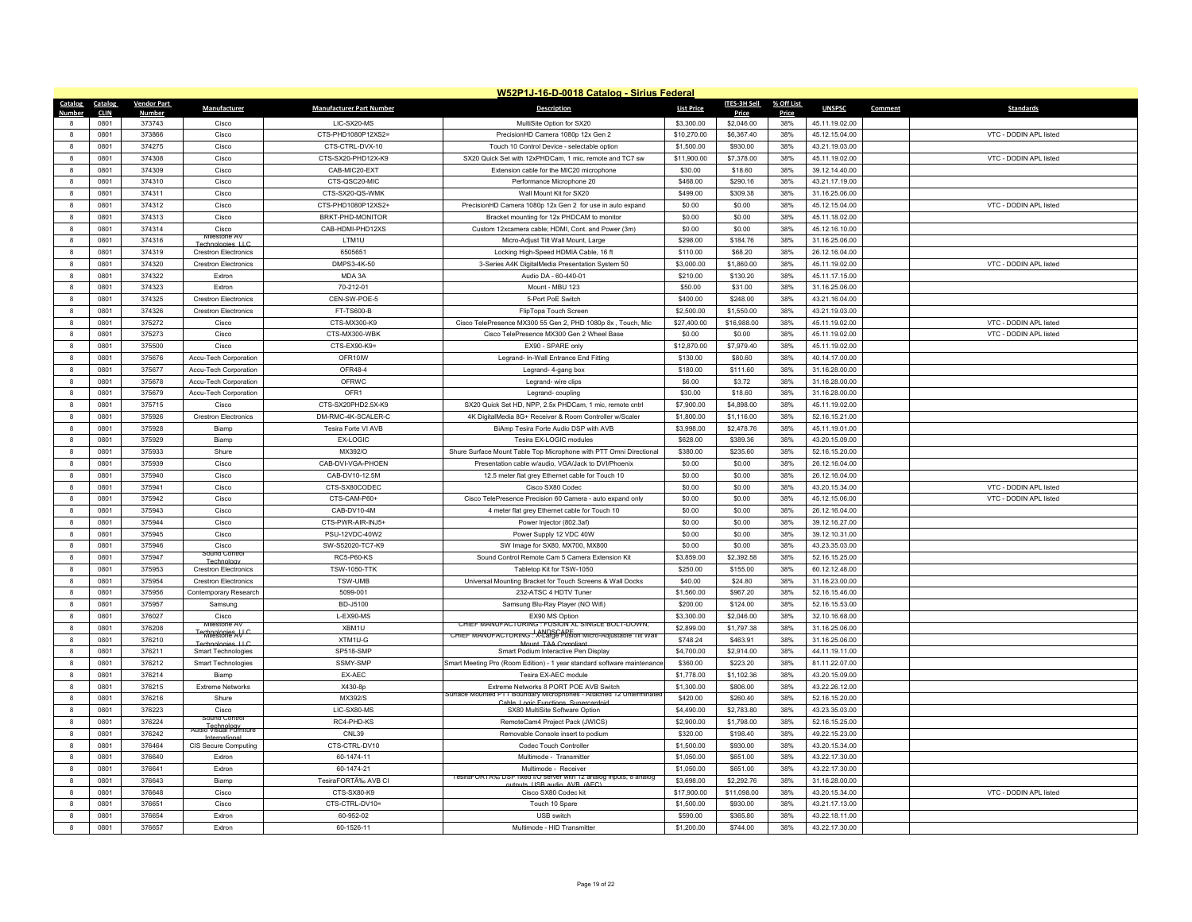# W52P1J-16-D-0018 Catalog - Sirius Federal

| Catalog Number | Catalog CLIN | Vendor Part Number | Manufacturer | Manufacturer Part Number | Description | List Price | ITES-3H Sell Price | % Off List Price | UNSPSC | Comment | Standards |
|---|---|---|---|---|---|---|---|---|---|---|---|
| 8 | 0801 | 373743 | Cisco | LIC-SX20-MS | MultiSite Option for SX20 | $3,300.00 | $2,046.00 | 38% | 45.11.19.02.00 | | |
| 8 | 0801 | 373866 | Cisco | CTS-PHD1080P12XS2= | PrecisionHD Camera 1080p 12x Gen 2 | $10,270.00 | $6,367.40 | 38% | 45.12.15.04.00 | | VTC - DODIN APL listed |
| 8 | 0801 | 374275 | Cisco | CTS-CTRL-DVX-10 | Touch 10 Control Device - selectable option | $1,500.00 | $930.00 | 38% | 43.21.19.03.00 | | |
| 8 | 0801 | 374308 | Cisco | CTS-SX20-PHD12X-K9 | SX20 Quick Set with 12xPHDCam, 1 mic, remote and TC7 sw | $11,900.00 | $7,378.00 | 38% | 45.11.19.02.00 | | VTC - DODIN APL listed |
| 8 | 0801 | 374309 | Cisco | CAB-MIC20-EXT | Extension cable for the MIC20 microphone | $30.00 | $18.60 | 38% | 39.12.14.40.00 | | |
| 8 | 0801 | 374310 | Cisco | CTS-QSC20-MIC | Performance Microphone 20 | $468.00 | $290.16 | 38% | 43.21.17.19.00 | | |
| 8 | 0801 | 374311 | Cisco | CTS-SX20-QS-WMK | Wall Mount Kit for SX20 | $499.00 | $309.38 | 38% | 31.16.25.06.00 | | |
| 8 | 0801 | 374312 | Cisco | CTS-PHD1080P12XS2+ | PrecisionHD Camera 1080p 12x Gen 2 for use in auto expand | $0.00 | $0.00 | 38% | 45.12.15.04.00 | | VTC - DODIN APL listed |
| 8 | 0801 | 374313 | Cisco | BRKT-PHD-MONITOR | Bracket mounting for 12x PHDCAM to monitor | $0.00 | $0.00 | 38% | 45.11.18.02.00 | | |
| 8 | 0801 | 374314 | Cisco | CAB-HDMI-PHD12XS | Custom 12xcamera cable; HDMI, Cont. and Power (3m) | $0.00 | $0.00 | 38% | 45.12.16.10.00 | | |
| 8 | 0801 | 374316 | Milestone AV Technologies LLC | LTM1U | Micro-Adjust Tilt Wall Mount, Large | $298.00 | $184.76 | 38% | 31.16.25.06.00 | | |
| 8 | 0801 | 374319 | Crestron Electronics | 6505651 | Locking High-Speed HDMIA Cable, 16 ft | $110.00 | $68.20 | 38% | 26.12.16.04.00 | | |
| 8 | 0801 | 374320 | Crestron Electronics | DMPS3-4K-50 | 3-Series A4K DigitalMedia Presentation System 50 | $3,000.00 | $1,860.00 | 38% | 45.11.19.02.00 | | VTC - DODIN APL listed |
| 8 | 0801 | 374322 | Extron | MDA 3A | Audio DA - 60-440-01 | $210.00 | $130.20 | 38% | 45.11.17.15.00 | | |
| 8 | 0801 | 374323 | Extron | 70-212-01 | Mount - MBU 123 | $50.00 | $31.00 | 38% | 31.16.25.06.00 | | |
| 8 | 0801 | 374325 | Crestron Electronics | CEN-SW-POE-5 | 5-Port PoE Switch | $400.00 | $248.00 | 38% | 43.21.16.04.00 | | |
| 8 | 0801 | 374326 | Crestron Electronics | FT-TS600-B | FlipTopa Touch Screen | $2,500.00 | $1,550.00 | 38% | 43.21.19.03.00 | | |
| 8 | 0801 | 375272 | Cisco | CTS-MX300-K9 | Cisco TelePresence MX300 55 Gen 2, PHD 1080p 8x , Touch, Mic | $27,400.00 | $16,988.00 | 38% | 45.11.19.02.00 | | VTC - DODIN APL listed |
| 8 | 0801 | 375273 | Cisco | CTS-MX300-WBK | Cisco TelePresence MX300 Gen 2 Wheel Base | $0.00 | $0.00 | 38% | 45.11.19.02.00 | | VTC - DODIN APL listed |
| 8 | 0801 | 375500 | Cisco | CTS-EX90-K9= | EX90 - SPARE only | $12,870.00 | $7,979.40 | 38% | 45.11.19.02.00 | | |
| 8 | 0801 | 375676 | Accu-Tech Corporation | OFR10IW | Legrand- In-Wall Entrance End Fitting | $130.00 | $80.60 | 38% | 40.14.17.00.00 | | |
| 8 | 0801 | 375677 | Accu-Tech Corporation | OFR48-4 | Legrand- 4-gang box | $180.00 | $111.60 | 38% | 31.16.28.00.00 | | |
| 8 | 0801 | 375678 | Accu-Tech Corporation | OFRWC | Legrand- wire clips | $6.00 | $3.72 | 38% | 31.16.28.00.00 | | |
| 8 | 0801 | 375679 | Accu-Tech Corporation | OFR1 | Legrand- coupling | $30.00 | $18.60 | 38% | 31.16.28.00.00 | | |
| 8 | 0801 | 375715 | Cisco | CTS-SX20PHD2.5X-K9 | SX20 Quick Set HD, NPP, 2.5x PHDCam, 1 mic, remote cntrl | $7,900.00 | $4,898.00 | 38% | 45.11.19.02.00 | | |
| 8 | 0801 | 375926 | Crestron Electronics | DM-RMC-4K-SCALER-C | 4K DigitalMedia 8G+ Receiver & Room Controller w/Scaler | $1,800.00 | $1,116.00 | 38% | 52.16.15.21.00 | | |
| 8 | 0801 | 375928 | Biamp | Tesira Forte VI AVB | BiAmp Tesira Forte Audio DSP with AVB | $3,998.00 | $2,478.76 | 38% | 45.11.19.01.00 | | |
| 8 | 0801 | 375929 | Biamp | EX-LOGIC | Tesira EX-LOGIC modules | $628.00 | $389.36 | 38% | 43.20.15.09.00 | | |
| 8 | 0801 | 375933 | Shure | MX392/O | Shure Surface Mount Table Top Microphone with PTT Omni Directional | $380.00 | $235.60 | 38% | 52.16.15.20.00 | | |
| 8 | 0801 | 375939 | Cisco | CAB-DVI-VGA-PHOEN | Presentation cable w/audio, VGA/Jack to DVI/Phoenix | $0.00 | $0.00 | 38% | 26.12.16.04.00 | | |
| 8 | 0801 | 375940 | Cisco | CAB-DV10-12.5M | 12.5 meter flat grey Ethernet cable for Touch 10 | $0.00 | $0.00 | 38% | 26.12.16.04.00 | | |
| 8 | 0801 | 375941 | Cisco | CTS-SX80CODEC | Cisco SX80 Codec | $0.00 | $0.00 | 38% | 43.20.15.34.00 | | VTC - DODIN APL listed |
| 8 | 0801 | 375942 | Cisco | CTS-CAM-P60+ | Cisco TelePresence Precision 60 Camera - auto expand only | $0.00 | $0.00 | 38% | 45.12.15.06.00 | | VTC - DODIN APL listed |
| 8 | 0801 | 375943 | Cisco | CAB-DV10-4M | 4 meter flat grey Ethernet cable for Touch 10 | $0.00 | $0.00 | 38% | 26.12.16.04.00 | | |
| 8 | 0801 | 375944 | Cisco | CTS-PWR-AIR-INJ5+ | Power Injector (802.3af) | $0.00 | $0.00 | 38% | 39.12.16.27.00 | | |
| 8 | 0801 | 375945 | Cisco | PSU-12VDC-40W2 | Power Supply 12 VDC 40W | $0.00 | $0.00 | 38% | 39.12.10.31.00 | | |
| 8 | 0801 | 375946 | Cisco | SW-S52020-TC7-K9 | SW Image for SX80, MX700, MX800 | $0.00 | $0.00 | 38% | 43.23.35.03.00 | | |
| 8 | 0801 | 375947 | Sound Control Technology | RC5-P60-KS | Sound Control Remote Cam 5 Camera Extension Kit | $3,859.00 | $2,392.58 | 38% | 52.16.15.25.00 | | |
| 8 | 0801 | 375953 | Crestron Electronics | TSW-1050-TTK | Tabletop Kit for TSW-1050 | $250.00 | $155.00 | 38% | 60.12.12.48.00 | | |
| 8 | 0801 | 375954 | Crestron Electronics | TSW-UMB | Universal Mounting Bracket for Touch Screens & Wall Docks | $40.00 | $24.80 | 38% | 31.16.23.00.00 | | |
| 8 | 0801 | 375956 | Contemporary Research | 5099-001 | 232-ATSC 4 HDTV Tuner | $1,560.00 | $967.20 | 38% | 52.16.15.46.00 | | |
| 8 | 0801 | 375957 | Samsung | BD-J5100 | Samsung Blu-Ray Player (NO Wifi) | $200.00 | $124.00 | 38% | 52.16.15.53.00 | | |
| 8 | 0801 | 376027 | Cisco | L-EX90-MS | EX90 MS Option | $3,300.00 | $2,046.00 | 38% | 32.10.16.68.00 | | |
| 8 | 0801 | 376208 | Milestone AV Technologies LLC | XBM1U | CHIEF MANUFACTURING : FUSION XL SINGLE BOLT-DOWN, LANDSCAPE | $2,899.00 | $1,797.38 | 38% | 31.16.25.06.00 | | |
| 8 | 0801 | 376210 | Milestone AV Technologies LLC | XTM1U-G | CHIEF MANUFACTURING : X-Large Fusion Micro-Adjustable Tilt Wall Mount, TAA Compliant | $748.24 | $463.91 | 38% | 31.16.25.06.00 | | |
| 8 | 0801 | 376211 | Smart Technologies | SP518-SMP | Smart Podium Interactive Pen Display | $4,700.00 | $2,914.00 | 38% | 44.11.19.11.00 | | |
| 8 | 0801 | 376212 | Smart Technologies | SSMY-SMP | Smart Meeting Pro (Room Edition) - 1 year standard software maintenance | $360.00 | $223.20 | 38% | 81.11.22.07.00 | | |
| 8 | 0801 | 376214 | Biamp | EX-AEC | Tesira EX-AEC module | $1,778.00 | $1,102.36 | 38% | 43.20.15.09.00 | | |
| 8 | 0801 | 376215 | Extreme Networks | X430-8p | Extreme Networks 8 PORT POE AVB Switch | $1,300.00 | $806.00 | 38% | 43.22.26.12.00 | | |
| 8 | 0801 | 376216 | Shure | MX392/S | Surface Mounted PTT Boundary Microphones - Attached 12 Unterminated Cable, Logic Functions, Supercardiod | $420.00 | $260.40 | 38% | 52.16.15.20.00 | | |
| 8 | 0801 | 376223 | Cisco | LIC-SX80-MS | SX80 MultiSite Software Option | $4,490.00 | $2,783.80 | 38% | 43.23.35.03.00 | | |
| 8 | 0801 | 376224 | Sound Control Technology | RC4-PHD-KS | RemoteCam4 Project Pack (JWICS) | $2,900.00 | $1,798.00 | 38% | 52.16.15.25.00 | | |
| 8 | 0801 | 376242 | Audio Visual Furniture International | CNL39 | Removable Console insert to podium | $320.00 | $198.40 | 38% | 49.22.15.23.00 | | |
| 8 | 0801 | 376464 | CIS Secure Computing | CTS-CTRL-DV10 | Codec Touch Controller | $1,500.00 | $930.00 | 38% | 43.20.15.34.00 | | |
| 8 | 0801 | 376640 | Extron | 60-1474-11 | Multimode - Transmitter | $1,050.00 | $651.00 | 38% | 43.22.17.30.00 | | |
| 8 | 0801 | 376641 | Extron | 60-1474-21 | Multimode - Receiver | $1,050.00 | $651.00 | 38% | 43.22.17.30.00 | | |
| 8 | 0801 | 376643 | Biamp | TesiraFORTA‰ AVB CI | TesiraFORTA‰ DSP fixed I/O server with 12 analog inputs, 8 analog outputs, USB audio, AVB, (AEC) | $3,698.00 | $2,292.76 | 38% | 31.16.28.00.00 | | |
| 8 | 0801 | 376648 | Cisco | CTS-SX80-K9 | Cisco SX80 Codec kit | $17,900.00 | $11,098.00 | 38% | 43.20.15.34.00 | | VTC - DODIN APL listed |
| 8 | 0801 | 376651 | Cisco | CTS-CTRL-DV10= | Touch 10 Spare | $1,500.00 | $930.00 | 38% | 43.21.17.13.00 | | |
| 8 | 0801 | 376654 | Extron | 60-952-02 | USB switch | $590.00 | $365.80 | 38% | 43.22.18.11.00 | | |
| 8 | 0801 | 376657 | Extron | 60-1526-11 | Multimode - HID Transmitter | $1,200.00 | $744.00 | 38% | 43.22.17.30.00 | | |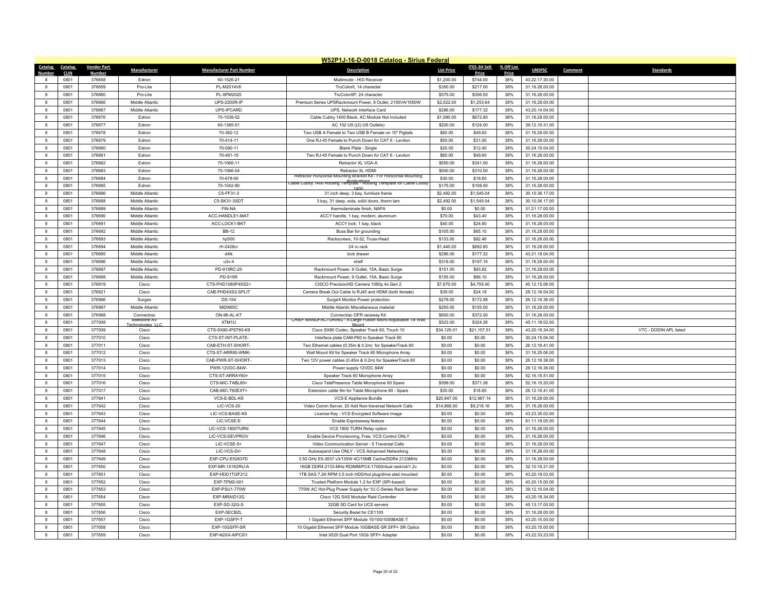# W52P1J-16-D-0018 Catalog - Sirius Federal

| Catalog Number | Catalog CLIN | Vendor Part Number | Manufacturer | Manufacturer Part Number | Description | List Price | ITES-3H Sell Price | % Off List Price | UNSPSC | Comment | Standards |
|---|---|---|---|---|---|---|---|---|---|---|---|
| 8 | 0801 | 376658 | Extron | 60-1526-21 | Multimode - HID Receiver | $1,200.00 | $744.00 | 38% | 43.22.17.30.00 | | |
| 8 | 0801 | 376659 | Pro-Lite | PL-M2014V6 | TruColorII, 14 character | $350.00 | $217.00 | 38% | 31.16.28.00.00 | | |
| 8 | 0801 | 376660 | Pro-Lite | PL-XPM2020 | TruColorXP, 24 character | $575.00 | $356.50 | 38% | 31.16.28.00.00 | | |
| 8 | 0801 | 376666 | Middle Atlantic | UPS-2200R-IP | Premium Series UPSRackmount Power, 8 Outlet, 2150VA/1650W | $2,022.00 | $1,253.64 | 38% | 31.16.28.00.00 | | |
| 8 | 0801 | 376667 | Middle Atlantic | UPS-IPCARD | UPS, Network Interface Card | $286.00 | $177.32 | 38% | 43.20.14.04.00 | | |
| 8 | 0801 | 376676 | Extron | 70-1038-02 | Cable Cubby 1400 Black, AC Module Not Included | $1,090.00 | $672.80 | 38% | 31.16.28.00.00 | | |
| 8 | 0801 | 376677 | Extron | 60-1385-01 | AC 102 US ((2) US Outlets) | $200.00 | $124.00 | 38% | 39.12.10.31.00 | | |
| 8 | 0801 | 376678 | Extron | 70-382-12 | Two USB A Female to Two USB B Female on 10" Pigtails | $80.00 | $49.60 | 38% | 31.16.28.00.00 | | |
| 8 | 0801 | 376679 | Extron | 70-414-11 | One RJ-45 Female to Punch Down for CAT 6 - Leviton | $50.00 | $31.00 | 38% | 31.16.28.00.00 | | |
| 8 | 0801 | 376680 | Extron | 70-090-11 | Blank Plate - Single | $20.00 | $12.40 | 38% | 30.24.15.04.00 | | |
| 8 | 0801 | 376681 | Extron | 70-491-15 | Two RJ-45 Female to Punch Down for CAT 6 - Leviton | $80.00 | $49.60 | 38% | 31.16.28.00.00 | | |
| 8 | 0801 | 376682 | Extron | 70-1066-11 | Retractor XL VGA-A | $550.00 | $341.00 | 38% | 31.16.28.00.00 | | |
| 8 | 0801 | 376683 | Extron | 70-1066-04 | Retractor XL HDMI | $500.00 | $310.00 | 38% | 31.16.28.00.00 | | |
| 8 | 0801 | 376684 | Extron | 70-678-00 | Retractor Horizontal Mounting Bracket Kit - For Horizontal Mounting Applications | $30.00 | $18.60 | 38% | 31.16.28.00.00 | | |
| 8 | 0801 | 376685 | Extron | 70-1042-80 | Cable Cubby 1400 Routing Template - Routing Template for Cable Cubby 1400 | $175.00 | $108.50 | 38% | 31.16.28.00.00 | | |
| 8 | 0801 | 376686 | Middle Atlantic | C5-FF31-3 | 31 inch deep, 3 bay, furniture frame | $2,492.00 | $1,545.04 | 38% | 30.10.36.17.00 | | |
| 8 | 0801 | 376688 | Middle Atlantic | C5-SK31-3SDT | 3 bay, 31 deep, sofa, solid doors, therm lam | $2,492.00 | $1,545.04 | 38% | 30.10.36.17.00 | | |
| 8 | 0801 | 376689 | Middle Atlantic | FIN-NA | thermolaminate finish, NAPA | $0.00 | $0.00 | 38% | 31.21.17.00.00 | | |
| 8 | 0801 | 376690 | Middle Atlantic | ACC-HANDLE1-MAT | ACCY handle, 1 bay, modern, aluminum | $70.00 | $43.40 | 38% | 31.16.28.00.00 | | |
| 8 | 0801 | 376691 | Middle Atlantic | ACC-LOCK1-BKT | ACCY lock, 1 bay, black | $40.00 | $24.80 | 38% | 31.16.28.00.00 | | |
| 8 | 0801 | 376692 | Middle Atlantic | BB-12 | Buss Bar for grounding | $105.00 | $65.10 | 38% | 31.16.28.00.00 | | |
| 8 | 0801 | 376693 | Middle Atlantic | hp500 | Rackscrews, 10-32, Truss-Head | $133.00 | $82.46 | 38% | 31.16.28.00.00 | | |
| 8 | 0801 | 376694 | Middle Atlantic | rfr-2428cr | 24 ru rack | $1,440.00 | $892.80 | 38% | 31.16.28.00.00 | | |
| 8 | 0801 | 376695 | Middle Atlantic | d4lk | lock drawer | $286.00 | $177.32 | 38% | 43.21.18.04.00 | | |
| 8 | 0801 | 376696 | Middle Atlantic | u3v-4 | shelf | $318.00 | $197.16 | 38% | 31.16.28.00.00 | | |
| 8 | 0801 | 376697 | Middle Atlantic | PD-915RC-20 | Rackmount Power, 9 Outlet, 15A, Basic Surge | $151.00 | $93.62 | 38% | 31.16.28.00.00 | | |
| 8 | 0801 | 376698 | Middle Atlantic | PD-915R | Rackmount Power, 9 Outlet, 15A, Basic Surge | $155.00 | $96.10 | 38% | 31.16.28.00.00 | | |
| 8 | 0801 | 376819 | Cisco | CTS-PHD1080P4XS2= | CISCO PrecisionHD Camera 1080p 4x Gen 2 | $7,670.00 | $4,755.40 | 38% | 45.12.15.06.00 | | |
| 8 | 0801 | 376821 | Cisco | CAB-PHD4XS2-SPLIT | Camera Break Out Cable to RJ45 and HDMI (both female) | $39.00 | $24.18 | 38% | 26.12.16.04.00 | | |
| 8 | 0801 | 376996 | Surgex | DS-154 | SurgeX Monitor Power protection | $279.00 | $172.98 | 38% | 26.12.16.36.00 | | |
| 8 | 0801 | 376997 | Middle Atlantic | MIDMISC | Middle Atlantic Miscellaneous material | $250.00 | $155.00 | 38% | 31.16.28.00.00 | | |
| 8 | 0801 | 376998 | Connectrac | ON-96-AL-KT | Connectrac OFR raceway Kit | $600.00 | $372.00 | 38% | 31.16.28.00.00 | | |
| 8 | 0801 | 377008 | Milestone AV Technologies LLC | XTM1U | CHIEF MANUFACTURING : X-Large Fusion Micro-Adjustable Tilt Wall Mount | $523.00 | $324.26 | 38% | 45.11.18.02.00 | | |
| 8 | 0801 | 377009 | Cisco | CTS-SX80-IPST60-K9 | Cisco SX80 Codec, Speaker Track 60, Touch 10 | $34,125.01 | $21,157.51 | 38% | 43.20.15.34.00 | | VTC - DODIN APL listed |
| 8 | 0801 | 377010 | Cisco | CTS-ST-INT-PLATE- | Interface plate CAM-P60 to Speaker Track 60 | $0.00 | $0.00 | 38% | 30.24.15.04.00 | | |
| 8 | 0801 | 377011 | Cisco | CAB-ETH-ST-SHORT- | Two Ethernet cables (0.35m & 0.2m) for SpeakerTrack 60 | $0.00 | $0.00 | 38% | 26.12.16.41.00 | | |
| 8 | 0801 | 377012 | Cisco | CTS-ST-ARR60-WMK- | Wall Mount Kit for Speaker Track 60 Microphone Array | $0.00 | $0.00 | 38% | 31.16.25.06.00 | | |
| 8 | 0801 | 377013 | Cisco | CAB-PWR-ST-SHORT- | Two 12V power cables (0.45m & 0.2m) for SpeakerTrack 60 | $0.00 | $0.00 | 38% | 26.12.16.36.00 | | |
| 8 | 0801 | 377014 | Cisco | PWR-12VDC-84W- | Power supply 12VDC 84W | $0.00 | $0.00 | 38% | 26.12.16.36.00 | | |
| 8 | 0801 | 377015 | Cisco | CTS-ST-ARRAY60+ | Speaker Track 60 Microphone Array | $0.00 | $0.00 | 38% | 52.16.15.51.00 | | |
| 8 | 0801 | 377016 | Cisco | CTS-MIC-TABL60= | Cisco TelePresence Table Microphone 60 Spare | $599.00 | $371.38 | 38% | 52.16.15.20.00 | | |
| 8 | 0801 | 377017 | Cisco | CAB-MIC-T60EXT= | Extension cable 9m for Table Microphone 60 - Spare | $30.00 | $18.60 | 38% | 26.12.16.41.00 | | |
| 8 | 0801 | 377641 | Cisco | VCS-E-BDL-K9 | VCS-E Appliance Bundle | $20,947.00 | $12,987.14 | 38% | 31.16.28.00.00 | | |
| 8 | 0801 | 377642 | Cisco | LIC-VCS-20 | Video Comm Server, 20 Add Non-traversal Network Calls | $14,868.00 | $9,218.16 | 38% | 31.16.28.00.00 | | |
| 8 | 0801 | 377643 | Cisco | LIC-VCS-BASE-K9 | License Key - VCS Encrypted Software Image | $0.00 | $0.00 | 38% | 43.23.35.02.00 | | |
| 8 | 0801 | 377644 | Cisco | LIC-VCSE-E | Enable Expressway feature | $0.00 | $0.00 | 38% | 81.11.18.05.00 | | |
| 8 | 0801 | 377645 | Cisco | LIC-VCS-1800TURN | VCS 1800 TURN Relay option | $0.00 | $0.00 | 38% | 31.16.28.00.00 | | |
| 8 | 0801 | 377646 | Cisco | LIC-VCS-DEVPROV | Enable Device Provisioning, Free, VCS Control ONLY | $0.00 | $0.00 | 38% | 31.16.28.00.00 | | |
| 8 | 0801 | 377647 | Cisco | LIC-VCSE-5+ | Video Communication Server - 5 Traversal Calls | $0.00 | $0.00 | 38% | 31.16.28.00.00 | | |
| 8 | 0801 | 377648 | Cisco | LIC-VCS-DI+ | Autoexpand Use ONLY - VCS Advanced Networking | $0.00 | $0.00 | 38% | 31.16.28.00.00 | | |
| 8 | 0801 | 377649 | Cisco | EXP-CPU-E52637D | 3.50 GHz E5-2637 v3/135W 4C/15MB Cache/DDR4 2133MHz | $0.00 | $0.00 | 38% | 31.16.28.00.00 | | |
| 8 | 0801 | 377650 | Cisco | EXP-MR-1X162RU-A | 16GB DDR4-2133-MHz RDIMM/PC4-17000/dual rank/x4/1.2v | $0.00 | $0.00 | 38% | 32.10.16.21.00 | | |
| 8 | 0801 | 377651 | Cisco | EXP-HDD1TI2F212 | 1TB SAS 7.2K RPM 3.5 inch HDD/hot plug/drive sled mounted | $0.00 | $0.00 | 38% | 43.20.18.03.00 | | |
| 8 | 0801 | 377652 | Cisco | EXP-TPM2-001 | Trusted Platform Module 1.2 for EXP (SPI-based) | $0.00 | $0.00 | 38% | 43.20.15.00.00 | | |
| 8 | 0801 | 377653 | Cisco | EXP-PSU1-770W | 770W AC Hot-Plug Power Supply for 1U C-Series Rack Server | $0.00 | $0.00 | 38% | 39.12.10.04.00 | | |
| 8 | 0801 | 377654 | Cisco | EXP-MRAID12G | Cisco 12G SAS Modular Raid Controller | $0.00 | $0.00 | 38% | 43.20.18.34.00 | | |
| 8 | 0801 | 377655 | Cisco | EXP-SD-32G-S | 32GB SD Card for UCS servers | $0.00 | $0.00 | 38% | 45.13.17.00.00 | | |
| 8 | 0801 | 377656 | Cisco | EXP-SECBZL | Security Bezel for CE1100 | $0.00 | $0.00 | 38% | 31.16.28.00.00 | | |
| 8 | 0801 | 377657 | Cisco | EXP-1GSFP-T | 1 Gigabit Ethernet SFP Module 10/100/1000BASE-T | $0.00 | $0.00 | 38% | 43.20.15.00.00 | | |
| 8 | 0801 | 377658 | Cisco | EXP-10GSFP-SR | 10 Gigabit Ethernet SFP Module 10GBASE-SR SFP+ SR Optics | $0.00 | $0.00 | 38% | 43.20.15.00.00 | | |
| 8 | 0801 | 377659 | Cisco | EXP-N2XX-AIPCI01 | Intel X520 Dual Port 10Gb SFP+ Adapter | $0.00 | $0.00 | 38% | 43.22.33.23.00 | | |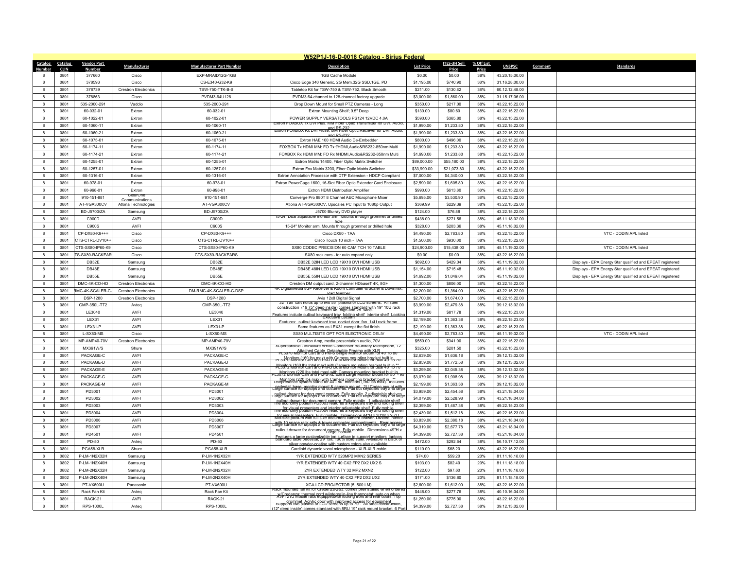# W52P1J-16-D-0018 Catalog - Sirius Federal

| Catalog Number | Catalog CLIN | Vendor Part Number | Manufacturer | Manufacturer Part Number | Description | List Price | ITES-3H Sell Price | % Off List Price | UNSPSC | Comment | Standards |
|---|---|---|---|---|---|---|---|---|---|---|---|
| 8 | 0801 | 377660 | Cisco | EXP-MRAID12G-1GB | 1GB Cache Module | $0.00 | $0.00 | 38% | 43.20.15.00.00 | | |
| 8 | 0801 | 378593 | Cisco | CS-E340-G32-K9 | Cisco Edge 340 Generic, 2G Mem,32G SSD,1GE, PD | $1,195.00 | $740.90 | 38% | 31.16.28.00.00 | | |
| 8 | 0801 | 378739 | Crestron Electronics | TSW-750-TTK-B-S | Tabletop Kit for TSW-750 & TSW-752, Black Smooth | $211.00 | $130.82 | 38% | 60.12.12.48.00 | | |
| 8 | 0801 | 378863 | Cisco | PVDM3-64U128 | PVDM3 64-channel to 128-channel factory upgrade | $3,000.00 | $1,860.00 | 38% | 31.15.17.06.00 | | |
| 8 | 0801 | 535-2000-291 | Vaddio | 535-2000-291 | Drop Down Mount for Small PTZ Cameras - Long | $350.00 | $217.00 | 38% | 43.22.15.22.00 | | |
| 8 | 0801 | 60-032-01 | Extron | 60-032-01 | Extron Mounting Shelf; 9.5" Deep | $130.00 | $80.60 | 38% | 43.22.15.22.00 | | |
| 8 | 0801 | 60-1022-01 | Extron | 60-1022-01 | POWER SUPPLY VERSATOOLS PS124 12VDC 4.0A | $590.00 | $365.80 | 38% | 43.22.15.22.00 | | |
| 8 | 0801 | 60-1060-11 | Extron | 60-1060-11 | Extron FOXBOX Tx DVI Plus, MM Fiber Optic Transmitter for DVI, Audio, and RS-232 | $1,990.00 | $1,233.80 | 38% | 43.22.15.22.00 | | |
| 8 | 0801 | 60-1060-21 | Extron | 60-1060-21 | Extron FOXBOX Rx DVI Pluse, MM Fiber Optic Reciever for DVI, Audio, and RS-232 | $1,990.00 | $1,233.80 | 38% | 43.22.15.22.00 | | |
| 8 | 0801 | 60-1075-01 | Extron | 60-1075-01 | Extron HAE 100 HDMI Audio De-Embedder | $800.00 | $496.00 | 38% | 43.22.15.22.00 | | |
| 8 | 0801 | 60-1174-11 | Extron | 60-1174-11 | FOXBOX Tx HDMI MM: FO Tx f/HDMI,Audio&RS232-850nm Multi | $1,990.00 | $1,233.80 | 38% | 43.22.15.22.00 | | |
| 8 | 0801 | 60-1174-21 | Extron | 60-1174-21 | FOXBOX Rx HDMI MM: FO Rx f/HDMI,Audio&RS232-850nm Multi | $1,990.00 | $1,233.80 | 38% | 43.22.15.22.00 | | |
| 8 | 0801 | 60-1255-01 | Extron | 60-1255-01 | Extron Matrix 14400, Fiber Optic Matrix Switcher | $89,000.00 | $55,180.00 | 38% | 43.22.15.22.00 | | |
| 8 | 0801 | 60-1257-01 | Extron | 60-1257-01 | Extron Fox Matrix 3200, Fiber Optic Matrix Switcher | $33,990.00 | $21,073.80 | 38% | 43.22.15.22.00 | | |
| 8 | 0801 | 60-1316-01 | Extron | 60-1316-01 | Extron Annotation Processor with DTP Extension - HDCP Compliant | $7,000.00 | $4,340.00 | 38% | 43.22.15.22.00 | | |
| 8 | 0801 | 60-978-01 | Extron | 60-978-01 | Extron PowerCage 1600, 16-Slot Fiber Optic Extender Card Enclosure | $2,590.00 | $1,605.80 | 38% | 43.22.15.22.00 | | |
| 8 | 0801 | 60-998-01 | Extron | 60-998-01 | Extron HDMI Distribution Amplifier | $990.00 | $613.80 | 38% | 43.22.15.22.00 | | |
| 8 | 0801 | 910-151-881 | ClearOne Communications | 910-151-881 | Converge Pro 880T 8 Channel AEC Microphone Mixer | $5,695.00 | $3,530.90 | 38% | 43.22.15.22.00 | | |
| 8 | 0801 | AT-VGA300CV | Atlona Technologies | AT-VGA300CV | Atlona AT-VGA300CV, Upscales PC Input to 1080p Output | $369.99 | $229.39 | 38% | 43.22.15.22.00 | | |
| 8 | 0801 | BD-J5700/ZA | Samsung | BD-J5700/ZA | J5700 Blu-ray DVD player | $124.00 | $76.88 | 38% | 43.22.15.22.00 | | |
| 8 | 0801 | C900D | AVFI | C900D | 15-24" Dual adjustable monitor arm. Mounts through grommet or drilled hole | $438.00 | $271.56 | 38% | 45.11.18.02.00 | | |
| 8 | 0801 | C900S | AVFI | C900S | 15-24" Monitor arm. Mounts through grommet or drilled hole | $328.00 | $203.36 | 38% | 45.11.18.02.00 | | |
| 8 | 0801 | CP-DX80-K9++= | Cisco | CP-DX80-K9++= | Cisco DX80 - TAA | $4,490.00 | $2,783.80 | 38% | 43.22.15.22.00 | | VTC - DODIN APL listed |
| 8 | 0801 | CTS-CTRL-DV10++ | Cisco | CTS-CTRL-DV10++ | Cisco Touch 10 inch - TAA | $1,500.00 | $930.00 | 38% | 43.22.15.22.00 | | |
| 8 | 0801 | CTS-SX80-IP60-K9 | Cisco | CTS-SX80-IP60-K9 | SX80 CODEC PRECISION 60 CAM TCH 10 TABLE | $24,900.00 | $15,438.00 | 38% | 45.11.19.02.00 | | VTC - DODIN APL listed |
| 8 | 0801 | TS-SX80-RACKEAR | Cisco | CTS-SX80-RACKEARS | SX80 rack ears - for auto expand only | $0.00 | $0.00 | 38% | 43.22.15.22.00 | | |
| 8 | 0801 | DB32E | Samsung | DB32E | DB32E 32IN LED LCD 19X10 DVI HDMI USB | $692.00 | $429.04 | 38% | 45.11.19.02.00 | | Displays - EPA Energy Star qualified and EPEAT registered |
| 8 | 0801 | DB48E | Samsung | DB48E | DB48E 48IN LED LCD 19X10 DVI HDMI USB | $1,154.00 | $715.48 | 38% | 45.11.19.02.00 | | Displays - EPA Energy Star qualified and EPEAT registered |
| 8 | 0801 | DB55E | Samsung | DB55E | DB55E 55IN LED LCD 19X10 DVI HDMI USB | $1,692.00 | $1,049.04 | 38% | 45.11.19.02.00 | | Displays - EPA Energy Star qualified and EPEAT registered |
| 8 | 0801 | DMC-4K-CO-HD | Crestron Electronics | DMC-4K-CO-HD | Crestron DM output card, 2-channel HDBaseT 4K, 8G+ | $1,300.00 | $806.00 | 38% | 43.22.15.22.00 | | |
| 8 | 0801 | RMC-4K-SCALER-C- | Crestron Electronics | DM-RMC-4K-SCALER-C-DSP | 4K DigitalMedia 8G+ Receiver & Room Controller w/Scaler & DownMix, Part Number | $2,200.00 | $1,364.00 | 38% | 43.22.15.22.00 | | |
| 8 | 0801 | DSP-1280 | Crestron Electronics | DSP-1280 | Avia 12x8 Digital Signal | $2,700.00 | $1,674.00 | 38% | 43.22.15.22.00 | | |
| 8 | 0801 | GMP-350L-TT2 | Avteq | GMP-350L-TT2 | 32" Tall cart holds up to two 55" plasma or LCD screens. All steel construction (19.75" deep inside) comes standard with 19" 10U rack | $3,999.00 | $2,479.38 | 38% | 39.12.13.02.00 | | |
| 8 | 0801 | LE3040 | AVFI | LE3040 | Deluxe Lectern 40" high and 25" wide. Features include pullout keyboard tray, folding shelf, interior shelf, Locking | $1,319.00 | $817.78 | 38% | 49.22.15.23.00 | | |
| 8 | 0801 | LEX31 | AVFI | LEX31 | Executive Lectern Features: pullout keyboard tray, pocket door, fan, 14U rack frame | $2,199.00 | $1,363.38 | 38% | 49.22.15.23.00 | | |
| 8 | 0801 | LEX31-P | AVFI | LEX31-P | Same features as LEX31 except the flat finish | $2,199.00 | $1,363.38 | 38% | 49.22.15.23.00 | | |
| 8 | 0801 | L-SX80-MS | Cisco | L-SX80-MS | SX80 MULTISITE OPT FOR ELECTRONIC DELIV | $4,490.00 | $2,783.80 | 38% | 45.11.19.02.00 | | VTC - DODIN APL listed |
| 8 | 0801 | MP-AMP40-70V | Crestron Electronics | MP-AMP40-70V | Crestron Amp, media presentation audio, 70V | $550.00 | $341.00 | 38% | 43.22.15.22.00 | | |
| 8 | 0801 | MX391W/S | Shure | MX391W/S | Supercardioid - Miniature White Condenser Boundary Microphone, 12' Attached Cable, Detachable Preamp with XLR | $325.00 | $201.50 | 38% | 43.22.15.22.00 | | |
| 8 | 0801 | PACKAGE-C | AVFI | PACKAGE-C | PL3070 Monitor Cart and FM-S Single Monitor Mount for 40" to 80" Monitors (160 lbs max) with Camera mounting bracket built in | $2,639.00 | $1,636.18 | 38% | 39.12.13.02.00 | | |
| 8 | 0801 | PACKAGE-D | AVFI | PACKAGE-D | PL3070 Monitor Cart and FM-D Dual Monitor Mount for Dual 40" to 70" Monitors (160 lbs total max) with Camera mounting bracket built in ** | $2,859.00 | $1,772.58 | 38% | 39.12.13.02.00 | | |
| 8 | 0801 | PACKAGE-E | AVFI | PACKAGE-E | PL3072 Monitor Cart and FM-D Dual Monitor Mount for Dual 40" to 70" Monitors (220 lbs total max) with Camera mounting bracket built in | $3,299.00 | $2,045.38 | 38% | 39.12.13.02.00 | | |
| 8 | 0801 | PACKAGE-G | AVFI | PACKAGE-G | PL3072 Monitor Cart and FM-S-XL Extra Large Monitor Mount for 50" - 90" Monitors (220 lbs max) with Camera mounting bracket built in ** | $3,079.00 | $1,908.98 | 38% | 39.12.13.02.00 | | |
| 8 | 0801 | PACKAGE-M | AVFI | PACKAGE-M | Telepresence system stand for 40 - 80" monitors (160 lbs max). Includes pedestal, base, monitor mount & camera mount, 2U Codec mount with | $2,199.00 | $1,363.38 | 38% | 39.12.13.02.00 | | |
| 8 | 0801 | PD3001 | AVFI | PD3001 | Large surface for laptops and documents. Pull out keyboard tray and large pullout drawer for document camera. Fully mobile, 2 adjustable shelves | $3,959.00 | $2,454.58 | 38% | 43.21.18.04.00 | | |
| 8 | 0801 | PD3002 | AVFI | PD3002 | Large surface for laptops and documents. Pull out keyboard tray and large pullout drawer for document camera. Fully mobile, 1 adjustable shelf | $4,079.00 | $2,528.98 | 38% | 43.21.18.04.00 | | |
| 8 | 0801 | PD3003 | AVFI | PD3003 | The economy podium PD3003 features a keyboard tray and folding shelf for visual presenters and interior adjustable shelf. Fully mobile | $2,399.00 | $1,487.38 | 38% | 49.22.15.23.00 | | |
| 8 | 0801 | PD3004 | AVFI | PD3004 | The economy podium PD3004 features a keyboard tray and folding shelf for visual presenters. Fully mobile. Dimensions 44"H x 30"W x 25"D | $2,439.00 | $1,512.18 | 38% | 49.22.15.23.00 | | |
| 8 | 0801 | PD3006 | AVFI | PD3006 | Mid-size podium with full size document camera drawer. Divided interior with 10 space rack rails & tower computer compartments. Rear access | $3,839.00 | $2,380.18 | 38% | 43.21.18.04.00 | | |
| 8 | 0801 | PD3007 | AVFI | PD3007 | Large surface for laptops and documents. Pull out keyboard tray and large pullout drawer for document camera. Fully mobile. Dimensions 49"H x | $4,319.00 | $2,677.78 | 38% | 43.21.18.04.00 | | |
| 8 | 0801 | PD4501 | AVFI | PD4501 | Large Podium Features a large customizable top surface to support monitors, laptops | $4,399.00 | $2,727.38 | 38% | 43.21.18.04.00 | | |
| 8 | 0801 | PD-50 | Avteq | PD-50 | Standard table pedestal, 29" tall, 100% solid steel. Available in black or silver powder-coating with custom colors also available | $472.00 | $292.64 | 38% | 56.10.17.12.00 | | |
| 8 | 0801 | PGA58-XLR | Shure | PGA58-XLR | Cardioid dynamic vocal microphone - XLR-XLR cable | $110.00 | $68.20 | 38% | 43.22.15.22.00 | | |
| 8 | 0802 | P-LM-1N2X32H | Samsung | P-LM-1N2X32H | 1YR EXTENDED WTY 320MP2 MXN2 SERIES | $74.00 | $59.20 | 20% | 81.11.18.18.00 | | |
| 8 | 0802 | P-LM-1N2X40H | Samsung | P-LM-1N2X40H | 1YR EXTENDED WTY 40 CX2 FP2 DX2 UX2 S | $103.00 | $82.40 | 20% | 81.11.18.18.00 | | |
| 8 | 0802 | P-LM-2N2X32H | Samsung | P-LM-2N2X32H | 2YR EXTENDED WTY 32 MP2 MXN2 | $122.00 | $97.60 | 20% | 81.11.18.18.00 | | |
| 8 | 0802 | P-LM-2N2X40H | Samsung | P-LM-2N2X40H | 2YR EXTENDED WTY 40 CX2 FP2 DX2 UX2 | $171.00 | $136.80 | 20% | 81.11.18.18.00 | | |
| 8 | 0801 | PT-VX600U | Panasonic | PT-VX600U | XGA LCD PROJECTOR (5, 500 LM) | $2,600.00 | $1,612.00 | 38% | 43.22.15.22.00 | | |
| 8 | 0801 | Rack Fan Kit | Avteq | Rack Fan Kit | Rack mounted fan kit for Credenza-2&3; comes preinstalled when ordered w/Credenza; thermal cord w/integral-in-line thermostat; auto on when | $448.00 | $277.76 | 38% | 40.10.16.04.00 | | |
| 8 | 0801 | RACK-21 | AVFI | RACK-21 | AVFI 21U Mobile rack equipped with locking front and rear doors. Top grommet. Acrylic door with improved access for equipment | $1,250.00 | $775.00 | 38% | 43.22.15.22.00 | | |
| 8 | 0801 | RPS-1000L | Avteq | RPS-1000L | Supports two plasma or LCD screens up to 70". All steel construction, (12" deep inside) comes standard with 8RU 19" rack mount bracket, 6 Port | $4,399.00 | $2,727.38 | 38% | 39.12.13.02.00 | | |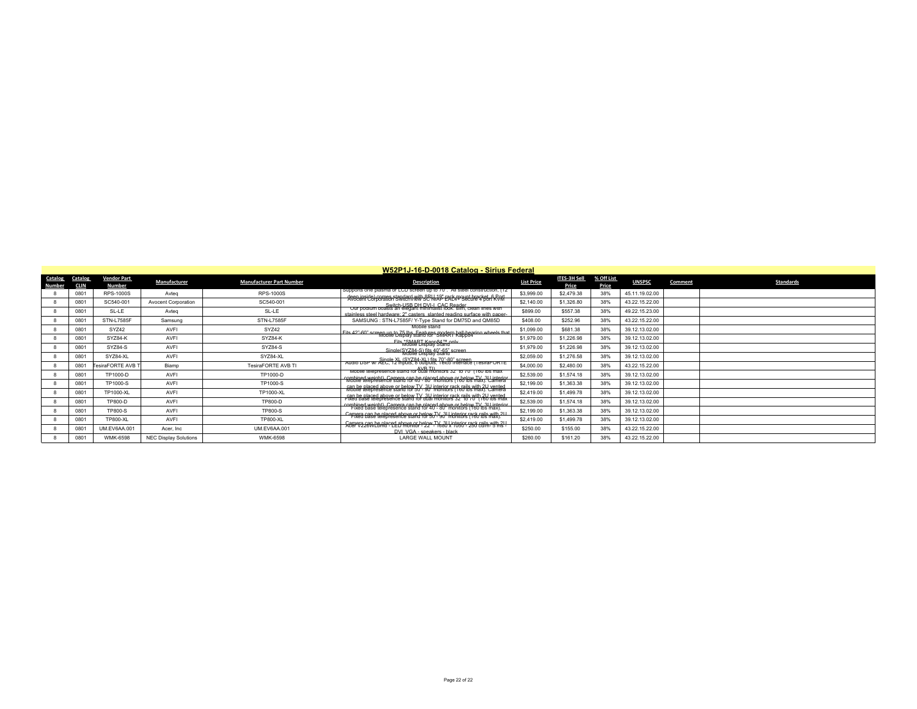## W52P1J-16-D-0018 Catalog - Sirius Federal

| Catalog Number | Catalog CLIN | Vendor Part Number | Manufacturer | Manufacturer Part Number | Description | List Price | ITES-3H Sell Price | % Off List Price | UNSPSC | Comment | Standards |
|---|---|---|---|---|---|---|---|---|---|---|---|
| 8 | 0801 | RPS-1000S | Avteq | RPS-1000S | Supports one plasma or LCD screen up to 70". All steel construction, (12 deep inside) comes standard with 8RU 19" rack mount bracket 6 Port | $3,999.00 | $2,479.38 | 38% | 45.11.19.02.00 | | |
| 8 | 0801 | SC540-001 | Avocent Corporation | SC540-001 | Avocent Corporation SwitchView SC NIAP EAL4+ Secure 4 port KVM Switch-USB DH DVI-I CAC Reader | $2,140.00 | $1,326.80 | 38% | 43.22.15.22.00 | | |
| 8 | 0801 | SL-LE | Avteq | SL-LE | Our podium boasts an elegant minimalist look: slim, clean lines with stainless steel hardware; 2" casters, slanted reading surface with paper- | $899.00 | $557.38 | 38% | 49.22.15.23.00 | | |
| 8 | 0801 | STN-L7585F | Samsung | STN-L7585F | SAMSUNG : STN-L7585F/ Y-Type Stand for DM75D and QM85D | $408.00 | $252.96 | 38% | 43.22.15.22.00 | | |
| 8 | 0801 | SYZ42 | AVFI | SYZ42 | Mobile stand Fits 42"-60" screen up to 75 lbs. Features modern ball-bearing wheels that | $1,099.00 | $681.38 | 38% | 39.12.13.02.00 | | |
| 8 | 0801 | SYZ84-K | AVFI | SYZ84-K | Mobile Display stand for SMART Kapp84 Fits *SMART Kapp84™ only | $1,979.00 | $1,226.98 | 38% | 39.12.13.02.00 | | |
| 8 | 0801 | SYZ84-S | AVFI | SYZ84-S | Mobile Display Stand Single(SYZ84-S) fits 40"-65" screen | $1,979.00 | $1,226.98 | 38% | 39.12.13.02.00 | | |
| 8 | 0801 | SYZ84-XL | AVFI | SYZ84-XL | Mobile Display Stand Single XL (SYZ84-XL) fits 70"-80" screen | $2,059.00 | $1,276.58 | 38% | 39.12.13.02.00 | | |
| 8 | 0801 | TesiraFORTE AVB T | Biamp | TesiraFORTE AVB TI | Audio DSP w/ AEC, 12 inputs, 8 outputs, Telco interface (TesiraFORTE AVB TI) | $4,000.00 | $2,480.00 | 38% | 43.22.15.22.00 | | |
| 8 | 0801 | TP1000-D | AVFI | TP1000-D | Mobile telepresence stand for dual monitors 32" to 70" (160 lbs max combined weight). Camera can be placed above or below TV. 3U interior | $2,539.00 | $1,574.18 | 38% | 39.12.13.02.00 | | |
| 8 | 0801 | TP1000-S | AVFI | TP1000-S | Mobile telepresence stand for 40" - 80" monitors (160 lbs max). Camera can be placed above or below TV. 3U interior rack rails with 2U vented | $2,199.00 | $1,363.38 | 38% | 39.12.13.02.00 | | |
| 8 | 0801 | TP1000-XL | AVFI | TP1000-XL | Mobile telepresence stand for 50" - 90" monitors (160 lbs max). Camera can be placed above or below TV. 3U interior rack rails with 2U vented | $2,419.00 | $1,499.78 | 38% | 39.12.13.02.00 | | |
| 8 | 0801 | TP800-D | AVFI | TP800-D | Fixed base telepresence stand for dual monitors 32" to 70" (160 lbs max combined weight). Camera can be placed above or below TV. 3U interior | $2,539.00 | $1,574.18 | 38% | 39.12.13.02.00 | | |
| 8 | 0801 | TP800-S | AVFI | TP800-S | Fixed base telepresence stand for 40" - 80" monitors (160 lbs max). Camera can be placed above or below TV. 3U interior rack rails with 2U | $2,199.00 | $1,363.38 | 38% | 39.12.13.02.00 | | |
| 8 | 0801 | TP800-XL | AVFI | TP800-XL | Fixed base telepresence stand for 50" - 90" monitors (160 lbs max). Camera can be placed above or below TV. 3U interior rack rails with 2U | $2,419.00 | $1,499.78 | 38% | 39.12.13.02.00 | | |
| 8 | 0801 | UM.EV6AA.001 | Acer, Inc | UM.EV6AA.001 | Acer V226WLbmid - LED monitor - 22" - 1680 x 1050 - 250 cd/m² - 5 ms - DVI, VGA - speakers - black | $250.00 | $155.00 | 38% | 43.22.15.22.00 | | |
| 8 | 0801 | WMK-6598 | NEC Display Solutions | WMK-6598 | LARGE WALL MOUNT | $260.00 | $161.20 | 38% | 43.22.15.22.00 | | |